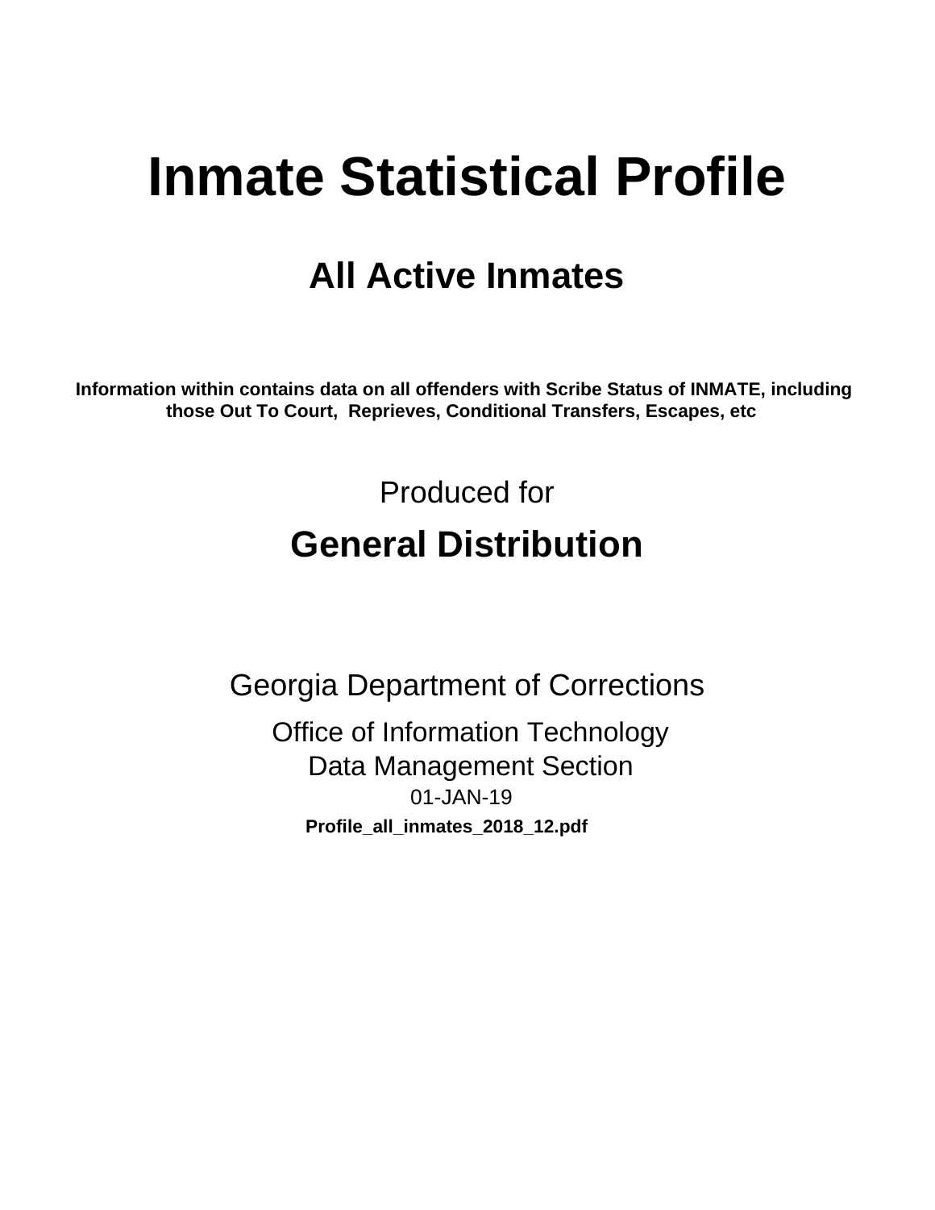# Inmate Statistical Profile

## All Active Inmates

**Information within contains data on all offenders with Scribe Status of INMATE, including those Out To Court, Reprieves, Conditional Transfers, Escapes, etc**

Produced for

## General Distribution

Georgia Department of Corrections

Office of Information Technology

Data Management Section

01-JAN-19

**Profile_all_inmates_2018_12.pdf**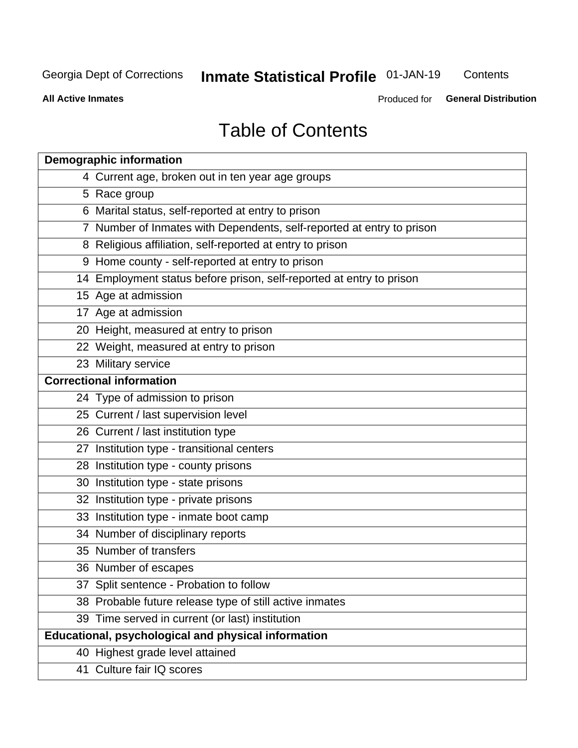# Table of Contents

| Page | Section |
|---|---|
| **Demographic information** | |
| 4 | Current age, broken out in ten year age groups |
| 5 | Race group |
| 6 | Marital status, self-reported at entry to prison |
| 7 | Number of Inmates with Dependents, self-reported at entry to prison |
| 8 | Religious affiliation, self-reported at entry to prison |
| 9 | Home county - self-reported at entry to prison |
| 14 | Employment status before prison, self-reported at entry to prison |
| 15 | Age at admission |
| 17 | Age at admission |
| 20 | Height, measured at entry to prison |
| 22 | Weight, measured at entry to prison |
| 23 | Military service |
| **Correctional information** | |
| 24 | Type of admission to prison |
| 25 | Current / last supervision level |
| 26 | Current / last institution type |
| 27 | Institution type - transitional centers |
| 28 | Institution type - county prisons |
| 30 | Institution type - state prisons |
| 32 | Institution type - private prisons |
| 33 | Institution type - inmate boot camp |
| 34 | Number of disciplinary reports |
| 35 | Number of transfers |
| 36 | Number of escapes |
| 37 | Split sentence - Probation to follow |
| 38 | Probable future release type of still active inmates |
| 39 | Time served in current (or last) institution |
| **Educational, psychological and physical information** | |
| 40 | Highest grade level attained |
| 41 | Culture fair IQ scores |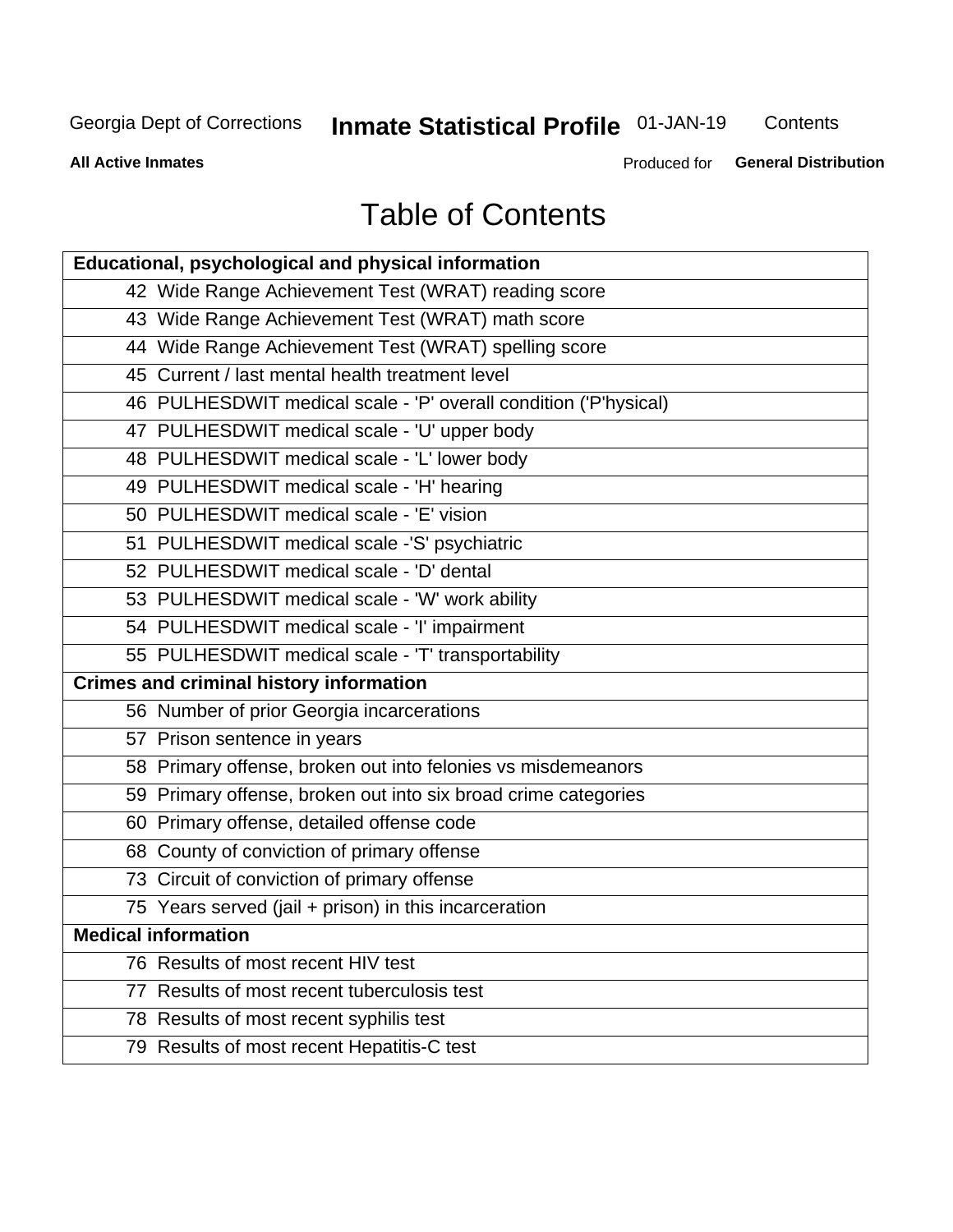# Table of Contents

| Educational, psychological and physical information |
| --- |
| 42 Wide Range Achievement Test (WRAT) reading score |
| 43 Wide Range Achievement Test (WRAT) math score |
| 44 Wide Range Achievement Test (WRAT) spelling score |
| 45 Current / last mental health treatment level |
| 46 PULHESDWIT medical scale - 'P' overall condition ('P'hysical) |
| 47 PULHESDWIT medical scale - 'U' upper body |
| 48 PULHESDWIT medical scale - 'L' lower body |
| 49 PULHESDWIT medical scale - 'H' hearing |
| 50 PULHESDWIT medical scale - 'E' vision |
| 51 PULHESDWIT medical scale -'S' psychiatric |
| 52 PULHESDWIT medical scale - 'D' dental |
| 53 PULHESDWIT medical scale - 'W' work ability |
| 54 PULHESDWIT medical scale - 'I' impairment |
| 55 PULHESDWIT medical scale - 'T' transportability |
| **Crimes and criminal history information** |
| 56 Number of prior Georgia incarcerations |
| 57 Prison sentence in years |
| 58 Primary offense, broken out into felonies vs misdemeanors |
| 59 Primary offense, broken out into six broad crime categories |
| 60 Primary offense, detailed offense code |
| 68 County of conviction of primary offense |
| 73 Circuit of conviction of primary offense |
| 75 Years served (jail + prison) in this incarceration |
| **Medical information** |
| 76 Results of most recent HIV test |
| 77 Results of most recent tuberculosis test |
| 78 Results of most recent syphilis test |
| 79 Results of most recent Hepatitis-C test |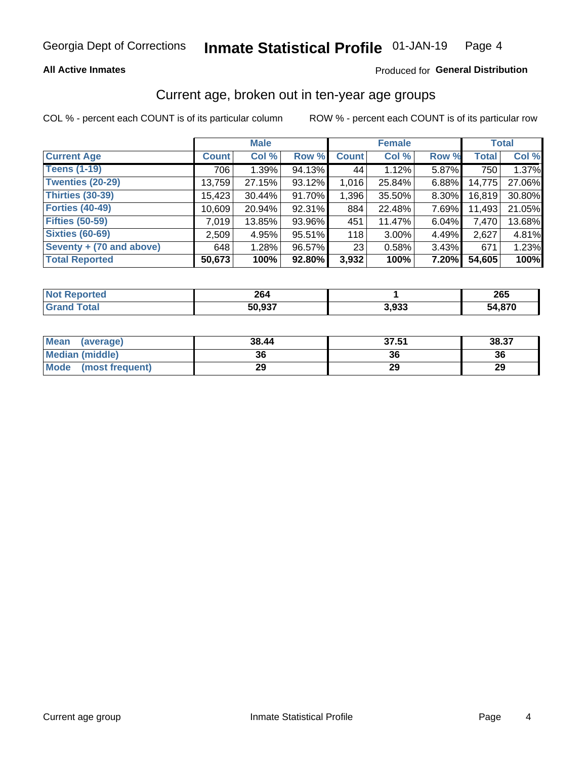Georgia Dept of Corrections **Inmate Statistical Profile** 01-JAN-19

**All Active Inmates**

Produced for **General Distribution**

## Current age, broken out in ten-year age groups

COL % - percent each COUNT is of its particular column    ROW % - percent each COUNT is of its particular row

| | Male | | | Female | | | Total | |
|---|---|---|---|---|---|---|---|---|
| **Current Age** | **Count** | **Col %** | **Row %** | **Count** | **Col %** | **Row %** | **Total** | **Col %** |
| **Teens (1-19)** | 706 | 1.39% | 94.13% | 44 | 1.12% | 5.87% | 750 | 1.37% |
| **Twenties (20-29)** | 13,759 | 27.15% | 93.12% | 1,016 | 25.84% | 6.88% | 14,775 | 27.06% |
| **Thirties (30-39)** | 15,423 | 30.44% | 91.70% | 1,396 | 35.50% | 8.30% | 16,819 | 30.80% |
| **Forties (40-49)** | 10,609 | 20.94% | 92.31% | 884 | 22.48% | 7.69% | 11,493 | 21.05% |
| **Fifties (50-59)** | 7,019 | 13.85% | 93.96% | 451 | 11.47% | 6.04% | 7,470 | 13.68% |
| **Sixties (60-69)** | 2,509 | 4.95% | 95.51% | 118 | 3.00% | 4.49% | 2,627 | 4.81% |
| **Seventy + (70 and above)** | 648 | 1.28% | 96.57% | 23 | 0.58% | 3.43% | 671 | 1.23% |
| **Total Reported** | **50,673** | **100%** | **92.80%** | **3,932** | **100%** | **7.20%** | **54,605** | **100%** |

| | Male | Female | Total |
|---|---|---|---|
| **Not Reported** | **264** | **1** | **265** |
| **Grand Total** | **50,937** | **3,933** | **54,870** |

| | Male | Female | Total |
|---|---|---|---|
| **Mean (average)** | **38.44** | **37.51** | **38.37** |
| **Median (middle)** | **36** | **36** | **36** |
| **Mode (most frequent)** | **29** | **29** | **29** |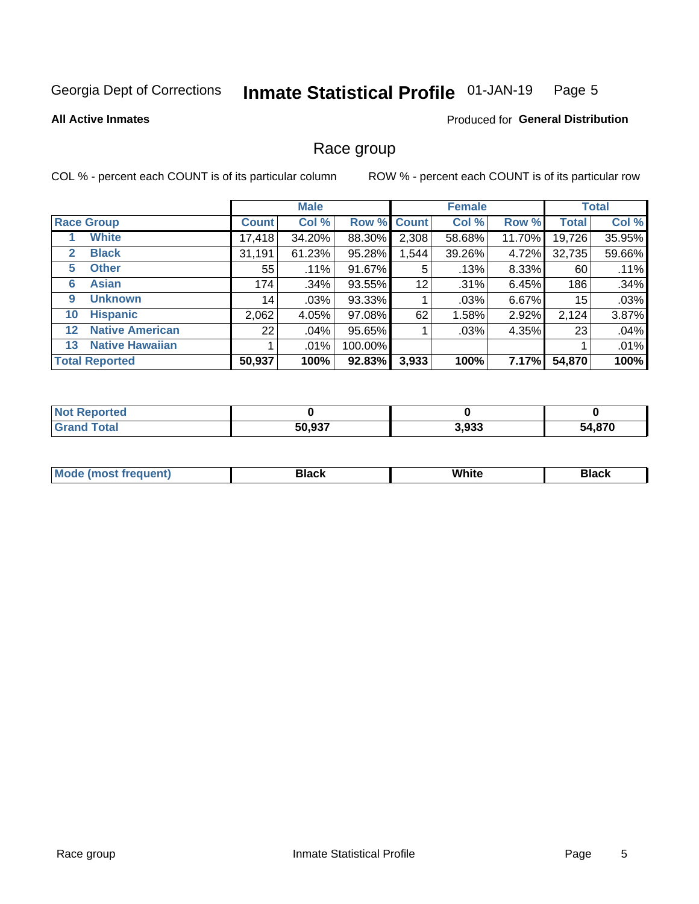Georgia Dept of Corrections **Inmate Statistical Profile** 01-JAN-19

**All Active Inmates**

Produced for **General Distribution**

## Race group

COL % - percent each COUNT is of its particular column ROW % - percent each COUNT is of its particular row

| | | Male | | | Female | | | Total | |
|---|---|---|---|---|---|---|---|---|---|
| Race Group | | Count | Col % | Row % | Count | Col % | Row % | Total | Col % |
| 1 | White | 17,418 | 34.20% | 88.30% | 2,308 | 58.68% | 11.70% | 19,726 | 35.95% |
| 2 | Black | 31,191 | 61.23% | 95.28% | 1,544 | 39.26% | 4.72% | 32,735 | 59.66% |
| 5 | Other | 55 | .11% | 91.67% | 5 | .13% | 8.33% | 60 | .11% |
| 6 | Asian | 174 | .34% | 93.55% | 12 | .31% | 6.45% | 186 | .34% |
| 9 | Unknown | 14 | .03% | 93.33% | 1 | .03% | 6.67% | 15 | .03% |
| 10 | Hispanic | 2,062 | 4.05% | 97.08% | 62 | 1.58% | 2.92% | 2,124 | 3.87% |
| 12 | Native American | 22 | .04% | 95.65% | 1 | .03% | 4.35% | 23 | .04% |
| 13 | Native Hawaiian | 1 | .01% | 100.00% | | | | 1 | .01% |
| **Total Reported** | | **50,937** | **100%** | **92.83%** | **3,933** | **100%** | **7.17%** | **54,870** | **100%** |

| | Male | Female | Total |
|---|---|---|---|
| Not Reported | **0** | **0** | **0** |
| Grand Total | **50,937** | **3,933** | **54,870** |

| | Male | Female | Total |
|---|---|---|---|
| Mode (most frequent) | **Black** | **White** | **Black** |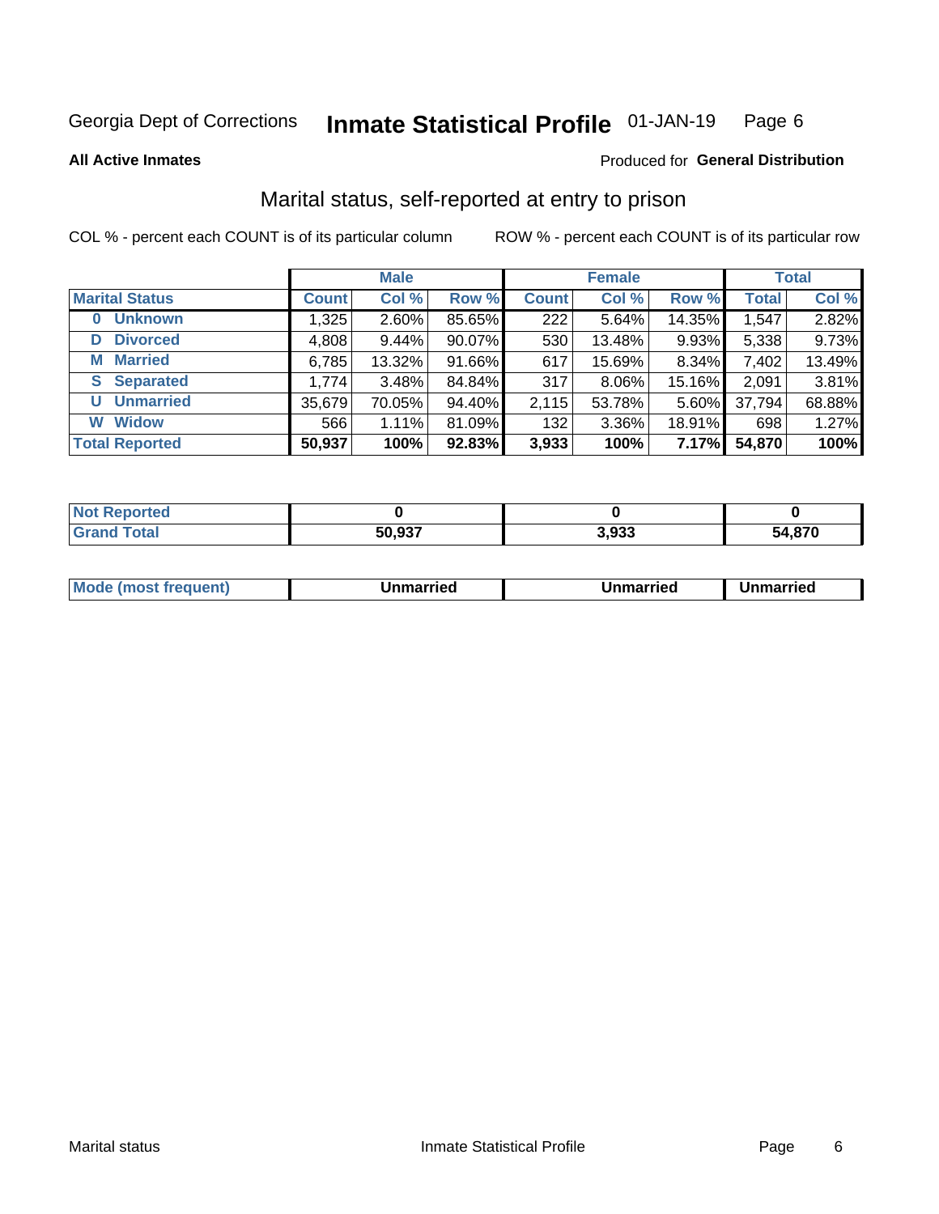Georgia Dept of Corrections **Inmate Statistical Profile** 01-JAN-19

**All Active Inmates**

Produced for **General Distribution**

## Marital status, self-reported at entry to prison

COL % - percent each COUNT is of its particular column

ROW % - percent each COUNT is of its particular row

| | Male | | | Female | | | Total | |
|---|---|---|---|---|---|---|---|---|
| **Marital Status** | **Count** | **Col %** | **Row %** | **Count** | **Col %** | **Row %** | **Total** | **Col %** |
| **0 Unknown** | 1,325 | 2.60% | 85.65% | 222 | 5.64% | 14.35% | 1,547 | 2.82% |
| **D Divorced** | 4,808 | 9.44% | 90.07% | 530 | 13.48% | 9.93% | 5,338 | 9.73% |
| **M Married** | 6,785 | 13.32% | 91.66% | 617 | 15.69% | 8.34% | 7,402 | 13.49% |
| **S Separated** | 1,774 | 3.48% | 84.84% | 317 | 8.06% | 15.16% | 2,091 | 3.81% |
| **U Unmarried** | 35,679 | 70.05% | 94.40% | 2,115 | 53.78% | 5.60% | 37,794 | 68.88% |
| **W Widow** | 566 | 1.11% | 81.09% | 132 | 3.36% | 18.91% | 698 | 1.27% |
| **Total Reported** | **50,937** | **100%** | **92.83%** | **3,933** | **100%** | **7.17%** | **54,870** | **100%** |

| | Male | Female | Total |
|---|---|---|---|
| **Not Reported** | **0** | **0** | **0** |
| **Grand Total** | **50,937** | **3,933** | **54,870** |

| | Male | Female | Total |
|---|---|---|---|
| **Mode (most frequent)** | **Unmarried** | **Unmarried** | **Unmarried** |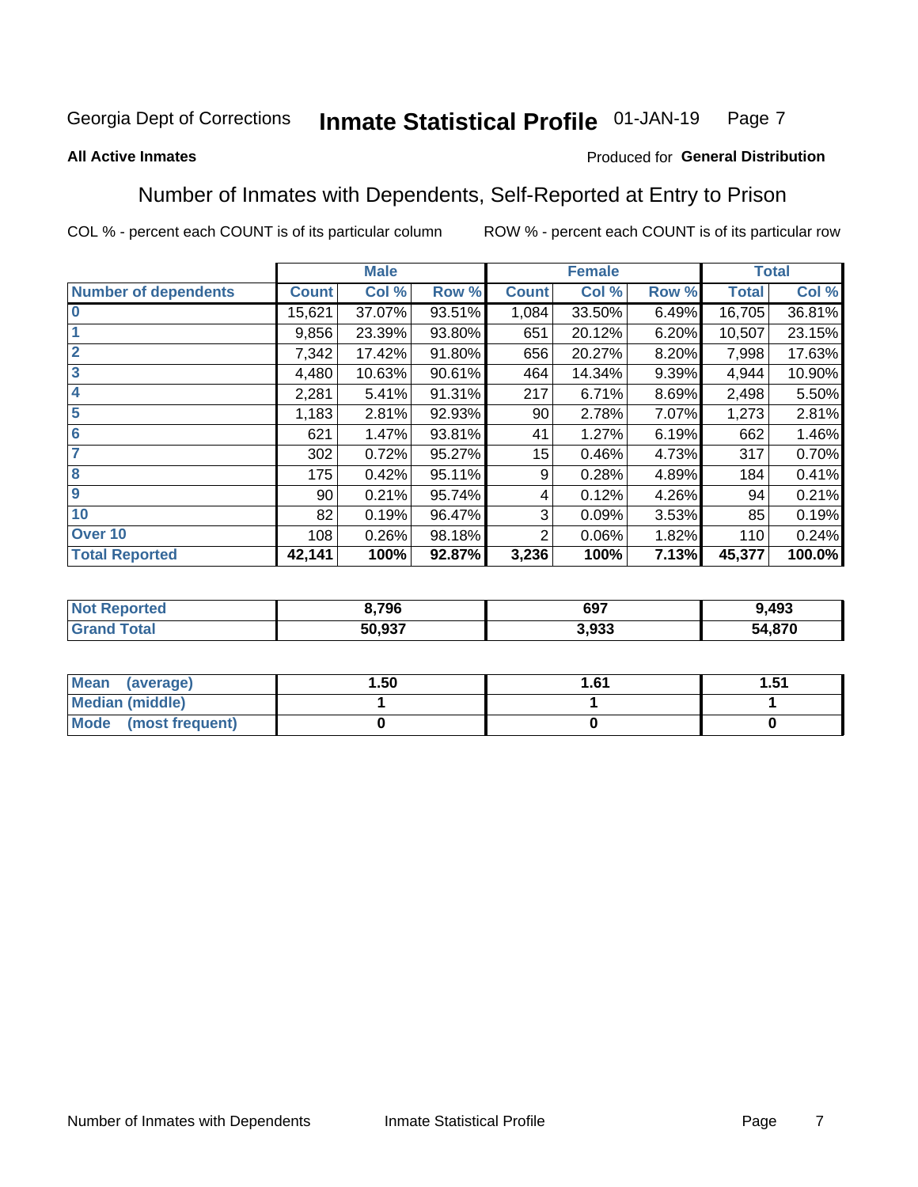Georgia Dept of Corrections **Inmate Statistical Profile** 01-JAN-19

**All Active Inmates**

Produced for **General Distribution**

## Number of Inmates with Dependents, Self-Reported at Entry to Prison

COL % - percent each COUNT is of its particular column

ROW % - percent each COUNT is of its particular row

| | Male | | | Female | | | Total | |
|---|---|---|---|---|---|---|---|---|
| Number of dependents | Count | Col % | Row % | Count | Col % | Row % | Total | Col % |
| 0 | 15,621 | 37.07% | 93.51% | 1,084 | 33.50% | 6.49% | 16,705 | 36.81% |
| 1 | 9,856 | 23.39% | 93.80% | 651 | 20.12% | 6.20% | 10,507 | 23.15% |
| 2 | 7,342 | 17.42% | 91.80% | 656 | 20.27% | 8.20% | 7,998 | 17.63% |
| 3 | 4,480 | 10.63% | 90.61% | 464 | 14.34% | 9.39% | 4,944 | 10.90% |
| 4 | 2,281 | 5.41% | 91.31% | 217 | 6.71% | 8.69% | 2,498 | 5.50% |
| 5 | 1,183 | 2.81% | 92.93% | 90 | 2.78% | 7.07% | 1,273 | 2.81% |
| 6 | 621 | 1.47% | 93.81% | 41 | 1.27% | 6.19% | 662 | 1.46% |
| 7 | 302 | 0.72% | 95.27% | 15 | 0.46% | 4.73% | 317 | 0.70% |
| 8 | 175 | 0.42% | 95.11% | 9 | 0.28% | 4.89% | 184 | 0.41% |
| 9 | 90 | 0.21% | 95.74% | 4 | 0.12% | 4.26% | 94 | 0.21% |
| 10 | 82 | 0.19% | 96.47% | 3 | 0.09% | 3.53% | 85 | 0.19% |
| Over 10 | 108 | 0.26% | 98.18% | 2 | 0.06% | 1.82% | 110 | 0.24% |
| **Total Reported** | **42,141** | **100%** | **92.87%** | **3,236** | **100%** | **7.13%** | **45,377** | **100.0%** |

| | Male | Female | Total |
|---|---|---|---|
| Not Reported | 8,796 | 697 | 9,493 |
| Grand Total | 50,937 | 3,933 | 54,870 |

| | Male | Female | Total |
|---|---|---|---|
| Mean (average) | 1.50 | 1.61 | 1.51 |
| Median (middle) | 1 | 1 | 1 |
| Mode (most frequent) | 0 | 0 | 0 |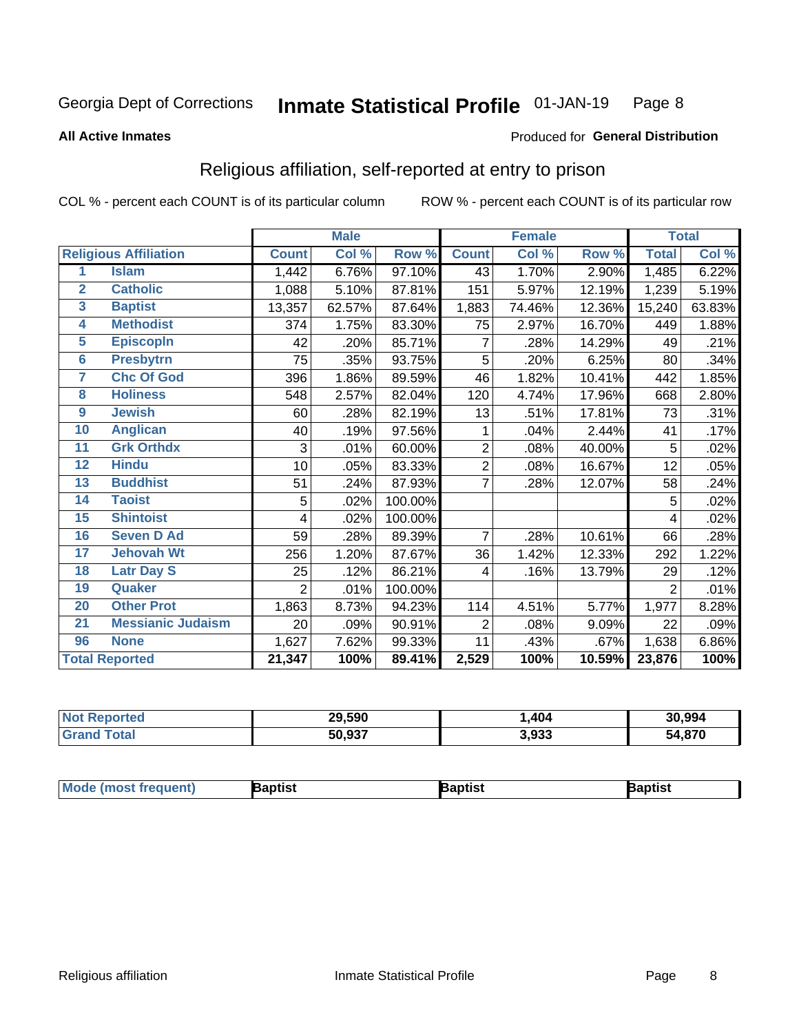Georgia Dept of Corrections **Inmate Statistical Profile** 01-JAN-19

**All Active Inmates**

Produced for **General Distribution**

## Religious affiliation, self-reported at entry to prison

COL % - percent each COUNT is of its particular column ROW % - percent each COUNT is of its particular row

| | | Male | | | Female | | | Total | |
|---|---|---|---|---|---|---|---|---|---|
| **Religious Affiliation** | | **Count** | **Col %** | **Row %** | **Count** | **Col %** | **Row %** | **Total** | **Col %** |
| 1 | Islam | 1,442 | 6.76% | 97.10% | 43 | 1.70% | 2.90% | 1,485 | 6.22% |
| 2 | Catholic | 1,088 | 5.10% | 87.81% | 151 | 5.97% | 12.19% | 1,239 | 5.19% |
| 3 | Baptist | 13,357 | 62.57% | 87.64% | 1,883 | 74.46% | 12.36% | 15,240 | 63.83% |
| 4 | Methodist | 374 | 1.75% | 83.30% | 75 | 2.97% | 16.70% | 449 | 1.88% |
| 5 | Episcopln | 42 | .20% | 85.71% | 7 | .28% | 14.29% | 49 | .21% |
| 6 | Presbytrn | 75 | .35% | 93.75% | 5 | .20% | 6.25% | 80 | .34% |
| 7 | Chc Of God | 396 | 1.86% | 89.59% | 46 | 1.82% | 10.41% | 442 | 1.85% |
| 8 | Holiness | 548 | 2.57% | 82.04% | 120 | 4.74% | 17.96% | 668 | 2.80% |
| 9 | Jewish | 60 | .28% | 82.19% | 13 | .51% | 17.81% | 73 | .31% |
| 10 | Anglican | 40 | .19% | 97.56% | 1 | .04% | 2.44% | 41 | .17% |
| 11 | Grk Orthdx | 3 | .01% | 60.00% | 2 | .08% | 40.00% | 5 | .02% |
| 12 | Hindu | 10 | .05% | 83.33% | 2 | .08% | 16.67% | 12 | .05% |
| 13 | Buddhist | 51 | .24% | 87.93% | 7 | .28% | 12.07% | 58 | .24% |
| 14 | Taoist | 5 | .02% | 100.00% | | | | 5 | .02% |
| 15 | Shintoist | 4 | .02% | 100.00% | | | | 4 | .02% |
| 16 | Seven D Ad | 59 | .28% | 89.39% | 7 | .28% | 10.61% | 66 | .28% |
| 17 | Jehovah Wt | 256 | 1.20% | 87.67% | 36 | 1.42% | 12.33% | 292 | 1.22% |
| 18 | Latr Day S | 25 | .12% | 86.21% | 4 | .16% | 13.79% | 29 | .12% |
| 19 | Quaker | 2 | .01% | 100.00% | | | | 2 | .01% |
| 20 | Other Prot | 1,863 | 8.73% | 94.23% | 114 | 4.51% | 5.77% | 1,977 | 8.28% |
| 21 | Messianic Judaism | 20 | .09% | 90.91% | 2 | .08% | 9.09% | 22 | .09% |
| 96 | None | 1,627 | 7.62% | 99.33% | 11 | .43% | .67% | 1,638 | 6.86% |
| **Total Reported** | | **21,347** | **100%** | **89.41%** | **2,529** | **100%** | **10.59%** | **23,876** | **100%** |

| | Male | Female | Total |
|---|---|---|---|
| Not Reported | 29,590 | 1,404 | 30,994 |
| Grand Total | 50,937 | 3,933 | 54,870 |

| | Male | Female | Total |
|---|---|---|---|
| Mode (most frequent) | Baptist | Baptist | Baptist |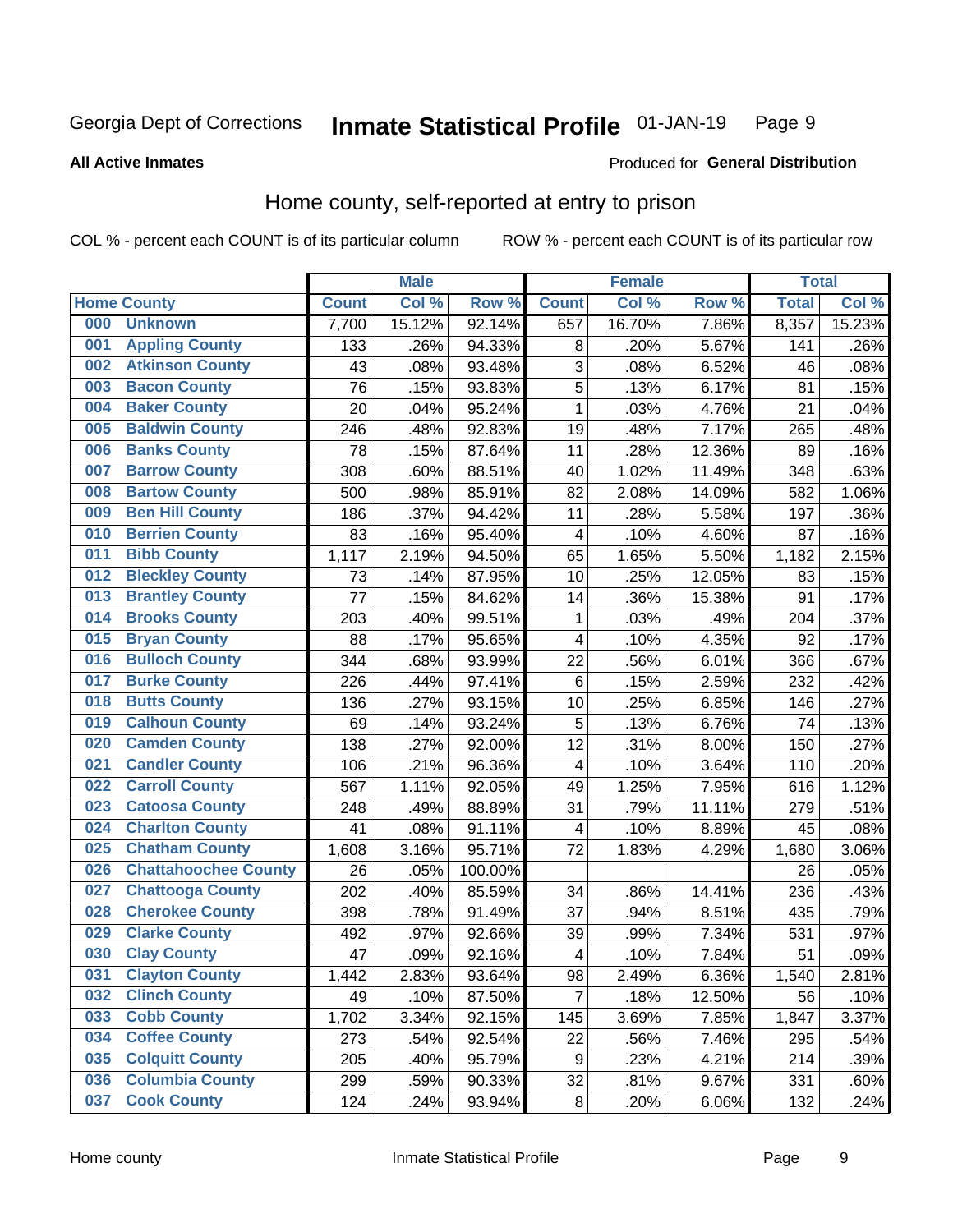Georgia Dept of Corrections **Inmate Statistical Profile** 01-JAN-19

**All Active Inmates**

Produced for **General Distribution**

## Home county, self-reported at entry to prison

COL % - percent each COUNT is of its particular column ROW % - percent each COUNT is of its particular row

| Home County | | Male | | | Female | | | Total | |
|---|---|---|---|---|---|---|---|---|---|
| | | Count | Col % | Row % | Count | Col % | Row % | Total | Col % |
| 000 | Unknown | 7,700 | 15.12% | 92.14% | 657 | 16.70% | 7.86% | 8,357 | 15.23% |
| 001 | Appling County | 133 | .26% | 94.33% | 8 | .20% | 5.67% | 141 | .26% |
| 002 | Atkinson County | 43 | .08% | 93.48% | 3 | .08% | 6.52% | 46 | .08% |
| 003 | Bacon County | 76 | .15% | 93.83% | 5 | .13% | 6.17% | 81 | .15% |
| 004 | Baker County | 20 | .04% | 95.24% | 1 | .03% | 4.76% | 21 | .04% |
| 005 | Baldwin County | 246 | .48% | 92.83% | 19 | .48% | 7.17% | 265 | .48% |
| 006 | Banks County | 78 | .15% | 87.64% | 11 | .28% | 12.36% | 89 | .16% |
| 007 | Barrow County | 308 | .60% | 88.51% | 40 | 1.02% | 11.49% | 348 | .63% |
| 008 | Bartow County | 500 | .98% | 85.91% | 82 | 2.08% | 14.09% | 582 | 1.06% |
| 009 | Ben Hill County | 186 | .37% | 94.42% | 11 | .28% | 5.58% | 197 | .36% |
| 010 | Berrien County | 83 | .16% | 95.40% | 4 | .10% | 4.60% | 87 | .16% |
| 011 | Bibb County | 1,117 | 2.19% | 94.50% | 65 | 1.65% | 5.50% | 1,182 | 2.15% |
| 012 | Bleckley County | 73 | .14% | 87.95% | 10 | .25% | 12.05% | 83 | .15% |
| 013 | Brantley County | 77 | .15% | 84.62% | 14 | .36% | 15.38% | 91 | .17% |
| 014 | Brooks County | 203 | .40% | 99.51% | 1 | .03% | .49% | 204 | .37% |
| 015 | Bryan County | 88 | .17% | 95.65% | 4 | .10% | 4.35% | 92 | .17% |
| 016 | Bulloch County | 344 | .68% | 93.99% | 22 | .56% | 6.01% | 366 | .67% |
| 017 | Burke County | 226 | .44% | 97.41% | 6 | .15% | 2.59% | 232 | .42% |
| 018 | Butts County | 136 | .27% | 93.15% | 10 | .25% | 6.85% | 146 | .27% |
| 019 | Calhoun County | 69 | .14% | 93.24% | 5 | .13% | 6.76% | 74 | .13% |
| 020 | Camden County | 138 | .27% | 92.00% | 12 | .31% | 8.00% | 150 | .27% |
| 021 | Candler County | 106 | .21% | 96.36% | 4 | .10% | 3.64% | 110 | .20% |
| 022 | Carroll County | 567 | 1.11% | 92.05% | 49 | 1.25% | 7.95% | 616 | 1.12% |
| 023 | Catoosa County | 248 | .49% | 88.89% | 31 | .79% | 11.11% | 279 | .51% |
| 024 | Charlton County | 41 | .08% | 91.11% | 4 | .10% | 8.89% | 45 | .08% |
| 025 | Chatham County | 1,608 | 3.16% | 95.71% | 72 | 1.83% | 4.29% | 1,680 | 3.06% |
| 026 | Chattahoochee County | 26 | .05% | 100.00% | | | | 26 | .05% |
| 027 | Chattooga County | 202 | .40% | 85.59% | 34 | .86% | 14.41% | 236 | .43% |
| 028 | Cherokee County | 398 | .78% | 91.49% | 37 | .94% | 8.51% | 435 | .79% |
| 029 | Clarke County | 492 | .97% | 92.66% | 39 | .99% | 7.34% | 531 | .97% |
| 030 | Clay County | 47 | .09% | 92.16% | 4 | .10% | 7.84% | 51 | .09% |
| 031 | Clayton County | 1,442 | 2.83% | 93.64% | 98 | 2.49% | 6.36% | 1,540 | 2.81% |
| 032 | Clinch County | 49 | .10% | 87.50% | 7 | .18% | 12.50% | 56 | .10% |
| 033 | Cobb County | 1,702 | 3.34% | 92.15% | 145 | 3.69% | 7.85% | 1,847 | 3.37% |
| 034 | Coffee County | 273 | .54% | 92.54% | 22 | .56% | 7.46% | 295 | .54% |
| 035 | Colquitt County | 205 | .40% | 95.79% | 9 | .23% | 4.21% | 214 | .39% |
| 036 | Columbia County | 299 | .59% | 90.33% | 32 | .81% | 9.67% | 331 | .60% |
| 037 | Cook County | 124 | .24% | 93.94% | 8 | .20% | 6.06% | 132 | .24% |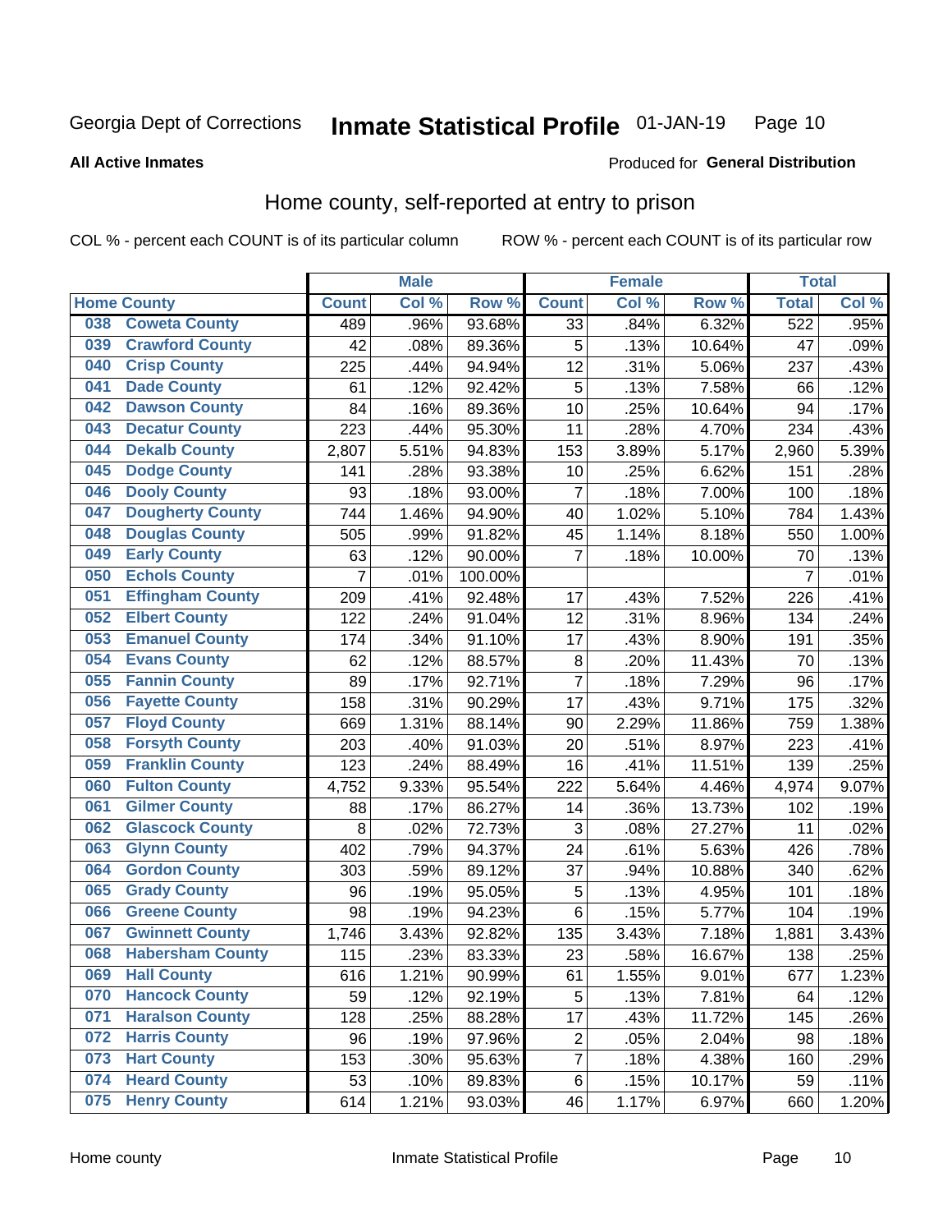Georgia Dept of Corrections **Inmate Statistical Profile** 01-JAN-19

**All Active Inmates**

Produced for **General Distribution**

## Home county, self-reported at entry to prison

COL % - percent each COUNT is of its particular column ROW % - percent each COUNT is of its particular row

| Home County | | Male | | | Female | | | Total | |
|---|---|---|---|---|---|---|---|---|---|
| | | Count | Col % | Row % | Count | Col % | Row % | Total | Col % |
| 038 | Coweta County | 489 | .96% | 93.68% | 33 | .84% | 6.32% | 522 | .95% |
| 039 | Crawford County | 42 | .08% | 89.36% | 5 | .13% | 10.64% | 47 | .09% |
| 040 | Crisp County | 225 | .44% | 94.94% | 12 | .31% | 5.06% | 237 | .43% |
| 041 | Dade County | 61 | .12% | 92.42% | 5 | .13% | 7.58% | 66 | .12% |
| 042 | Dawson County | 84 | .16% | 89.36% | 10 | .25% | 10.64% | 94 | .17% |
| 043 | Decatur County | 223 | .44% | 95.30% | 11 | .28% | 4.70% | 234 | .43% |
| 044 | Dekalb County | 2,807 | 5.51% | 94.83% | 153 | 3.89% | 5.17% | 2,960 | 5.39% |
| 045 | Dodge County | 141 | .28% | 93.38% | 10 | .25% | 6.62% | 151 | .28% |
| 046 | Dooly County | 93 | .18% | 93.00% | 7 | .18% | 7.00% | 100 | .18% |
| 047 | Dougherty County | 744 | 1.46% | 94.90% | 40 | 1.02% | 5.10% | 784 | 1.43% |
| 048 | Douglas County | 505 | .99% | 91.82% | 45 | 1.14% | 8.18% | 550 | 1.00% |
| 049 | Early County | 63 | .12% | 90.00% | 7 | .18% | 10.00% | 70 | .13% |
| 050 | Echols County | 7 | .01% | 100.00% | | | | 7 | .01% |
| 051 | Effingham County | 209 | .41% | 92.48% | 17 | .43% | 7.52% | 226 | .41% |
| 052 | Elbert County | 122 | .24% | 91.04% | 12 | .31% | 8.96% | 134 | .24% |
| 053 | Emanuel County | 174 | .34% | 91.10% | 17 | .43% | 8.90% | 191 | .35% |
| 054 | Evans County | 62 | .12% | 88.57% | 8 | .20% | 11.43% | 70 | .13% |
| 055 | Fannin County | 89 | .17% | 92.71% | 7 | .18% | 7.29% | 96 | .17% |
| 056 | Fayette County | 158 | .31% | 90.29% | 17 | .43% | 9.71% | 175 | .32% |
| 057 | Floyd County | 669 | 1.31% | 88.14% | 90 | 2.29% | 11.86% | 759 | 1.38% |
| 058 | Forsyth County | 203 | .40% | 91.03% | 20 | .51% | 8.97% | 223 | .41% |
| 059 | Franklin County | 123 | .24% | 88.49% | 16 | .41% | 11.51% | 139 | .25% |
| 060 | Fulton County | 4,752 | 9.33% | 95.54% | 222 | 5.64% | 4.46% | 4,974 | 9.07% |
| 061 | Gilmer County | 88 | .17% | 86.27% | 14 | .36% | 13.73% | 102 | .19% |
| 062 | Glascock County | 8 | .02% | 72.73% | 3 | .08% | 27.27% | 11 | .02% |
| 063 | Glynn County | 402 | .79% | 94.37% | 24 | .61% | 5.63% | 426 | .78% |
| 064 | Gordon County | 303 | .59% | 89.12% | 37 | .94% | 10.88% | 340 | .62% |
| 065 | Grady County | 96 | .19% | 95.05% | 5 | .13% | 4.95% | 101 | .18% |
| 066 | Greene County | 98 | .19% | 94.23% | 6 | .15% | 5.77% | 104 | .19% |
| 067 | Gwinnett County | 1,746 | 3.43% | 92.82% | 135 | 3.43% | 7.18% | 1,881 | 3.43% |
| 068 | Habersham County | 115 | .23% | 83.33% | 23 | .58% | 16.67% | 138 | .25% |
| 069 | Hall County | 616 | 1.21% | 90.99% | 61 | 1.55% | 9.01% | 677 | 1.23% |
| 070 | Hancock County | 59 | .12% | 92.19% | 5 | .13% | 7.81% | 64 | .12% |
| 071 | Haralson County | 128 | .25% | 88.28% | 17 | .43% | 11.72% | 145 | .26% |
| 072 | Harris County | 96 | .19% | 97.96% | 2 | .05% | 2.04% | 98 | .18% |
| 073 | Hart County | 153 | .30% | 95.63% | 7 | .18% | 4.38% | 160 | .29% |
| 074 | Heard County | 53 | .10% | 89.83% | 6 | .15% | 10.17% | 59 | .11% |
| 075 | Henry County | 614 | 1.21% | 93.03% | 46 | 1.17% | 6.97% | 660 | 1.20% |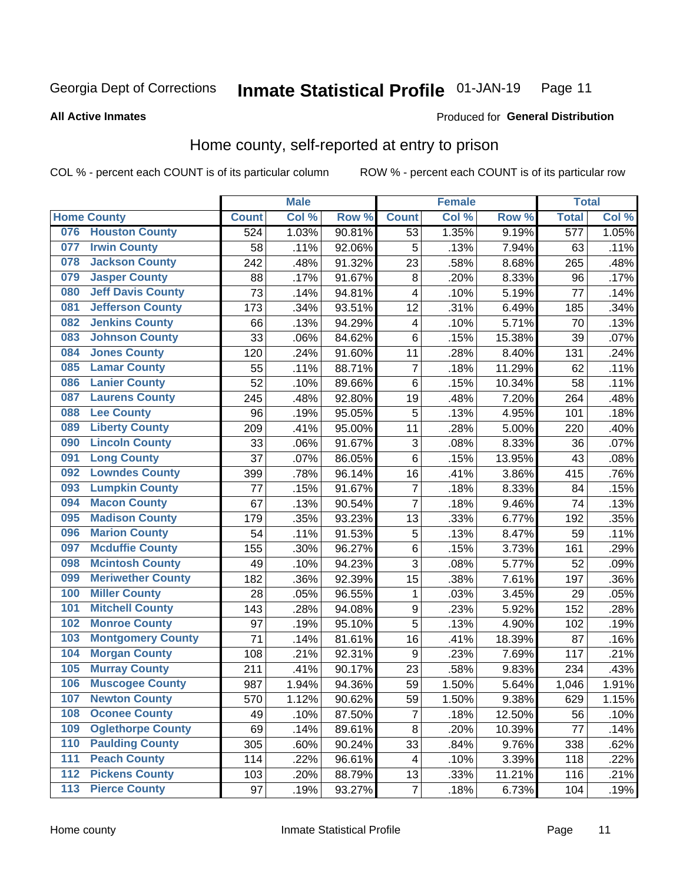Georgia Dept of Corrections **Inmate Statistical Profile** 01-JAN-19

**All Active Inmates** Produced for **General Distribution**

## Home county, self-reported at entry to prison

COL % - percent each COUNT is of its particular column ROW % - percent each COUNT is of its particular row

| Home County | | Male | | | Female | | | Total | |
|---|---|---|---|---|---|---|---|---|---|
| | | Count | Col % | Row % | Count | Col % | Row % | Total | Col % |
| 076 | Houston County | 524 | 1.03% | 90.81% | 53 | 1.35% | 9.19% | 577 | 1.05% |
| 077 | Irwin County | 58 | .11% | 92.06% | 5 | .13% | 7.94% | 63 | .11% |
| 078 | Jackson County | 242 | .48% | 91.32% | 23 | .58% | 8.68% | 265 | .48% |
| 079 | Jasper County | 88 | .17% | 91.67% | 8 | .20% | 8.33% | 96 | .17% |
| 080 | Jeff Davis County | 73 | .14% | 94.81% | 4 | .10% | 5.19% | 77 | .14% |
| 081 | Jefferson County | 173 | .34% | 93.51% | 12 | .31% | 6.49% | 185 | .34% |
| 082 | Jenkins County | 66 | .13% | 94.29% | 4 | .10% | 5.71% | 70 | .13% |
| 083 | Johnson County | 33 | .06% | 84.62% | 6 | .15% | 15.38% | 39 | .07% |
| 084 | Jones County | 120 | .24% | 91.60% | 11 | .28% | 8.40% | 131 | .24% |
| 085 | Lamar County | 55 | .11% | 88.71% | 7 | .18% | 11.29% | 62 | .11% |
| 086 | Lanier County | 52 | .10% | 89.66% | 6 | .15% | 10.34% | 58 | .11% |
| 087 | Laurens County | 245 | .48% | 92.80% | 19 | .48% | 7.20% | 264 | .48% |
| 088 | Lee County | 96 | .19% | 95.05% | 5 | .13% | 4.95% | 101 | .18% |
| 089 | Liberty County | 209 | .41% | 95.00% | 11 | .28% | 5.00% | 220 | .40% |
| 090 | Lincoln County | 33 | .06% | 91.67% | 3 | .08% | 8.33% | 36 | .07% |
| 091 | Long County | 37 | .07% | 86.05% | 6 | .15% | 13.95% | 43 | .08% |
| 092 | Lowndes County | 399 | .78% | 96.14% | 16 | .41% | 3.86% | 415 | .76% |
| 093 | Lumpkin County | 77 | .15% | 91.67% | 7 | .18% | 8.33% | 84 | .15% |
| 094 | Macon County | 67 | .13% | 90.54% | 7 | .18% | 9.46% | 74 | .13% |
| 095 | Madison County | 179 | .35% | 93.23% | 13 | .33% | 6.77% | 192 | .35% |
| 096 | Marion County | 54 | .11% | 91.53% | 5 | .13% | 8.47% | 59 | .11% |
| 097 | Mcduffie County | 155 | .30% | 96.27% | 6 | .15% | 3.73% | 161 | .29% |
| 098 | Mcintosh County | 49 | .10% | 94.23% | 3 | .08% | 5.77% | 52 | .09% |
| 099 | Meriwether County | 182 | .36% | 92.39% | 15 | .38% | 7.61% | 197 | .36% |
| 100 | Miller County | 28 | .05% | 96.55% | 1 | .03% | 3.45% | 29 | .05% |
| 101 | Mitchell County | 143 | .28% | 94.08% | 9 | .23% | 5.92% | 152 | .28% |
| 102 | Monroe County | 97 | .19% | 95.10% | 5 | .13% | 4.90% | 102 | .19% |
| 103 | Montgomery County | 71 | .14% | 81.61% | 16 | .41% | 18.39% | 87 | .16% |
| 104 | Morgan County | 108 | .21% | 92.31% | 9 | .23% | 7.69% | 117 | .21% |
| 105 | Murray County | 211 | .41% | 90.17% | 23 | .58% | 9.83% | 234 | .43% |
| 106 | Muscogee County | 987 | 1.94% | 94.36% | 59 | 1.50% | 5.64% | 1,046 | 1.91% |
| 107 | Newton County | 570 | 1.12% | 90.62% | 59 | 1.50% | 9.38% | 629 | 1.15% |
| 108 | Oconee County | 49 | .10% | 87.50% | 7 | .18% | 12.50% | 56 | .10% |
| 109 | Oglethorpe County | 69 | .14% | 89.61% | 8 | .20% | 10.39% | 77 | .14% |
| 110 | Paulding County | 305 | .60% | 90.24% | 33 | .84% | 9.76% | 338 | .62% |
| 111 | Peach County | 114 | .22% | 96.61% | 4 | .10% | 3.39% | 118 | .22% |
| 112 | Pickens County | 103 | .20% | 88.79% | 13 | .33% | 11.21% | 116 | .21% |
| 113 | Pierce County | 97 | .19% | 93.27% | 7 | .18% | 6.73% | 104 | .19% |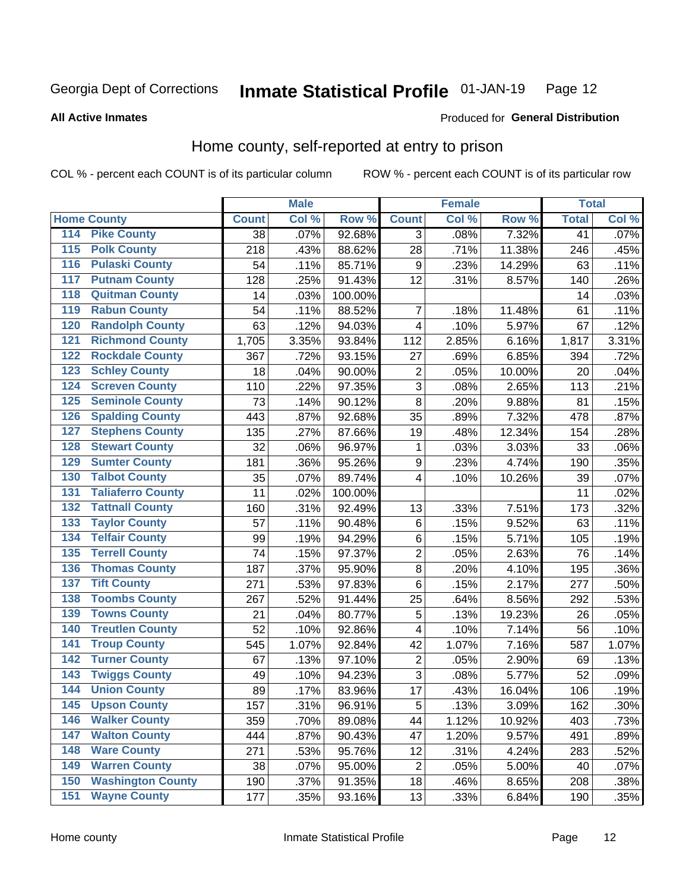Georgia Dept of Corrections **Inmate Statistical Profile** 01-JAN-19 Page 12

**All Active Inmates**

Produced for **General Distribution**

## Home county, self-reported at entry to prison

COL % - percent each COUNT is of its particular column ROW % - percent each COUNT is of its particular row

| Home County | | Male | | | Female | | | Total | |
|---|---|---|---|---|---|---|---|---|---|
| | | Count | Col % | Row % | Count | Col % | Row % | Total | Col % |
| 114 | Pike County | 38 | .07% | 92.68% | 3 | .08% | 7.32% | 41 | .07% |
| 115 | Polk County | 218 | .43% | 88.62% | 28 | .71% | 11.38% | 246 | .45% |
| 116 | Pulaski County | 54 | .11% | 85.71% | 9 | .23% | 14.29% | 63 | .11% |
| 117 | Putnam County | 128 | .25% | 91.43% | 12 | .31% | 8.57% | 140 | .26% |
| 118 | Quitman County | 14 | .03% | 100.00% | | | | 14 | .03% |
| 119 | Rabun County | 54 | .11% | 88.52% | 7 | .18% | 11.48% | 61 | .11% |
| 120 | Randolph County | 63 | .12% | 94.03% | 4 | .10% | 5.97% | 67 | .12% |
| 121 | Richmond County | 1,705 | 3.35% | 93.84% | 112 | 2.85% | 6.16% | 1,817 | 3.31% |
| 122 | Rockdale County | 367 | .72% | 93.15% | 27 | .69% | 6.85% | 394 | .72% |
| 123 | Schley County | 18 | .04% | 90.00% | 2 | .05% | 10.00% | 20 | .04% |
| 124 | Screven County | 110 | .22% | 97.35% | 3 | .08% | 2.65% | 113 | .21% |
| 125 | Seminole County | 73 | .14% | 90.12% | 8 | .20% | 9.88% | 81 | .15% |
| 126 | Spalding County | 443 | .87% | 92.68% | 35 | .89% | 7.32% | 478 | .87% |
| 127 | Stephens County | 135 | .27% | 87.66% | 19 | .48% | 12.34% | 154 | .28% |
| 128 | Stewart County | 32 | .06% | 96.97% | 1 | .03% | 3.03% | 33 | .06% |
| 129 | Sumter County | 181 | .36% | 95.26% | 9 | .23% | 4.74% | 190 | .35% |
| 130 | Talbot County | 35 | .07% | 89.74% | 4 | .10% | 10.26% | 39 | .07% |
| 131 | Taliaferro County | 11 | .02% | 100.00% | | | | 11 | .02% |
| 132 | Tattnall County | 160 | .31% | 92.49% | 13 | .33% | 7.51% | 173 | .32% |
| 133 | Taylor County | 57 | .11% | 90.48% | 6 | .15% | 9.52% | 63 | .11% |
| 134 | Telfair County | 99 | .19% | 94.29% | 6 | .15% | 5.71% | 105 | .19% |
| 135 | Terrell County | 74 | .15% | 97.37% | 2 | .05% | 2.63% | 76 | .14% |
| 136 | Thomas County | 187 | .37% | 95.90% | 8 | .20% | 4.10% | 195 | .36% |
| 137 | Tift County | 271 | .53% | 97.83% | 6 | .15% | 2.17% | 277 | .50% |
| 138 | Toombs County | 267 | .52% | 91.44% | 25 | .64% | 8.56% | 292 | .53% |
| 139 | Towns County | 21 | .04% | 80.77% | 5 | .13% | 19.23% | 26 | .05% |
| 140 | Treutlen County | 52 | .10% | 92.86% | 4 | .10% | 7.14% | 56 | .10% |
| 141 | Troup County | 545 | 1.07% | 92.84% | 42 | 1.07% | 7.16% | 587 | 1.07% |
| 142 | Turner County | 67 | .13% | 97.10% | 2 | .05% | 2.90% | 69 | .13% |
| 143 | Twiggs County | 49 | .10% | 94.23% | 3 | .08% | 5.77% | 52 | .09% |
| 144 | Union County | 89 | .17% | 83.96% | 17 | .43% | 16.04% | 106 | .19% |
| 145 | Upson County | 157 | .31% | 96.91% | 5 | .13% | 3.09% | 162 | .30% |
| 146 | Walker County | 359 | .70% | 89.08% | 44 | 1.12% | 10.92% | 403 | .73% |
| 147 | Walton County | 444 | .87% | 90.43% | 47 | 1.20% | 9.57% | 491 | .89% |
| 148 | Ware County | 271 | .53% | 95.76% | 12 | .31% | 4.24% | 283 | .52% |
| 149 | Warren County | 38 | .07% | 95.00% | 2 | .05% | 5.00% | 40 | .07% |
| 150 | Washington County | 190 | .37% | 91.35% | 18 | .46% | 8.65% | 208 | .38% |
| 151 | Wayne County | 177 | .35% | 93.16% | 13 | .33% | 6.84% | 190 | .35% |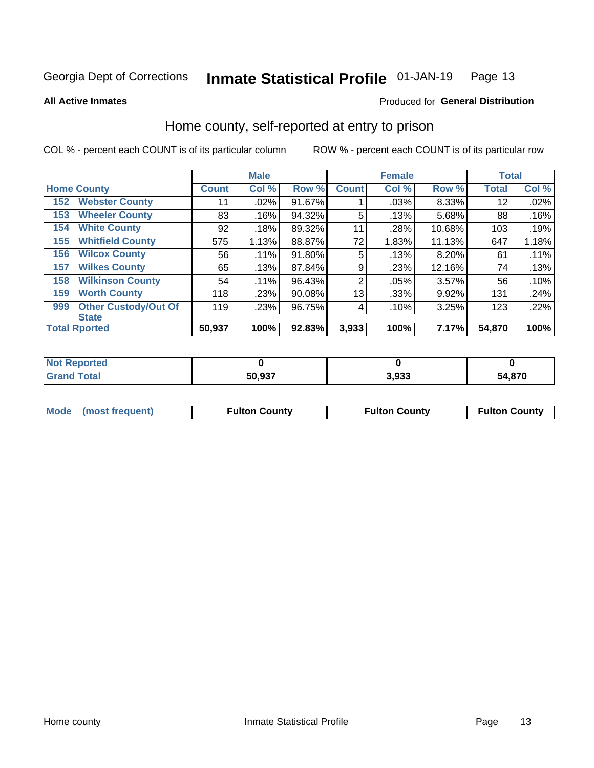Georgia Dept of Corrections **Inmate Statistical Profile** 01-JAN-19

**All Active Inmates**

Produced for **General Distribution**

## Home county, self-reported at entry to prison

COL % - percent each COUNT is of its particular column ROW % - percent each COUNT is of its particular row

| Home County | | Male | | | Female | | | Total | |
|---|---|---|---|---|---|---|---|---|---|
| | | Count | Col % | Row % | Count | Col % | Row % | Total | Col % |
| 152 | Webster County | 11 | .02% | 91.67% | 1 | .03% | 8.33% | 12 | .02% |
| 153 | Wheeler County | 83 | .16% | 94.32% | 5 | .13% | 5.68% | 88 | .16% |
| 154 | White County | 92 | .18% | 89.32% | 11 | .28% | 10.68% | 103 | .19% |
| 155 | Whitfield County | 575 | 1.13% | 88.87% | 72 | 1.83% | 11.13% | 647 | 1.18% |
| 156 | Wilcox County | 56 | .11% | 91.80% | 5 | .13% | 8.20% | 61 | .11% |
| 157 | Wilkes County | 65 | .13% | 87.84% | 9 | .23% | 12.16% | 74 | .13% |
| 158 | Wilkinson County | 54 | .11% | 96.43% | 2 | .05% | 3.57% | 56 | .10% |
| 159 | Worth County | 118 | .23% | 90.08% | 13 | .33% | 9.92% | 131 | .24% |
| 999 | Other Custody/Out Of State | 119 | .23% | 96.75% | 4 | .10% | 3.25% | 123 | .22% |
| Total Rported | | 50,937 | 100% | 92.83% | 3,933 | 100% | 7.17% | 54,870 | 100% |

| | Male | Female | Total |
|---|---|---|---|
| Not Reported | 0 | 0 | 0 |
| Grand Total | 50,937 | 3,933 | 54,870 |

| | Male | Female | Total |
|---|---|---|---|
| Mode (most frequent) | Fulton County | Fulton County | Fulton County |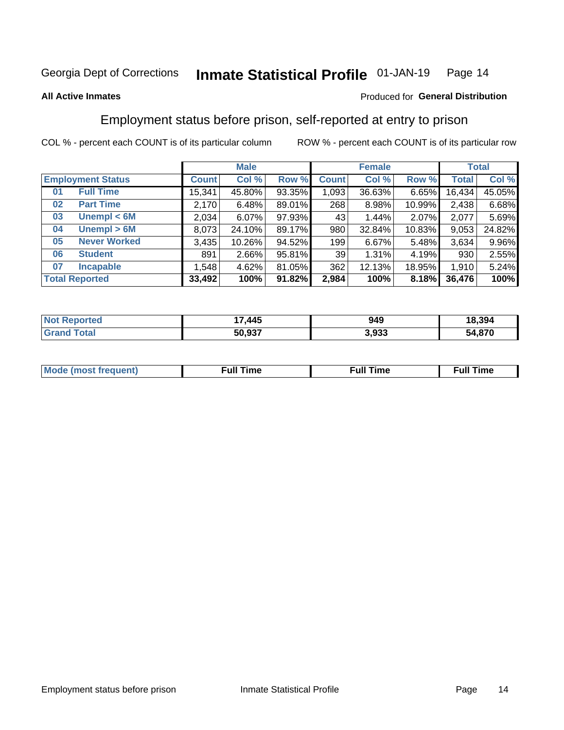Georgia Dept of Corrections **Inmate Statistical Profile** 01-JAN-19

**All Active Inmates**

Produced for **General Distribution**

## Employment status before prison, self-reported at entry to prison

COL % - percent each COUNT is of its particular column ROW % - percent each COUNT is of its particular row

| Employment Status | | Male | | | Female | | | Total | |
|---|---|---|---|---|---|---|---|---|---|
| | | Count | Col % | Row % | Count | Col % | Row % | Total | Col % |
| 01 | Full Time | 15,341 | 45.80% | 93.35% | 1,093 | 36.63% | 6.65% | 16,434 | 45.05% |
| 02 | Part Time | 2,170 | 6.48% | 89.01% | 268 | 8.98% | 10.99% | 2,438 | 6.68% |
| 03 | Unempl < 6M | 2,034 | 6.07% | 97.93% | 43 | 1.44% | 2.07% | 2,077 | 5.69% |
| 04 | Unempl > 6M | 8,073 | 24.10% | 89.17% | 980 | 32.84% | 10.83% | 9,053 | 24.82% |
| 05 | Never Worked | 3,435 | 10.26% | 94.52% | 199 | 6.67% | 5.48% | 3,634 | 9.96% |
| 06 | Student | 891 | 2.66% | 95.81% | 39 | 1.31% | 4.19% | 930 | 2.55% |
| 07 | Incapable | 1,548 | 4.62% | 81.05% | 362 | 12.13% | 18.95% | 1,910 | 5.24% |
| **Total Reported** | | **33,492** | **100%** | **91.82%** | **2,984** | **100%** | **8.18%** | **36,476** | **100%** |

| | Male | Female | Total |
|---|---|---|---|
| Not Reported | 17,445 | 949 | 18,394 |
| Grand Total | 50,937 | 3,933 | 54,870 |

| | Male | Female | Total |
|---|---|---|---|
| Mode (most frequent) | Full Time | Full Time | Full Time |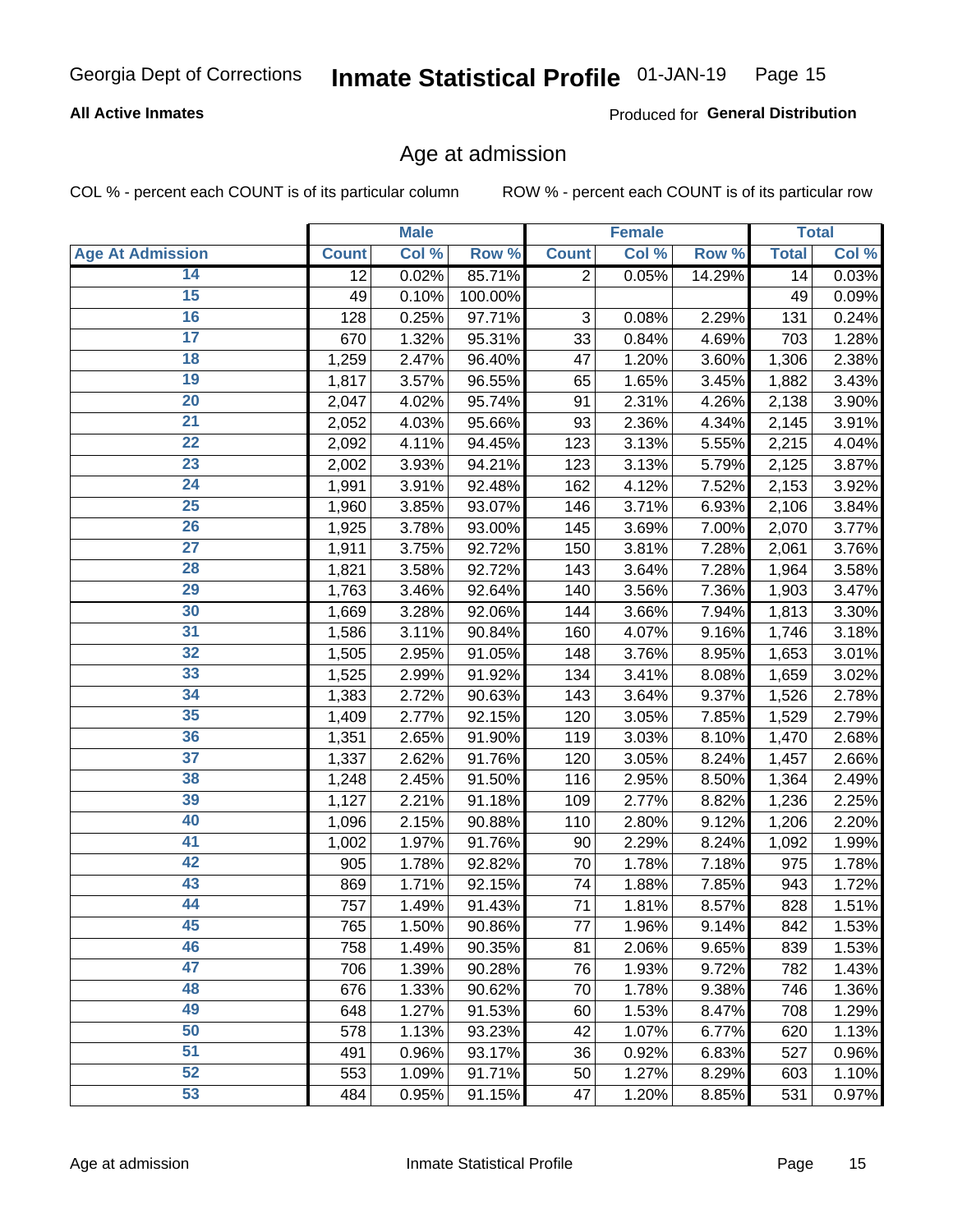Georgia Dept of Corrections **Inmate Statistical Profile** 01-JAN-19

**All Active Inmates**

Produced for **General Distribution**

## Age at admission

COL % - percent each COUNT is of its particular column ROW % - percent each COUNT is of its particular row

| | Male | | | Female | | | Total | |
|---|---|---|---|---|---|---|---|---|
| **Age At Admission** | **Count** | **Col %** | **Row %** | **Count** | **Col %** | **Row %** | **Total** | **Col %** |
| 14 | 12 | 0.02% | 85.71% | 2 | 0.05% | 14.29% | 14 | 0.03% |
| 15 | 49 | 0.10% | 100.00% | | | | 49 | 0.09% |
| 16 | 128 | 0.25% | 97.71% | 3 | 0.08% | 2.29% | 131 | 0.24% |
| 17 | 670 | 1.32% | 95.31% | 33 | 0.84% | 4.69% | 703 | 1.28% |
| 18 | 1,259 | 2.47% | 96.40% | 47 | 1.20% | 3.60% | 1,306 | 2.38% |
| 19 | 1,817 | 3.57% | 96.55% | 65 | 1.65% | 3.45% | 1,882 | 3.43% |
| 20 | 2,047 | 4.02% | 95.74% | 91 | 2.31% | 4.26% | 2,138 | 3.90% |
| 21 | 2,052 | 4.03% | 95.66% | 93 | 2.36% | 4.34% | 2,145 | 3.91% |
| 22 | 2,092 | 4.11% | 94.45% | 123 | 3.13% | 5.55% | 2,215 | 4.04% |
| 23 | 2,002 | 3.93% | 94.21% | 123 | 3.13% | 5.79% | 2,125 | 3.87% |
| 24 | 1,991 | 3.91% | 92.48% | 162 | 4.12% | 7.52% | 2,153 | 3.92% |
| 25 | 1,960 | 3.85% | 93.07% | 146 | 3.71% | 6.93% | 2,106 | 3.84% |
| 26 | 1,925 | 3.78% | 93.00% | 145 | 3.69% | 7.00% | 2,070 | 3.77% |
| 27 | 1,911 | 3.75% | 92.72% | 150 | 3.81% | 7.28% | 2,061 | 3.76% |
| 28 | 1,821 | 3.58% | 92.72% | 143 | 3.64% | 7.28% | 1,964 | 3.58% |
| 29 | 1,763 | 3.46% | 92.64% | 140 | 3.56% | 7.36% | 1,903 | 3.47% |
| 30 | 1,669 | 3.28% | 92.06% | 144 | 3.66% | 7.94% | 1,813 | 3.30% |
| 31 | 1,586 | 3.11% | 90.84% | 160 | 4.07% | 9.16% | 1,746 | 3.18% |
| 32 | 1,505 | 2.95% | 91.05% | 148 | 3.76% | 8.95% | 1,653 | 3.01% |
| 33 | 1,525 | 2.99% | 91.92% | 134 | 3.41% | 8.08% | 1,659 | 3.02% |
| 34 | 1,383 | 2.72% | 90.63% | 143 | 3.64% | 9.37% | 1,526 | 2.78% |
| 35 | 1,409 | 2.77% | 92.15% | 120 | 3.05% | 7.85% | 1,529 | 2.79% |
| 36 | 1,351 | 2.65% | 91.90% | 119 | 3.03% | 8.10% | 1,470 | 2.68% |
| 37 | 1,337 | 2.62% | 91.76% | 120 | 3.05% | 8.24% | 1,457 | 2.66% |
| 38 | 1,248 | 2.45% | 91.50% | 116 | 2.95% | 8.50% | 1,364 | 2.49% |
| 39 | 1,127 | 2.21% | 91.18% | 109 | 2.77% | 8.82% | 1,236 | 2.25% |
| 40 | 1,096 | 2.15% | 90.88% | 110 | 2.80% | 9.12% | 1,206 | 2.20% |
| 41 | 1,002 | 1.97% | 91.76% | 90 | 2.29% | 8.24% | 1,092 | 1.99% |
| 42 | 905 | 1.78% | 92.82% | 70 | 1.78% | 7.18% | 975 | 1.78% |
| 43 | 869 | 1.71% | 92.15% | 74 | 1.88% | 7.85% | 943 | 1.72% |
| 44 | 757 | 1.49% | 91.43% | 71 | 1.81% | 8.57% | 828 | 1.51% |
| 45 | 765 | 1.50% | 90.86% | 77 | 1.96% | 9.14% | 842 | 1.53% |
| 46 | 758 | 1.49% | 90.35% | 81 | 2.06% | 9.65% | 839 | 1.53% |
| 47 | 706 | 1.39% | 90.28% | 76 | 1.93% | 9.72% | 782 | 1.43% |
| 48 | 676 | 1.33% | 90.62% | 70 | 1.78% | 9.38% | 746 | 1.36% |
| 49 | 648 | 1.27% | 91.53% | 60 | 1.53% | 8.47% | 708 | 1.29% |
| 50 | 578 | 1.13% | 93.23% | 42 | 1.07% | 6.77% | 620 | 1.13% |
| 51 | 491 | 0.96% | 93.17% | 36 | 0.92% | 6.83% | 527 | 0.96% |
| 52 | 553 | 1.09% | 91.71% | 50 | 1.27% | 8.29% | 603 | 1.10% |
| 53 | 484 | 0.95% | 91.15% | 47 | 1.20% | 8.85% | 531 | 0.97% |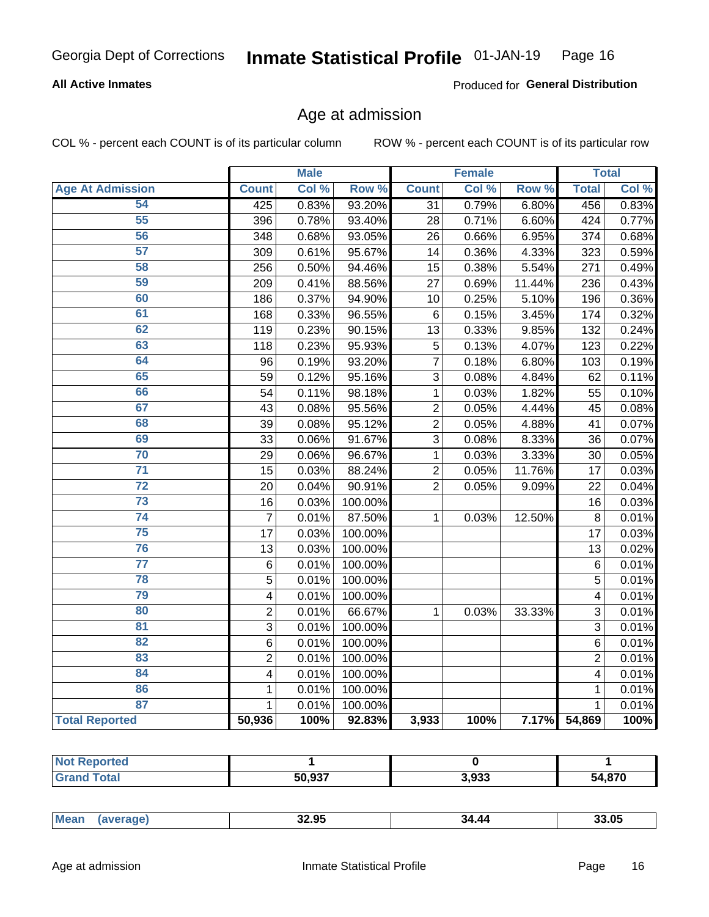Georgia Dept of Corrections **Inmate Statistical Profile** 01-JAN-19

**All Active Inmates**

Produced for **General Distribution**

## Age at admission

COL % - percent each COUNT is of its particular column

ROW % - percent each COUNT is of its particular row

| Age At Admission | Male | | | Female | | | Total | |
|---|---|---|---|---|---|---|---|---|
| | Count | Col % | Row % | Count | Col % | Row % | Total | Col % |
| 54 | 425 | 0.83% | 93.20% | 31 | 0.79% | 6.80% | 456 | 0.83% |
| 55 | 396 | 0.78% | 93.40% | 28 | 0.71% | 6.60% | 424 | 0.77% |
| 56 | 348 | 0.68% | 93.05% | 26 | 0.66% | 6.95% | 374 | 0.68% |
| 57 | 309 | 0.61% | 95.67% | 14 | 0.36% | 4.33% | 323 | 0.59% |
| 58 | 256 | 0.50% | 94.46% | 15 | 0.38% | 5.54% | 271 | 0.49% |
| 59 | 209 | 0.41% | 88.56% | 27 | 0.69% | 11.44% | 236 | 0.43% |
| 60 | 186 | 0.37% | 94.90% | 10 | 0.25% | 5.10% | 196 | 0.36% |
| 61 | 168 | 0.33% | 96.55% | 6 | 0.15% | 3.45% | 174 | 0.32% |
| 62 | 119 | 0.23% | 90.15% | 13 | 0.33% | 9.85% | 132 | 0.24% |
| 63 | 118 | 0.23% | 95.93% | 5 | 0.13% | 4.07% | 123 | 0.22% |
| 64 | 96 | 0.19% | 93.20% | 7 | 0.18% | 6.80% | 103 | 0.19% |
| 65 | 59 | 0.12% | 95.16% | 3 | 0.08% | 4.84% | 62 | 0.11% |
| 66 | 54 | 0.11% | 98.18% | 1 | 0.03% | 1.82% | 55 | 0.10% |
| 67 | 43 | 0.08% | 95.56% | 2 | 0.05% | 4.44% | 45 | 0.08% |
| 68 | 39 | 0.08% | 95.12% | 2 | 0.05% | 4.88% | 41 | 0.07% |
| 69 | 33 | 0.06% | 91.67% | 3 | 0.08% | 8.33% | 36 | 0.07% |
| 70 | 29 | 0.06% | 96.67% | 1 | 0.03% | 3.33% | 30 | 0.05% |
| 71 | 15 | 0.03% | 88.24% | 2 | 0.05% | 11.76% | 17 | 0.03% |
| 72 | 20 | 0.04% | 90.91% | 2 | 0.05% | 9.09% | 22 | 0.04% |
| 73 | 16 | 0.03% | 100.00% | | | | 16 | 0.03% |
| 74 | 7 | 0.01% | 87.50% | 1 | 0.03% | 12.50% | 8 | 0.01% |
| 75 | 17 | 0.03% | 100.00% | | | | 17 | 0.03% |
| 76 | 13 | 0.03% | 100.00% | | | | 13 | 0.02% |
| 77 | 6 | 0.01% | 100.00% | | | | 6 | 0.01% |
| 78 | 5 | 0.01% | 100.00% | | | | 5 | 0.01% |
| 79 | 4 | 0.01% | 100.00% | | | | 4 | 0.01% |
| 80 | 2 | 0.01% | 66.67% | 1 | 0.03% | 33.33% | 3 | 0.01% |
| 81 | 3 | 0.01% | 100.00% | | | | 3 | 0.01% |
| 82 | 6 | 0.01% | 100.00% | | | | 6 | 0.01% |
| 83 | 2 | 0.01% | 100.00% | | | | 2 | 0.01% |
| 84 | 4 | 0.01% | 100.00% | | | | 4 | 0.01% |
| 86 | 1 | 0.01% | 100.00% | | | | 1 | 0.01% |
| 87 | 1 | 0.01% | 100.00% | | | | 1 | 0.01% |
| **Total Reported** | **50,936** | **100%** | **92.83%** | **3,933** | **100%** | **7.17%** | **54,869** | **100%** |

| | Male | Female | Total |
|---|---|---|---|
| Not Reported | 1 | 0 | 1 |
| Grand Total | 50,937 | 3,933 | 54,870 |

| | Male | Female | Total |
|---|---|---|---|
| Mean (average) | 32.95 | 34.44 | 33.05 |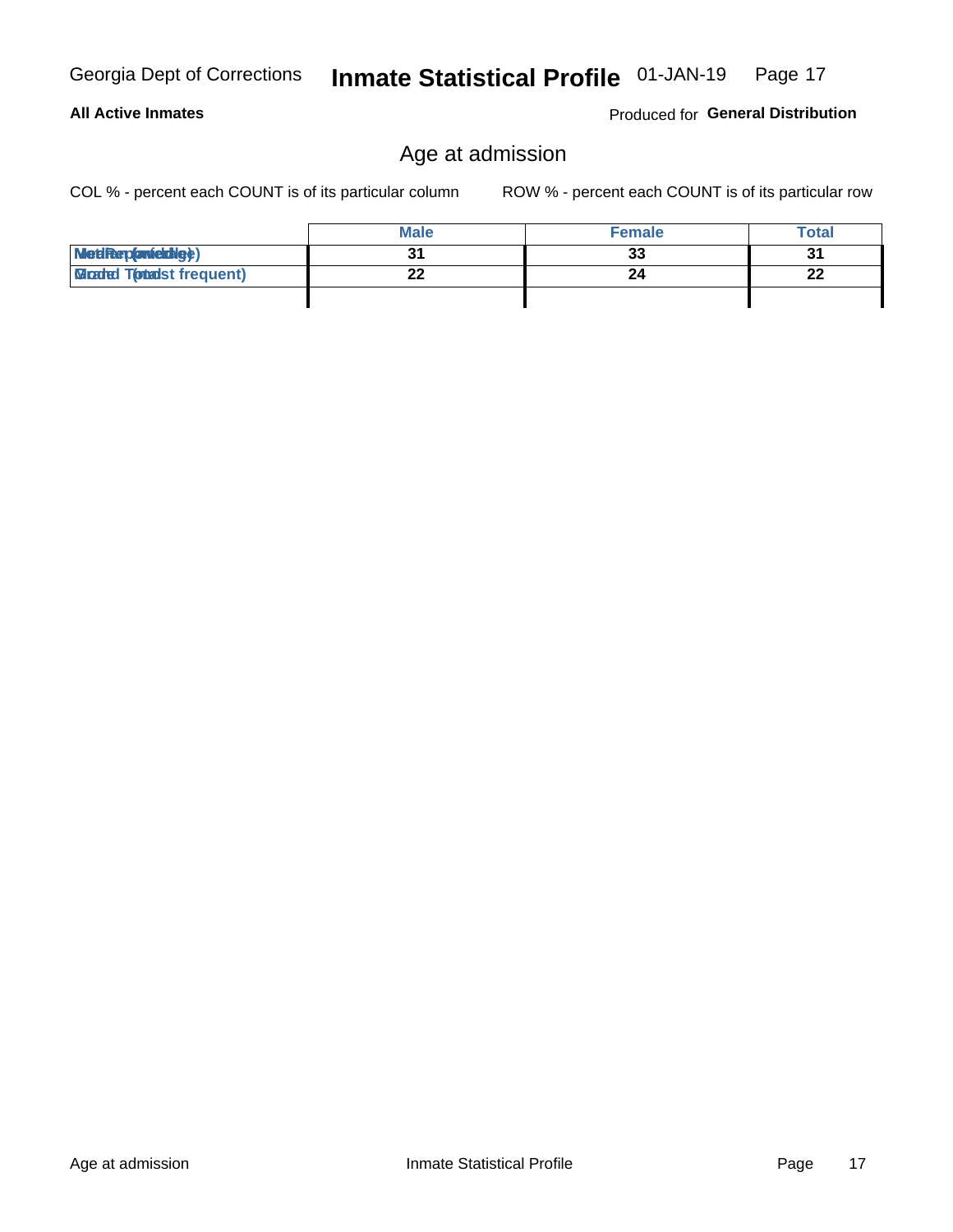## Age at admission

COL % - percent each COUNT is of its particular column    ROW % - percent each COUNT is of its particular row

| | Male | Female | Total |
|---|---|---|---|
| Median (middle) | 31 | 33 | 31 |
| Mode (most frequent) | 22 | 24 | 22 |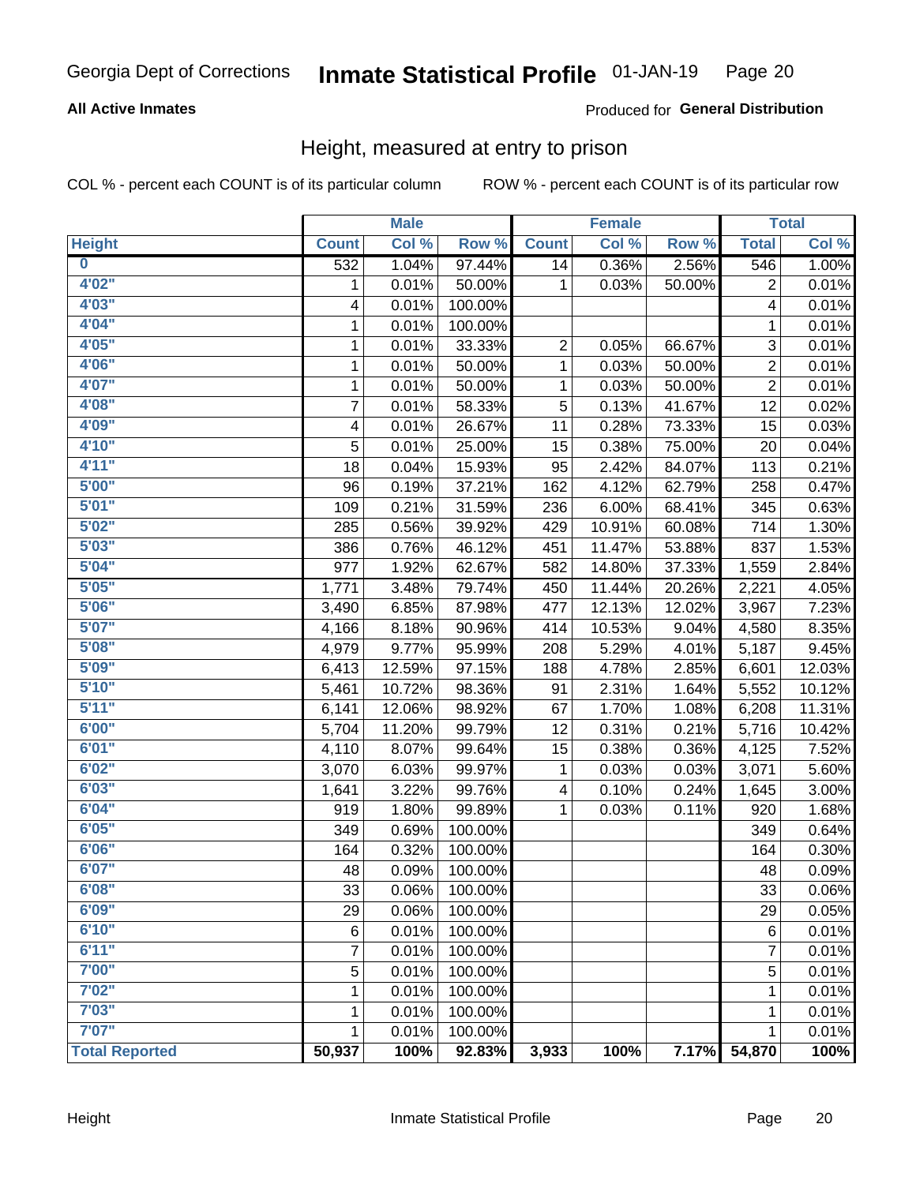Georgia Dept of Corrections **Inmate Statistical Profile** 01-JAN-19

**All Active Inmates**

Produced for **General Distribution**

## Height, measured at entry to prison

COL % - percent each COUNT is of its particular column ROW % - percent each COUNT is of its particular row

| | Male | | | Female | | | Total | |
|---|---|---|---|---|---|---|---|---|
| **Height** | **Count** | **Col %** | **Row %** | **Count** | **Col %** | **Row %** | **Total** | **Col %** |
| **0** | 532 | 1.04% | 97.44% | 14 | 0.36% | 2.56% | 546 | 1.00% |
| **4'02"** | 1 | 0.01% | 50.00% | 1 | 0.03% | 50.00% | 2 | 0.01% |
| **4'03"** | 4 | 0.01% | 100.00% | | | | 4 | 0.01% |
| **4'04"** | 1 | 0.01% | 100.00% | | | | 1 | 0.01% |
| **4'05"** | 1 | 0.01% | 33.33% | 2 | 0.05% | 66.67% | 3 | 0.01% |
| **4'06"** | 1 | 0.01% | 50.00% | 1 | 0.03% | 50.00% | 2 | 0.01% |
| **4'07"** | 1 | 0.01% | 50.00% | 1 | 0.03% | 50.00% | 2 | 0.01% |
| **4'08"** | 7 | 0.01% | 58.33% | 5 | 0.13% | 41.67% | 12 | 0.02% |
| **4'09"** | 4 | 0.01% | 26.67% | 11 | 0.28% | 73.33% | 15 | 0.03% |
| **4'10"** | 5 | 0.01% | 25.00% | 15 | 0.38% | 75.00% | 20 | 0.04% |
| **4'11"** | 18 | 0.04% | 15.93% | 95 | 2.42% | 84.07% | 113 | 0.21% |
| **5'00"** | 96 | 0.19% | 37.21% | 162 | 4.12% | 62.79% | 258 | 0.47% |
| **5'01"** | 109 | 0.21% | 31.59% | 236 | 6.00% | 68.41% | 345 | 0.63% |
| **5'02"** | 285 | 0.56% | 39.92% | 429 | 10.91% | 60.08% | 714 | 1.30% |
| **5'03"** | 386 | 0.76% | 46.12% | 451 | 11.47% | 53.88% | 837 | 1.53% |
| **5'04"** | 977 | 1.92% | 62.67% | 582 | 14.80% | 37.33% | 1,559 | 2.84% |
| **5'05"** | 1,771 | 3.48% | 79.74% | 450 | 11.44% | 20.26% | 2,221 | 4.05% |
| **5'06"** | 3,490 | 6.85% | 87.98% | 477 | 12.13% | 12.02% | 3,967 | 7.23% |
| **5'07"** | 4,166 | 8.18% | 90.96% | 414 | 10.53% | 9.04% | 4,580 | 8.35% |
| **5'08"** | 4,979 | 9.77% | 95.99% | 208 | 5.29% | 4.01% | 5,187 | 9.45% |
| **5'09"** | 6,413 | 12.59% | 97.15% | 188 | 4.78% | 2.85% | 6,601 | 12.03% |
| **5'10"** | 5,461 | 10.72% | 98.36% | 91 | 2.31% | 1.64% | 5,552 | 10.12% |
| **5'11"** | 6,141 | 12.06% | 98.92% | 67 | 1.70% | 1.08% | 6,208 | 11.31% |
| **6'00"** | 5,704 | 11.20% | 99.79% | 12 | 0.31% | 0.21% | 5,716 | 10.42% |
| **6'01"** | 4,110 | 8.07% | 99.64% | 15 | 0.38% | 0.36% | 4,125 | 7.52% |
| **6'02"** | 3,070 | 6.03% | 99.97% | 1 | 0.03% | 0.03% | 3,071 | 5.60% |
| **6'03"** | 1,641 | 3.22% | 99.76% | 4 | 0.10% | 0.24% | 1,645 | 3.00% |
| **6'04"** | 919 | 1.80% | 99.89% | 1 | 0.03% | 0.11% | 920 | 1.68% |
| **6'05"** | 349 | 0.69% | 100.00% | | | | 349 | 0.64% |
| **6'06"** | 164 | 0.32% | 100.00% | | | | 164 | 0.30% |
| **6'07"** | 48 | 0.09% | 100.00% | | | | 48 | 0.09% |
| **6'08"** | 33 | 0.06% | 100.00% | | | | 33 | 0.06% |
| **6'09"** | 29 | 0.06% | 100.00% | | | | 29 | 0.05% |
| **6'10"** | 6 | 0.01% | 100.00% | | | | 6 | 0.01% |
| **6'11"** | 7 | 0.01% | 100.00% | | | | 7 | 0.01% |
| **7'00"** | 5 | 0.01% | 100.00% | | | | 5 | 0.01% |
| **7'02"** | 1 | 0.01% | 100.00% | | | | 1 | 0.01% |
| **7'03"** | 1 | 0.01% | 100.00% | | | | 1 | 0.01% |
| **7'07"** | 1 | 0.01% | 100.00% | | | | 1 | 0.01% |
| **Total Reported** | **50,937** | **100%** | **92.83%** | **3,933** | **100%** | **7.17%** | **54,870** | **100%** |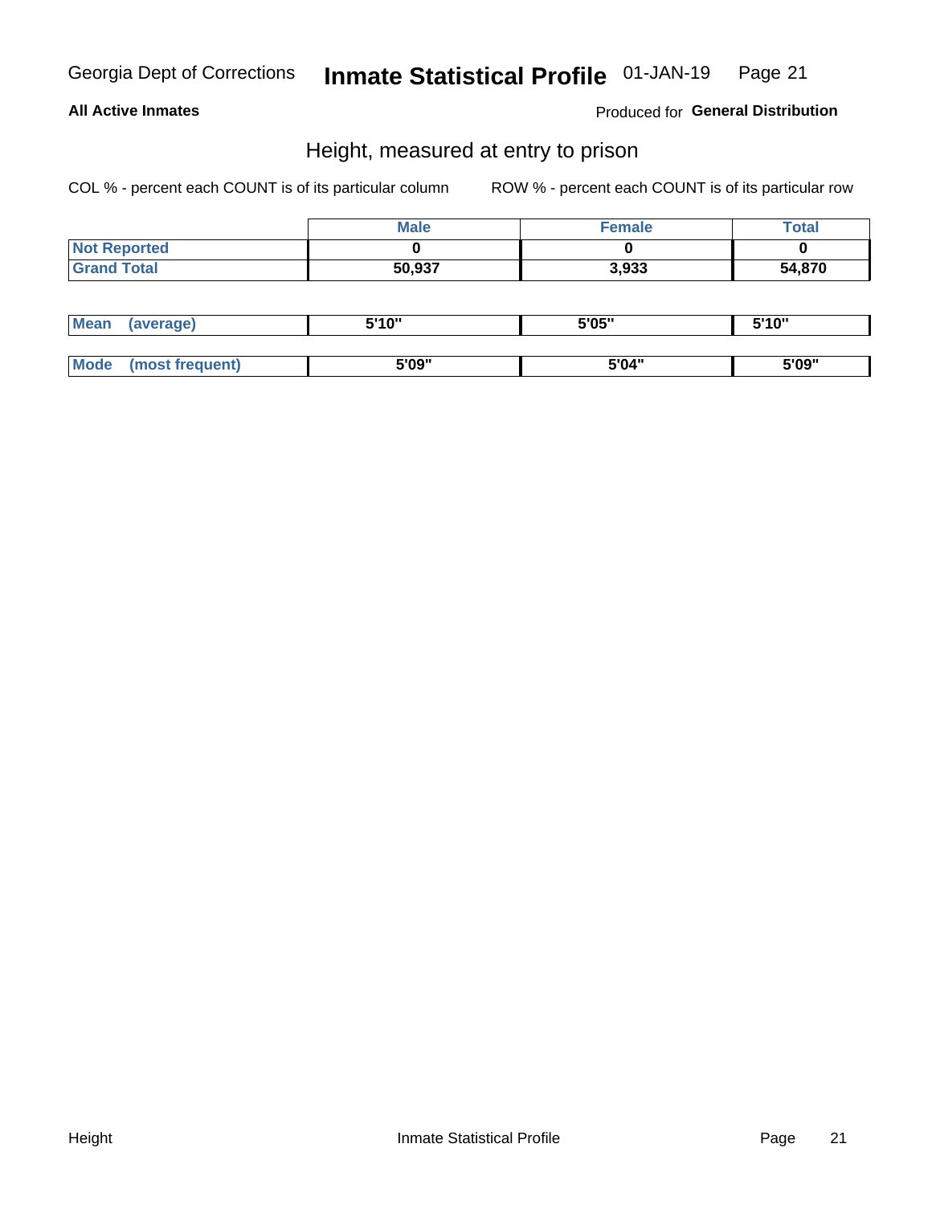## Height, measured at entry to prison

COL % - percent each COUNT is of its particular column

ROW % - percent each COUNT is of its particular row

| | Male | Female | Total |
|---|---|---|---|
| Not Reported | 0 | 0 | 0 |
| Grand Total | 50,937 | 3,933 | 54,870 |

| | Male | Female | Total |
|---|---|---|---|
| Mean (average) | 5'10" | 5'05" | 5'10" |
| Mode (most frequent) | 5'09" | 5'04" | 5'09" |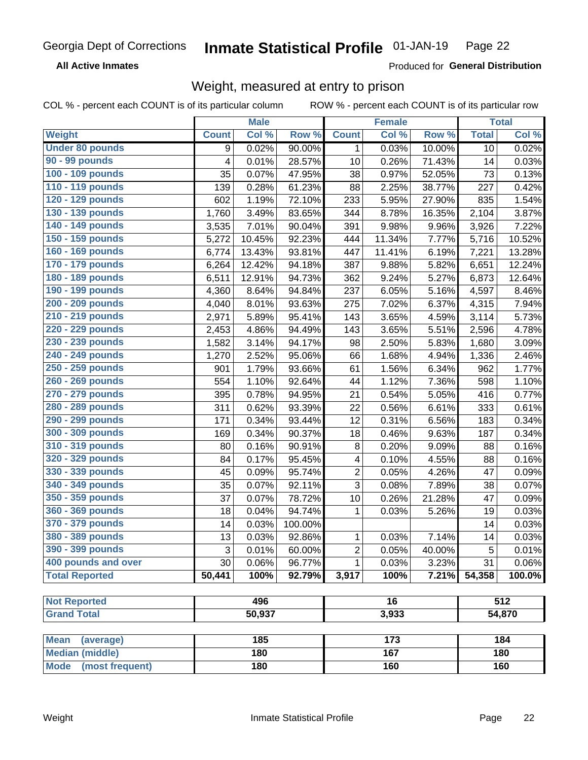Georgia Dept of Corrections **Inmate Statistical Profile** 01-JAN-19

**All Active Inmates**

Produced for **General Distribution**

## Weight, measured at entry to prison

COL % - percent each COUNT is of its particular column    ROW % - percent each COUNT is of its particular row

| | Male | | | Female | | | Total | |
|---|---|---|---|---|---|---|---|---|
| **Weight** | **Count** | **Col %** | **Row %** | **Count** | **Col %** | **Row %** | **Total** | **Col %** |
| Under 80 pounds | 9 | 0.02% | 90.00% | 1 | 0.03% | 10.00% | 10 | 0.02% |
| 90 - 99 pounds | 4 | 0.01% | 28.57% | 10 | 0.26% | 71.43% | 14 | 0.03% |
| 100 - 109 pounds | 35 | 0.07% | 47.95% | 38 | 0.97% | 52.05% | 73 | 0.13% |
| 110 - 119 pounds | 139 | 0.28% | 61.23% | 88 | 2.25% | 38.77% | 227 | 0.42% |
| 120 - 129 pounds | 602 | 1.19% | 72.10% | 233 | 5.95% | 27.90% | 835 | 1.54% |
| 130 - 139 pounds | 1,760 | 3.49% | 83.65% | 344 | 8.78% | 16.35% | 2,104 | 3.87% |
| 140 - 149 pounds | 3,535 | 7.01% | 90.04% | 391 | 9.98% | 9.96% | 3,926 | 7.22% |
| 150 - 159 pounds | 5,272 | 10.45% | 92.23% | 444 | 11.34% | 7.77% | 5,716 | 10.52% |
| 160 - 169 pounds | 6,774 | 13.43% | 93.81% | 447 | 11.41% | 6.19% | 7,221 | 13.28% |
| 170 - 179 pounds | 6,264 | 12.42% | 94.18% | 387 | 9.88% | 5.82% | 6,651 | 12.24% |
| 180 - 189 pounds | 6,511 | 12.91% | 94.73% | 362 | 9.24% | 5.27% | 6,873 | 12.64% |
| 190 - 199 pounds | 4,360 | 8.64% | 94.84% | 237 | 6.05% | 5.16% | 4,597 | 8.46% |
| 200 - 209 pounds | 4,040 | 8.01% | 93.63% | 275 | 7.02% | 6.37% | 4,315 | 7.94% |
| 210 - 219 pounds | 2,971 | 5.89% | 95.41% | 143 | 3.65% | 4.59% | 3,114 | 5.73% |
| 220 - 229 pounds | 2,453 | 4.86% | 94.49% | 143 | 3.65% | 5.51% | 2,596 | 4.78% |
| 230 - 239 pounds | 1,582 | 3.14% | 94.17% | 98 | 2.50% | 5.83% | 1,680 | 3.09% |
| 240 - 249 pounds | 1,270 | 2.52% | 95.06% | 66 | 1.68% | 4.94% | 1,336 | 2.46% |
| 250 - 259 pounds | 901 | 1.79% | 93.66% | 61 | 1.56% | 6.34% | 962 | 1.77% |
| 260 - 269 pounds | 554 | 1.10% | 92.64% | 44 | 1.12% | 7.36% | 598 | 1.10% |
| 270 - 279 pounds | 395 | 0.78% | 94.95% | 21 | 0.54% | 5.05% | 416 | 0.77% |
| 280 - 289 pounds | 311 | 0.62% | 93.39% | 22 | 0.56% | 6.61% | 333 | 0.61% |
| 290 - 299 pounds | 171 | 0.34% | 93.44% | 12 | 0.31% | 6.56% | 183 | 0.34% |
| 300 - 309 pounds | 169 | 0.34% | 90.37% | 18 | 0.46% | 9.63% | 187 | 0.34% |
| 310 - 319 pounds | 80 | 0.16% | 90.91% | 8 | 0.20% | 9.09% | 88 | 0.16% |
| 320 - 329 pounds | 84 | 0.17% | 95.45% | 4 | 0.10% | 4.55% | 88 | 0.16% |
| 330 - 339 pounds | 45 | 0.09% | 95.74% | 2 | 0.05% | 4.26% | 47 | 0.09% |
| 340 - 349 pounds | 35 | 0.07% | 92.11% | 3 | 0.08% | 7.89% | 38 | 0.07% |
| 350 - 359 pounds | 37 | 0.07% | 78.72% | 10 | 0.26% | 21.28% | 47 | 0.09% |
| 360 - 369 pounds | 18 | 0.04% | 94.74% | 1 | 0.03% | 5.26% | 19 | 0.03% |
| 370 - 379 pounds | 14 | 0.03% | 100.00% | | | | 14 | 0.03% |
| 380 - 389 pounds | 13 | 0.03% | 92.86% | 1 | 0.03% | 7.14% | 14 | 0.03% |
| 390 - 399 pounds | 3 | 0.01% | 60.00% | 2 | 0.05% | 40.00% | 5 | 0.01% |
| 400 pounds and over | 30 | 0.06% | 96.77% | 1 | 0.03% | 3.23% | 31 | 0.06% |
| **Total Reported** | **50,441** | **100%** | **92.79%** | **3,917** | **100%** | **7.21%** | **54,358** | **100.0%** |

| | Male | Female | Total |
|---|---|---|---|
| **Not Reported** | 496 | 16 | 512 |
| **Grand Total** | 50,937 | 3,933 | 54,870 |

| | Male | Female | Total |
|---|---|---|---|
| **Mean (average)** | 185 | 173 | 184 |
| **Median (middle)** | 180 | 167 | 180 |
| **Mode (most frequent)** | 180 | 160 | 160 |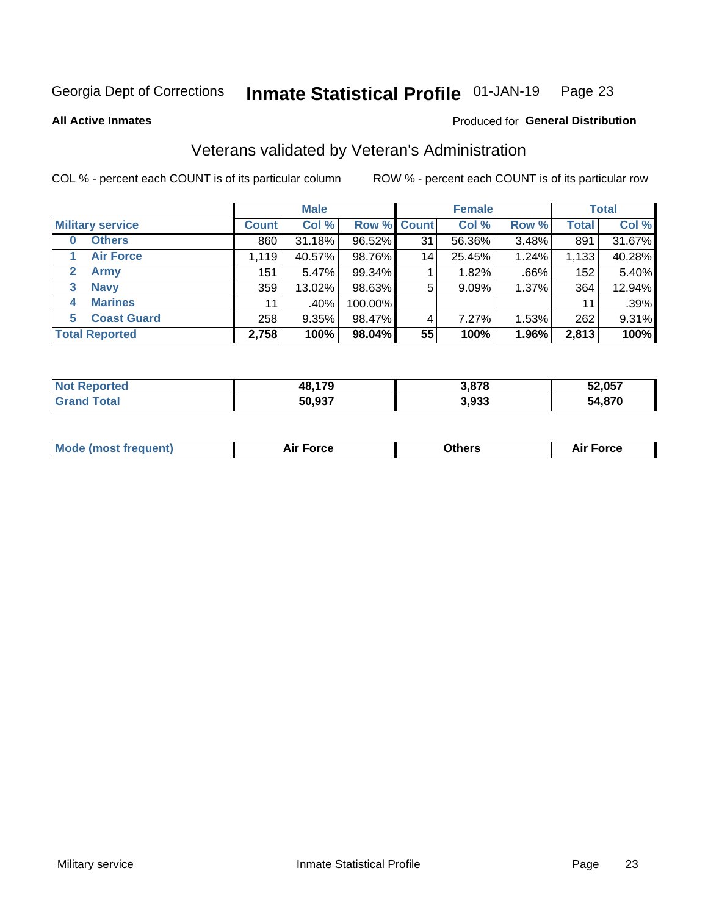Georgia Dept of Corrections **Inmate Statistical Profile** 01-JAN-19

**All Active Inmates**

Produced for **General Distribution**

## Veterans validated by Veteran's Administration

COL % - percent each COUNT is of its particular column ROW % - percent each COUNT is of its particular row

| | | Male | | | Female | | | Total | |
|---|---|---|---|---|---|---|---|---|---|
| **Military service** | | **Count** | **Col %** | **Row %** | **Count** | **Col %** | **Row %** | **Total** | **Col %** |
| 0 | Others | 860 | 31.18% | 96.52% | 31 | 56.36% | 3.48% | 891 | 31.67% |
| 1 | Air Force | 1,119 | 40.57% | 98.76% | 14 | 25.45% | 1.24% | 1,133 | 40.28% |
| 2 | Army | 151 | 5.47% | 99.34% | 1 | 1.82% | .66% | 152 | 5.40% |
| 3 | Navy | 359 | 13.02% | 98.63% | 5 | 9.09% | 1.37% | 364 | 12.94% |
| 4 | Marines | 11 | .40% | 100.00% | | | | 11 | .39% |
| 5 | Coast Guard | 258 | 9.35% | 98.47% | 4 | 7.27% | 1.53% | 262 | 9.31% |
| **Total Reported** | | **2,758** | **100%** | **98.04%** | **55** | **100%** | **1.96%** | **2,813** | **100%** |

| | Male | Female | Total |
|---|---|---|---|
| **Not Reported** | **48,179** | **3,878** | **52,057** |
| **Grand Total** | **50,937** | **3,933** | **54,870** |

| | Male | Female | Total |
|---|---|---|---|
| **Mode (most frequent)** | **Air Force** | **Others** | **Air Force** |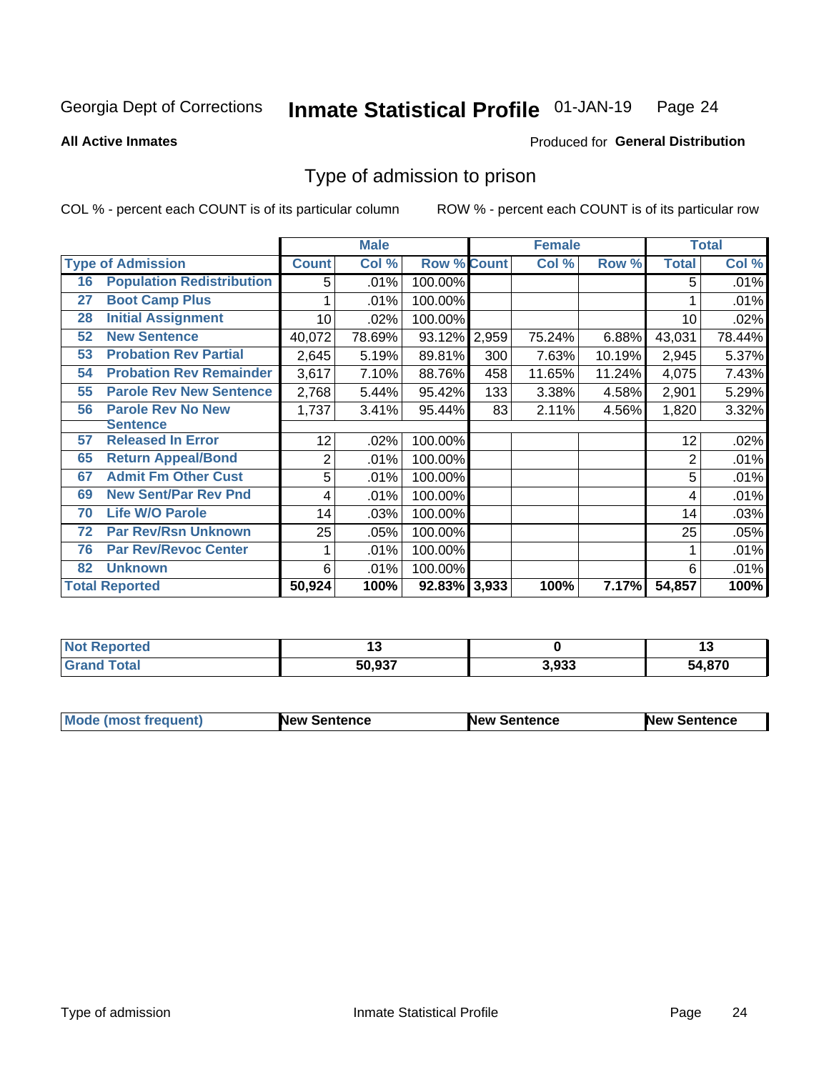Georgia Dept of Corrections **Inmate Statistical Profile** 01-JAN-19

**All Active Inmates**

Produced for **General Distribution**

## Type of admission to prison

COL % - percent each COUNT is of its particular column

ROW % - percent each COUNT is of its particular row

| | | Male | | | Female | | | Total | |
|---|---|---|---|---|---|---|---|---|---|
| **Type of Admission** | | **Count** | **Col %** | **Row %** | **Count** | **Col %** | **Row %** | **Total** | **Col %** |
| 16 | Population Redistribution | 5 | .01% | 100.00% | | | | 5 | .01% |
| 27 | Boot Camp Plus | 1 | .01% | 100.00% | | | | 1 | .01% |
| 28 | Initial Assignment | 10 | .02% | 100.00% | | | | 10 | .02% |
| 52 | New Sentence | 40,072 | 78.69% | 93.12% | 2,959 | 75.24% | 6.88% | 43,031 | 78.44% |
| 53 | Probation Rev Partial | 2,645 | 5.19% | 89.81% | 300 | 7.63% | 10.19% | 2,945 | 5.37% |
| 54 | Probation Rev Remainder | 3,617 | 7.10% | 88.76% | 458 | 11.65% | 11.24% | 4,075 | 7.43% |
| 55 | Parole Rev New Sentence | 2,768 | 5.44% | 95.42% | 133 | 3.38% | 4.58% | 2,901 | 5.29% |
| 56 | Parole Rev No New Sentence | 1,737 | 3.41% | 95.44% | 83 | 2.11% | 4.56% | 1,820 | 3.32% |
| 57 | Released In Error | 12 | .02% | 100.00% | | | | 12 | .02% |
| 65 | Return Appeal/Bond | 2 | .01% | 100.00% | | | | 2 | .01% |
| 67 | Admit Fm Other Cust | 5 | .01% | 100.00% | | | | 5 | .01% |
| 69 | New Sent/Par Rev Pnd | 4 | .01% | 100.00% | | | | 4 | .01% |
| 70 | Life W/O Parole | 14 | .03% | 100.00% | | | | 14 | .03% |
| 72 | Par Rev/Rsn Unknown | 25 | .05% | 100.00% | | | | 25 | .05% |
| 76 | Par Rev/Revoc Center | 1 | .01% | 100.00% | | | | 1 | .01% |
| 82 | Unknown | 6 | .01% | 100.00% | | | | 6 | .01% |
| **Total Reported** | | **50,924** | **100%** | **92.83%** | **3,933** | **100%** | **7.17%** | **54,857** | **100%** |

| | Male | Female | Total |
|---|---|---|---|
| **Not Reported** | **13** | **0** | **13** |
| **Grand Total** | **50,937** | **3,933** | **54,870** |

| | Male | Female | Total |
|---|---|---|---|
| **Mode (most frequent)** | **New Sentence** | **New Sentence** | **New Sentence** |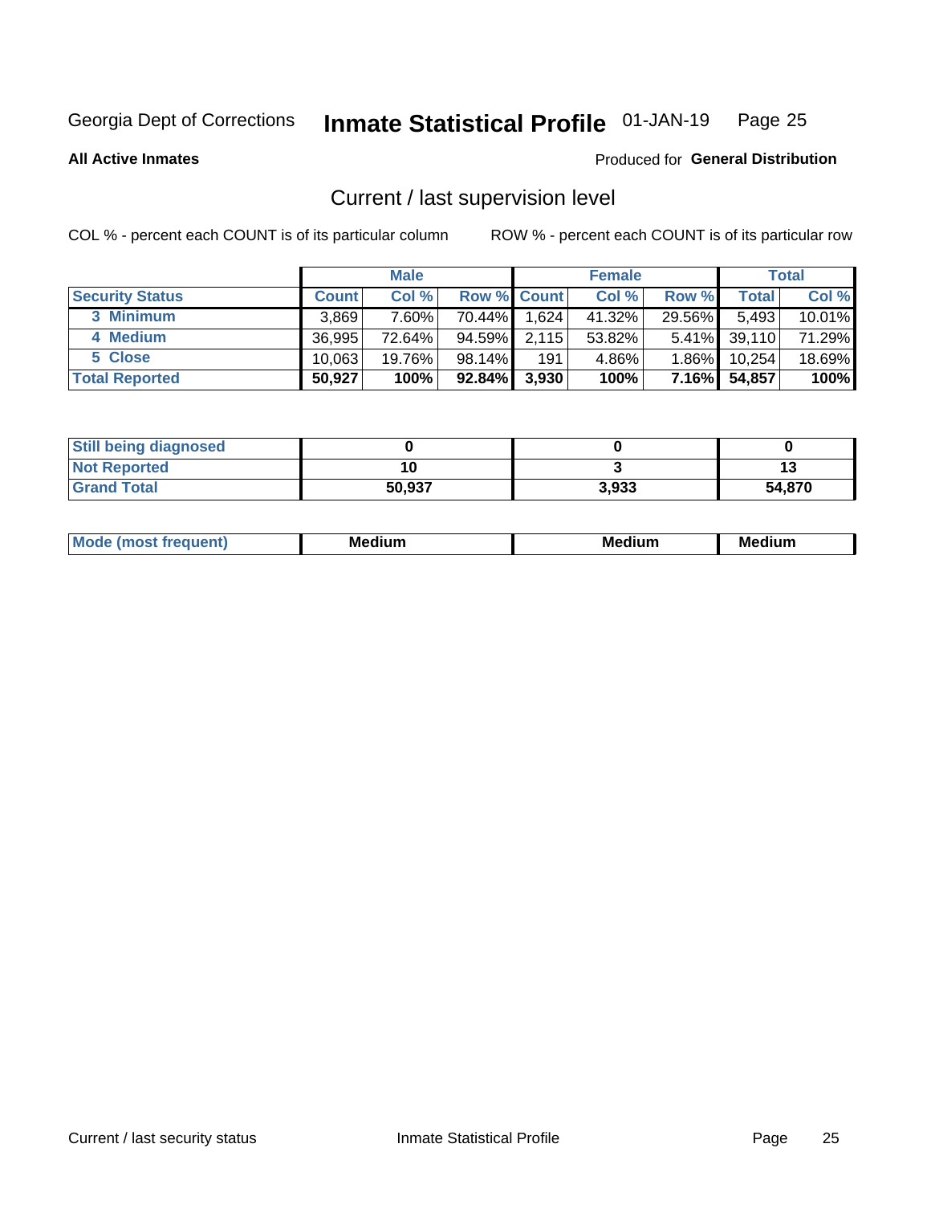Georgia Dept of Corrections **Inmate Statistical Profile** 01-JAN-19

**All Active Inmates**

Produced for **General Distribution**

## Current / last supervision level

COL % - percent each COUNT is of its particular column ROW % - percent each COUNT is of its particular row

| | Male | | | Female | | | Total | |
|---|---|---|---|---|---|---|---|---|
| **Security Status** | **Count** | **Col %** | **Row %** | **Count** | **Col %** | **Row %** | **Total** | **Col %** |
| 3 Minimum | 3,869 | 7.60% | 70.44% | 1,624 | 41.32% | 29.56% | 5,493 | 10.01% |
| 4 Medium | 36,995 | 72.64% | 94.59% | 2,115 | 53.82% | 5.41% | 39,110 | 71.29% |
| 5 Close | 10,063 | 19.76% | 98.14% | 191 | 4.86% | 1.86% | 10,254 | 18.69% |
| **Total Reported** | **50,927** | **100%** | **92.84%** | **3,930** | **100%** | **7.16%** | **54,857** | **100%** |

| | Male | Female | Total |
|---|---|---|---|
| **Still being diagnosed** | **0** | **0** | **0** |
| **Not Reported** | **10** | **3** | **13** |
| **Grand Total** | **50,937** | **3,933** | **54,870** |

| | Male | Female | Total |
|---|---|---|---|
| **Mode (most frequent)** | **Medium** | **Medium** | **Medium** |

Current / last security status Inmate Statistical Profile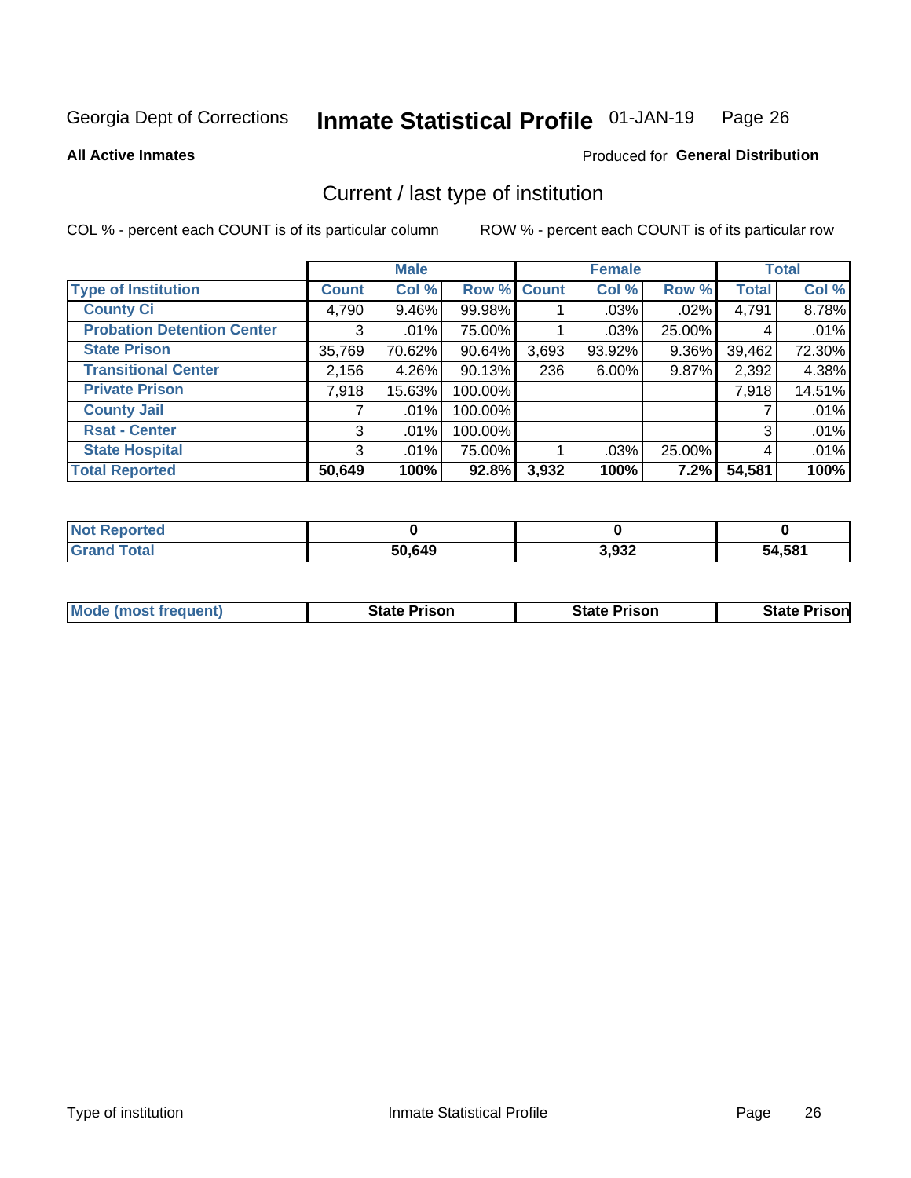Georgia Dept of Corrections **Inmate Statistical Profile** 01-JAN-19

**All Active Inmates**

Produced for **General Distribution**

## Current / last type of institution

COL % - percent each COUNT is of its particular column

ROW % - percent each COUNT is of its particular row

| | Male | | | Female | | | Total | |
|---|---|---|---|---|---|---|---|---|
| **Type of Institution** | **Count** | **Col %** | **Row %** | **Count** | **Col %** | **Row %** | **Total** | **Col %** |
| **County Ci** | 4,790 | 9.46% | 99.98% | 1 | .03% | .02% | 4,791 | 8.78% |
| **Probation Detention Center** | 3 | .01% | 75.00% | 1 | .03% | 25.00% | 4 | .01% |
| **State Prison** | 35,769 | 70.62% | 90.64% | 3,693 | 93.92% | 9.36% | 39,462 | 72.30% |
| **Transitional Center** | 2,156 | 4.26% | 90.13% | 236 | 6.00% | 9.87% | 2,392 | 4.38% |
| **Private Prison** | 7,918 | 15.63% | 100.00% | | | | 7,918 | 14.51% |
| **County Jail** | 7 | .01% | 100.00% | | | | 7 | .01% |
| **Rsat - Center** | 3 | .01% | 100.00% | | | | 3 | .01% |
| **State Hospital** | 3 | .01% | 75.00% | 1 | .03% | 25.00% | 4 | .01% |
| **Total Reported** | **50,649** | **100%** | **92.8%** | **3,932** | **100%** | **7.2%** | **54,581** | **100%** |

| | Male | Female | Total |
|---|---|---|---|
| **Not Reported** | **0** | **0** | **0** |
| **Grand Total** | **50,649** | **3,932** | **54,581** |

| | Male | Female | Total |
|---|---|---|---|
| **Mode (most frequent)** | **State Prison** | **State Prison** | **State Prison** |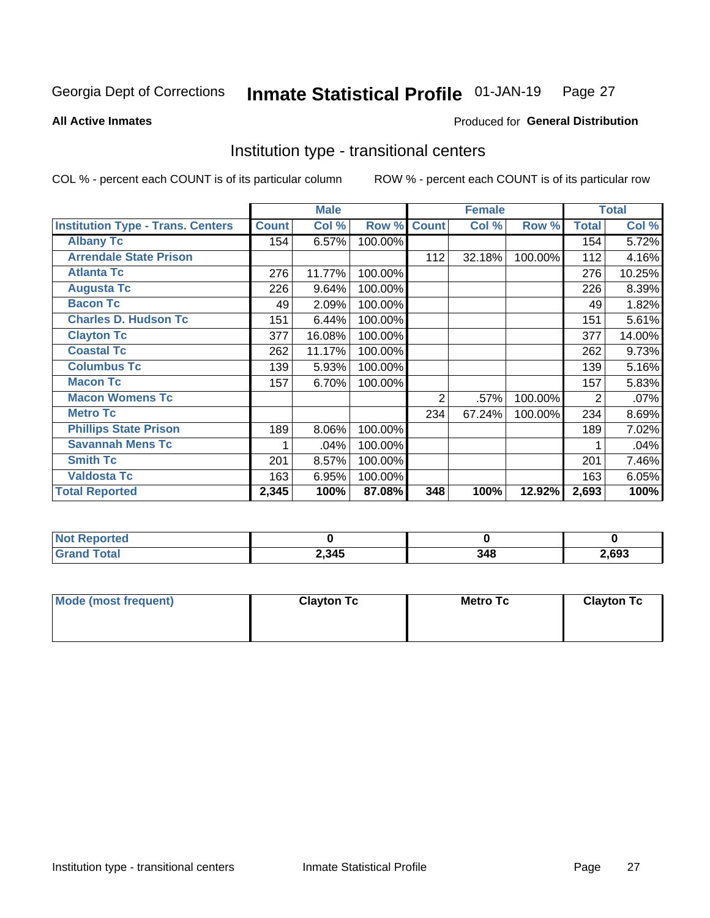Georgia Dept of Corrections **Inmate Statistical Profile** 01-JAN-19

**All Active Inmates**

Produced for **General Distribution**

## Institution type - transitional centers

COL % - percent each COUNT is of its particular column

ROW % - percent each COUNT is of its particular row

| | Male | | | Female | | | Total | |
|---|---|---|---|---|---|---|---|---|
| **Institution Type - Trans. Centers** | **Count** | **Col %** | **Row %** | **Count** | **Col %** | **Row %** | **Total** | **Col %** |
| **Albany Tc** | 154 | 6.57% | 100.00% | | | | 154 | 5.72% |
| **Arrendale State Prison** | | | | 112 | 32.18% | 100.00% | 112 | 4.16% |
| **Atlanta Tc** | 276 | 11.77% | 100.00% | | | | 276 | 10.25% |
| **Augusta Tc** | 226 | 9.64% | 100.00% | | | | 226 | 8.39% |
| **Bacon Tc** | 49 | 2.09% | 100.00% | | | | 49 | 1.82% |
| **Charles D. Hudson Tc** | 151 | 6.44% | 100.00% | | | | 151 | 5.61% |
| **Clayton Tc** | 377 | 16.08% | 100.00% | | | | 377 | 14.00% |
| **Coastal Tc** | 262 | 11.17% | 100.00% | | | | 262 | 9.73% |
| **Columbus Tc** | 139 | 5.93% | 100.00% | | | | 139 | 5.16% |
| **Macon Tc** | 157 | 6.70% | 100.00% | | | | 157 | 5.83% |
| **Macon Womens Tc** | | | | 2 | .57% | 100.00% | 2 | .07% |
| **Metro Tc** | | | | 234 | 67.24% | 100.00% | 234 | 8.69% |
| **Phillips State Prison** | 189 | 8.06% | 100.00% | | | | 189 | 7.02% |
| **Savannah Mens Tc** | 1 | .04% | 100.00% | | | | 1 | .04% |
| **Smith Tc** | 201 | 8.57% | 100.00% | | | | 201 | 7.46% |
| **Valdosta Tc** | 163 | 6.95% | 100.00% | | | | 163 | 6.05% |
| **Total Reported** | **2,345** | **100%** | **87.08%** | **348** | **100%** | **12.92%** | **2,693** | **100%** |

| | Male | Female | Total |
|---|---|---|---|
| **Not Reported** | **0** | **0** | **0** |
| **Grand Total** | **2,345** | **348** | **2,693** |

| | Male | Female | Total |
|---|---|---|---|
| **Mode (most frequent)** | **Clayton Tc** | **Metro Tc** | **Clayton Tc** |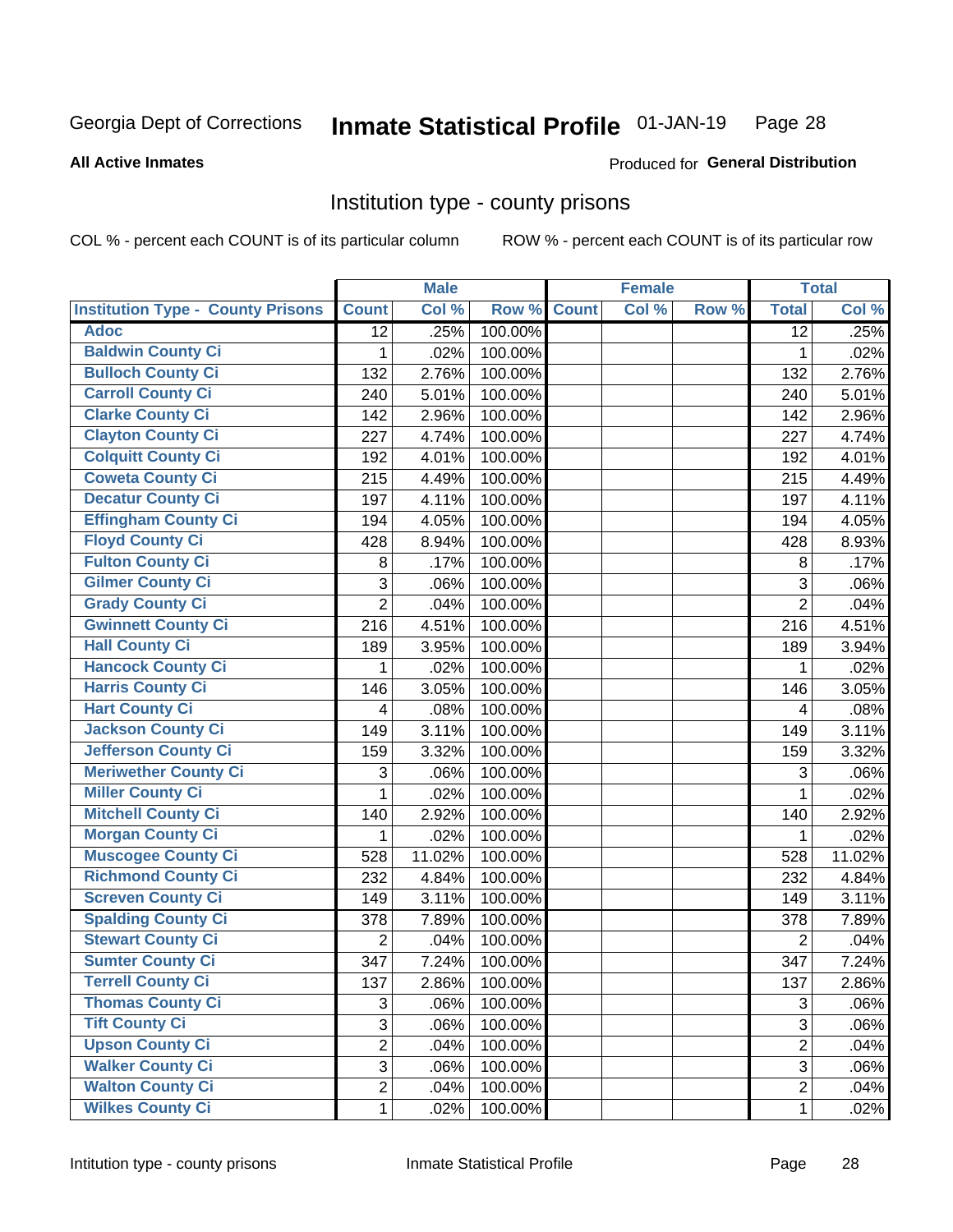Georgia Dept of Corrections **Inmate Statistical Profile** 01-JAN-19

**All Active Inmates**

Produced for **General Distribution**

## Institution type - county prisons

COL % - percent each COUNT is of its particular column

ROW % - percent each COUNT is of its particular row

| Institution Type - County Prisons | Male | | | Female | | | Total | |
|---|---|---|---|---|---|---|---|---|
| | Count | Col % | Row % | Count | Col % | Row % | Total | Col % |
| Adoc | 12 | .25% | 100.00% | | | | 12 | .25% |
| Baldwin County Ci | 1 | .02% | 100.00% | | | | 1 | .02% |
| Bulloch County Ci | 132 | 2.76% | 100.00% | | | | 132 | 2.76% |
| Carroll County Ci | 240 | 5.01% | 100.00% | | | | 240 | 5.01% |
| Clarke County Ci | 142 | 2.96% | 100.00% | | | | 142 | 2.96% |
| Clayton County Ci | 227 | 4.74% | 100.00% | | | | 227 | 4.74% |
| Colquitt County Ci | 192 | 4.01% | 100.00% | | | | 192 | 4.01% |
| Coweta County Ci | 215 | 4.49% | 100.00% | | | | 215 | 4.49% |
| Decatur County Ci | 197 | 4.11% | 100.00% | | | | 197 | 4.11% |
| Effingham County Ci | 194 | 4.05% | 100.00% | | | | 194 | 4.05% |
| Floyd County Ci | 428 | 8.94% | 100.00% | | | | 428 | 8.93% |
| Fulton County Ci | 8 | .17% | 100.00% | | | | 8 | .17% |
| Gilmer County Ci | 3 | .06% | 100.00% | | | | 3 | .06% |
| Grady County Ci | 2 | .04% | 100.00% | | | | 2 | .04% |
| Gwinnett County Ci | 216 | 4.51% | 100.00% | | | | 216 | 4.51% |
| Hall County Ci | 189 | 3.95% | 100.00% | | | | 189 | 3.94% |
| Hancock County Ci | 1 | .02% | 100.00% | | | | 1 | .02% |
| Harris County Ci | 146 | 3.05% | 100.00% | | | | 146 | 3.05% |
| Hart County Ci | 4 | .08% | 100.00% | | | | 4 | .08% |
| Jackson County Ci | 149 | 3.11% | 100.00% | | | | 149 | 3.11% |
| Jefferson County Ci | 159 | 3.32% | 100.00% | | | | 159 | 3.32% |
| Meriwether County Ci | 3 | .06% | 100.00% | | | | 3 | .06% |
| Miller County Ci | 1 | .02% | 100.00% | | | | 1 | .02% |
| Mitchell County Ci | 140 | 2.92% | 100.00% | | | | 140 | 2.92% |
| Morgan County Ci | 1 | .02% | 100.00% | | | | 1 | .02% |
| Muscogee County Ci | 528 | 11.02% | 100.00% | | | | 528 | 11.02% |
| Richmond County Ci | 232 | 4.84% | 100.00% | | | | 232 | 4.84% |
| Screven County Ci | 149 | 3.11% | 100.00% | | | | 149 | 3.11% |
| Spalding County Ci | 378 | 7.89% | 100.00% | | | | 378 | 7.89% |
| Stewart County Ci | 2 | .04% | 100.00% | | | | 2 | .04% |
| Sumter County Ci | 347 | 7.24% | 100.00% | | | | 347 | 7.24% |
| Terrell County Ci | 137 | 2.86% | 100.00% | | | | 137 | 2.86% |
| Thomas County Ci | 3 | .06% | 100.00% | | | | 3 | .06% |
| Tift County Ci | 3 | .06% | 100.00% | | | | 3 | .06% |
| Upson County Ci | 2 | .04% | 100.00% | | | | 2 | .04% |
| Walker County Ci | 3 | .06% | 100.00% | | | | 3 | .06% |
| Walton County Ci | 2 | .04% | 100.00% | | | | 2 | .04% |
| Wilkes County Ci | 1 | .02% | 100.00% | | | | 1 | .02% |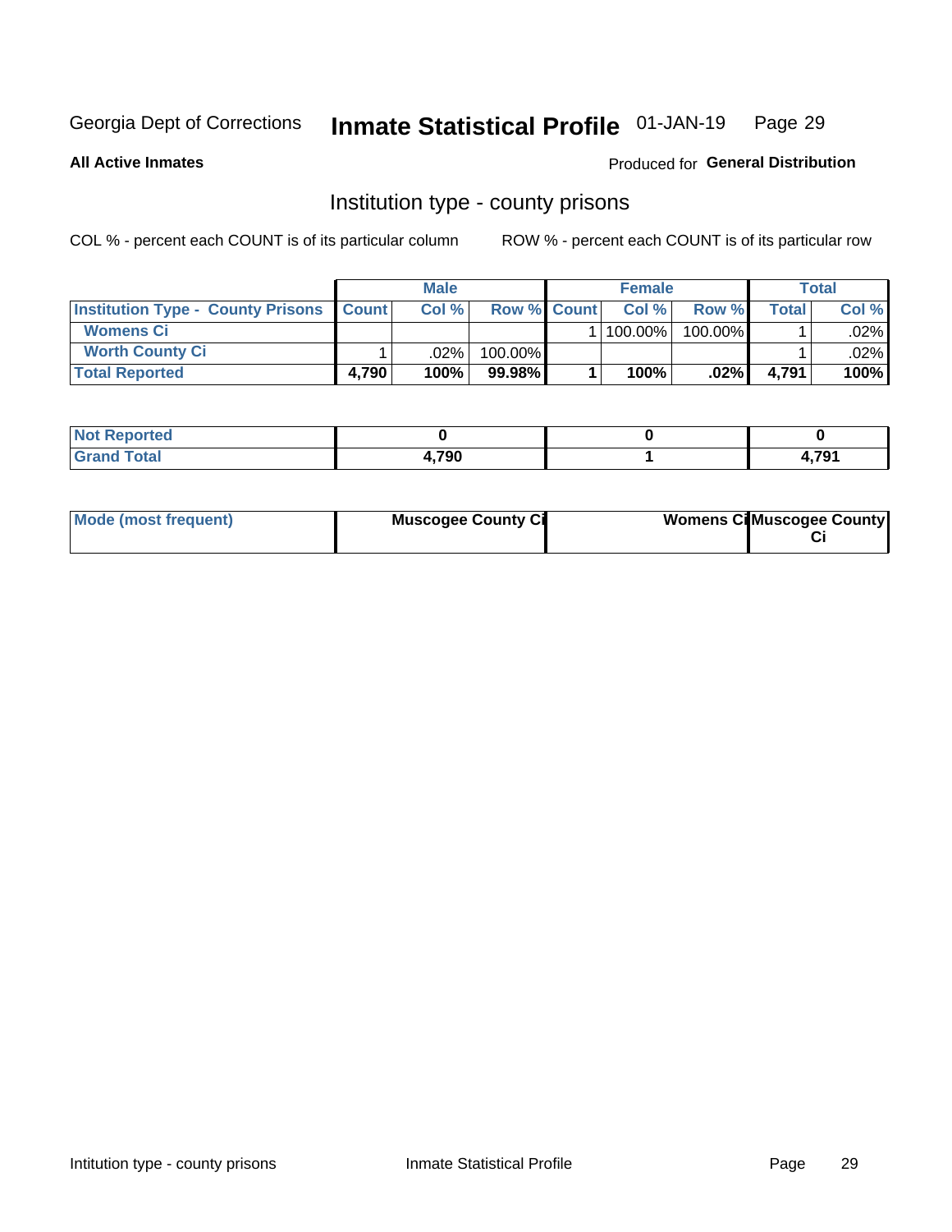Georgia Dept of Corrections **Inmate Statistical Profile** 01-JAN-19

**All Active Inmates**

Produced for **General Distribution**

## Institution type - county prisons

COL % - percent each COUNT is of its particular column

ROW % - percent each COUNT is of its particular row

| | Male | | | Female | | | Total | |
|---|---|---|---|---|---|---|---|---|
| **Institution Type - County Prisons** | **Count** | **Col %** | **Row %** | **Count** | **Col %** | **Row %** | **Total** | **Col %** |
| **Womens Ci** | | | | 1 | 100.00% | 100.00% | 1 | .02% |
| **Worth County Ci** | 1 | .02% | 100.00% | | | | 1 | .02% |
| **Total Reported** | **4,790** | **100%** | **99.98%** | **1** | **100%** | **.02%** | **4,791** | **100%** |

| | Male | Female | Total |
|---|---|---|---|
| **Not Reported** | **0** | **0** | **0** |
| **Grand Total** | **4,790** | **1** | **4,791** |

| | Male | Female | Total |
|---|---|---|---|
| **Mode (most frequent)** | **Muscogee County Ci** | **Womens Ci** | **Muscogee County Ci** |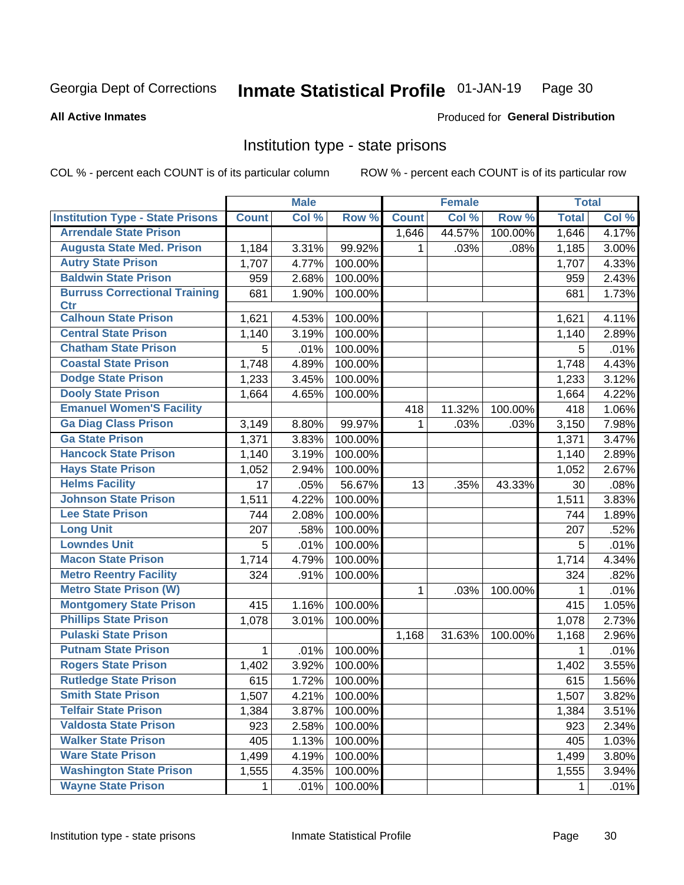Georgia Dept of Corrections **Inmate Statistical Profile** 01-JAN-19

**All Active Inmates**

Produced for **General Distribution**

## Institution type - state prisons

COL % - percent each COUNT is of its particular column ROW % - percent each COUNT is of its particular row

| | Male | | | Female | | | Total | |
|---|---|---|---|---|---|---|---|---|
| **Institution Type - State Prisons** | **Count** | **Col %** | **Row %** | **Count** | **Col %** | **Row %** | **Total** | **Col %** |
| **Arrendale State Prison** | | | | 1,646 | 44.57% | 100.00% | 1,646 | 4.17% |
| **Augusta State Med. Prison** | 1,184 | 3.31% | 99.92% | 1 | .03% | .08% | 1,185 | 3.00% |
| **Autry State Prison** | 1,707 | 4.77% | 100.00% | | | | 1,707 | 4.33% |
| **Baldwin State Prison** | 959 | 2.68% | 100.00% | | | | 959 | 2.43% |
| **Burruss Correctional Training Ctr** | 681 | 1.90% | 100.00% | | | | 681 | 1.73% |
| **Calhoun State Prison** | 1,621 | 4.53% | 100.00% | | | | 1,621 | 4.11% |
| **Central State Prison** | 1,140 | 3.19% | 100.00% | | | | 1,140 | 2.89% |
| **Chatham State Prison** | 5 | .01% | 100.00% | | | | 5 | .01% |
| **Coastal State Prison** | 1,748 | 4.89% | 100.00% | | | | 1,748 | 4.43% |
| **Dodge State Prison** | 1,233 | 3.45% | 100.00% | | | | 1,233 | 3.12% |
| **Dooly State Prison** | 1,664 | 4.65% | 100.00% | | | | 1,664 | 4.22% |
| **Emanuel Women'S Facility** | | | | 418 | 11.32% | 100.00% | 418 | 1.06% |
| **Ga Diag Class Prison** | 3,149 | 8.80% | 99.97% | 1 | .03% | .03% | 3,150 | 7.98% |
| **Ga State Prison** | 1,371 | 3.83% | 100.00% | | | | 1,371 | 3.47% |
| **Hancock State Prison** | 1,140 | 3.19% | 100.00% | | | | 1,140 | 2.89% |
| **Hays State Prison** | 1,052 | 2.94% | 100.00% | | | | 1,052 | 2.67% |
| **Helms Facility** | 17 | .05% | 56.67% | 13 | .35% | 43.33% | 30 | .08% |
| **Johnson State Prison** | 1,511 | 4.22% | 100.00% | | | | 1,511 | 3.83% |
| **Lee State Prison** | 744 | 2.08% | 100.00% | | | | 744 | 1.89% |
| **Long Unit** | 207 | .58% | 100.00% | | | | 207 | .52% |
| **Lowndes Unit** | 5 | .01% | 100.00% | | | | 5 | .01% |
| **Macon State Prison** | 1,714 | 4.79% | 100.00% | | | | 1,714 | 4.34% |
| **Metro Reentry Facility** | 324 | .91% | 100.00% | | | | 324 | .82% |
| **Metro State Prison (W)** | | | | 1 | .03% | 100.00% | 1 | .01% |
| **Montgomery State Prison** | 415 | 1.16% | 100.00% | | | | 415 | 1.05% |
| **Phillips State Prison** | 1,078 | 3.01% | 100.00% | | | | 1,078 | 2.73% |
| **Pulaski State Prison** | | | | 1,168 | 31.63% | 100.00% | 1,168 | 2.96% |
| **Putnam State Prison** | 1 | .01% | 100.00% | | | | 1 | .01% |
| **Rogers State Prison** | 1,402 | 3.92% | 100.00% | | | | 1,402 | 3.55% |
| **Rutledge State Prison** | 615 | 1.72% | 100.00% | | | | 615 | 1.56% |
| **Smith State Prison** | 1,507 | 4.21% | 100.00% | | | | 1,507 | 3.82% |
| **Telfair State Prison** | 1,384 | 3.87% | 100.00% | | | | 1,384 | 3.51% |
| **Valdosta State Prison** | 923 | 2.58% | 100.00% | | | | 923 | 2.34% |
| **Walker State Prison** | 405 | 1.13% | 100.00% | | | | 405 | 1.03% |
| **Ware State Prison** | 1,499 | 4.19% | 100.00% | | | | 1,499 | 3.80% |
| **Washington State Prison** | 1,555 | 4.35% | 100.00% | | | | 1,555 | 3.94% |
| **Wayne State Prison** | 1 | .01% | 100.00% | | | | 1 | .01% |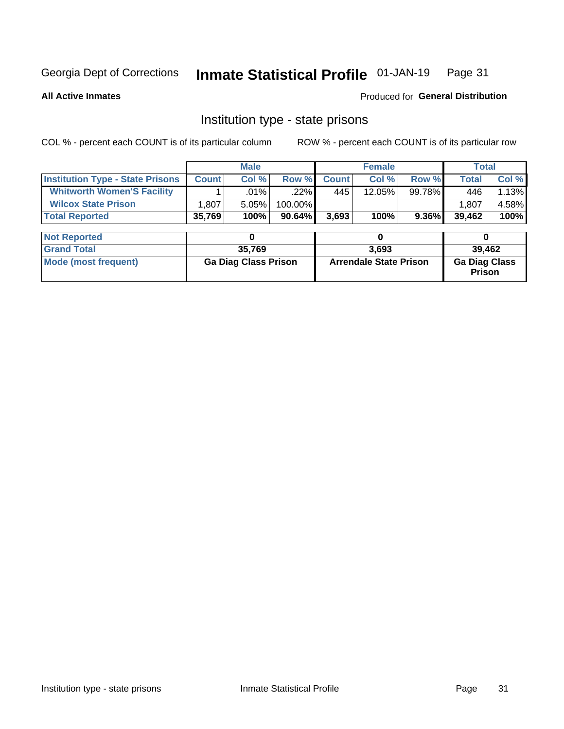Georgia Dept of Corrections **Inmate Statistical Profile** 01-JAN-19

**All Active Inmates**

Produced for **General Distribution**

## Institution type - state prisons

COL % - percent each COUNT is of its particular column ROW % - percent each COUNT is of its particular row

| | Male | | | Female | | | Total | |
|---|---|---|---|---|---|---|---|---|
| **Institution Type - State Prisons** | **Count** | **Col %** | **Row %** | **Count** | **Col %** | **Row %** | **Total** | **Col %** |
| **Whitworth Women'S Facility** | 1 | .01% | .22% | 445 | 12.05% | 99.78% | 446 | 1.13% |
| **Wilcox State Prison** | 1,807 | 5.05% | 100.00% | | | | 1,807 | 4.58% |
| **Total Reported** | **35,769** | **100%** | **90.64%** | **3,693** | **100%** | **9.36%** | **39,462** | **100%** |

| | Male | Female | Total |
|---|---|---|---|
| **Not Reported** | **0** | **0** | **0** |
| **Grand Total** | **35,769** | **3,693** | **39,462** |
| **Mode (most frequent)** | **Ga Diag Class Prison** | **Arrendale State Prison** | **Ga Diag Class Prison** |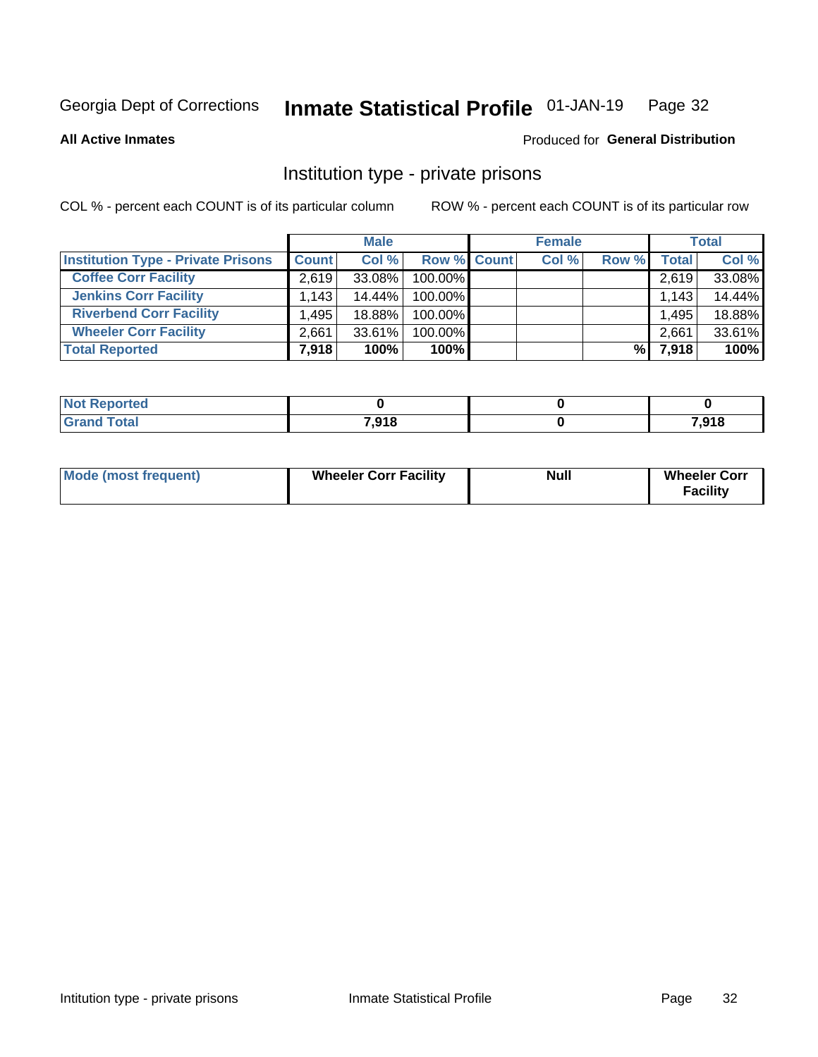Georgia Dept of Corrections **Inmate Statistical Profile** 01-JAN-19

**All Active Inmates**

Produced for **General Distribution**

## Institution type - private prisons

COL % - percent each COUNT is of its particular column ROW % - percent each COUNT is of its particular row

| | Male | | | Female | | | Total | |
|---|---|---|---|---|---|---|---|---|
| **Institution Type - Private Prisons** | **Count** | **Col %** | **Row %** | **Count** | **Col %** | **Row %** | **Total** | **Col %** |
| **Coffee Corr Facility** | 2,619 | 33.08% | 100.00% | | | | 2,619 | 33.08% |
| **Jenkins Corr Facility** | 1,143 | 14.44% | 100.00% | | | | 1,143 | 14.44% |
| **Riverbend Corr Facility** | 1,495 | 18.88% | 100.00% | | | | 1,495 | 18.88% |
| **Wheeler Corr Facility** | 2,661 | 33.61% | 100.00% | | | | 2,661 | 33.61% |
| **Total Reported** | **7,918** | **100%** | **100%** | | | **%** | **7,918** | **100%** |

| | Male | Female | Total |
|---|---|---|---|
| **Not Reported** | **0** | **0** | **0** |
| **Grand Total** | **7,918** | **0** | **7,918** |

| | Male | Female | Total |
|---|---|---|---|
| **Mode (most frequent)** | **Wheeler Corr Facility** | **Null** | **Wheeler Corr Facility** |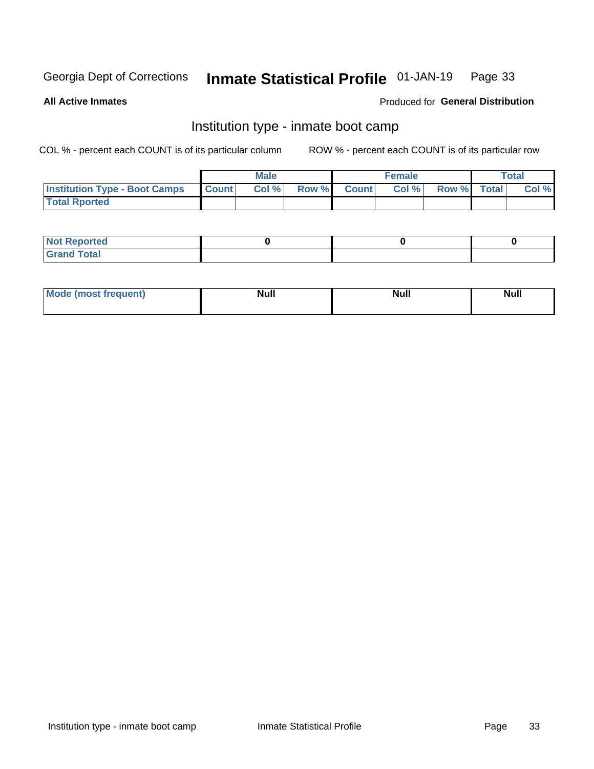Georgia Dept of Corrections **Inmate Statistical Profile** 01-JAN-19

**All Active Inmates**

Produced for **General Distribution**

## Institution type - inmate boot camp

COL % - percent each COUNT is of its particular column

ROW % - percent each COUNT is of its particular row

| | Male | | | Female | | | Total | |
|---|---|---|---|---|---|---|---|---|
| **Institution Type - Boot Camps** | Count | Col % | Row % | Count | Col % | Row % | Total | Col % |
| **Total Rported** | | | | | | | | |

| | Male | Female | Total |
|---|---|---|---|
| **Not Reported** | 0 | 0 | 0 |
| **Grand Total** | | | |

| | Male | Female | Total |
|---|---|---|---|
| **Mode (most frequent)** | Null | Null | Null |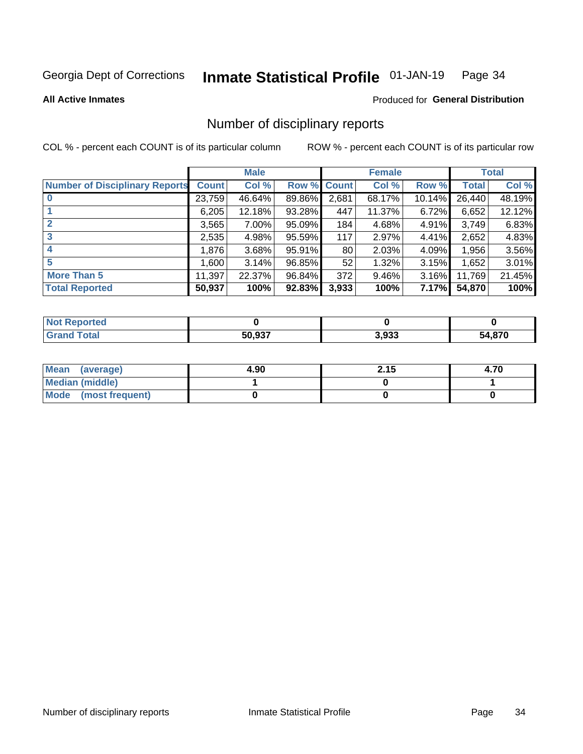Georgia Dept of Corrections **Inmate Statistical Profile** 01-JAN-19

**All Active Inmates**

Produced for **General Distribution**

## Number of disciplinary reports

COL % - percent each COUNT is of its particular column     ROW % - percent each COUNT is of its particular row

| | Male | | | Female | | | Total | |
|---|---|---|---|---|---|---|---|---|
| **Number of Disciplinary Reports** | **Count** | **Col %** | **Row %** | **Count** | **Col %** | **Row %** | **Total** | **Col %** |
| **0** | 23,759 | 46.64% | 89.86% | 2,681 | 68.17% | 10.14% | 26,440 | 48.19% |
| **1** | 6,205 | 12.18% | 93.28% | 447 | 11.37% | 6.72% | 6,652 | 12.12% |
| **2** | 3,565 | 7.00% | 95.09% | 184 | 4.68% | 4.91% | 3,749 | 6.83% |
| **3** | 2,535 | 4.98% | 95.59% | 117 | 2.97% | 4.41% | 2,652 | 4.83% |
| **4** | 1,876 | 3.68% | 95.91% | 80 | 2.03% | 4.09% | 1,956 | 3.56% |
| **5** | 1,600 | 3.14% | 96.85% | 52 | 1.32% | 3.15% | 1,652 | 3.01% |
| **More Than 5** | 11,397 | 22.37% | 96.84% | 372 | 9.46% | 3.16% | 11,769 | 21.45% |
| **Total Reported** | **50,937** | **100%** | **92.83%** | **3,933** | **100%** | **7.17%** | **54,870** | **100%** |

| | Male | Female | Total |
|---|---|---|---|
| **Not Reported** | **0** | **0** | **0** |
| **Grand Total** | **50,937** | **3,933** | **54,870** |

| | Male | Female | Total |
|---|---|---|---|
| **Mean (average)** | **4.90** | **2.15** | **4.70** |
| **Median (middle)** | **1** | **0** | **1** |
| **Mode (most frequent)** | **0** | **0** | **0** |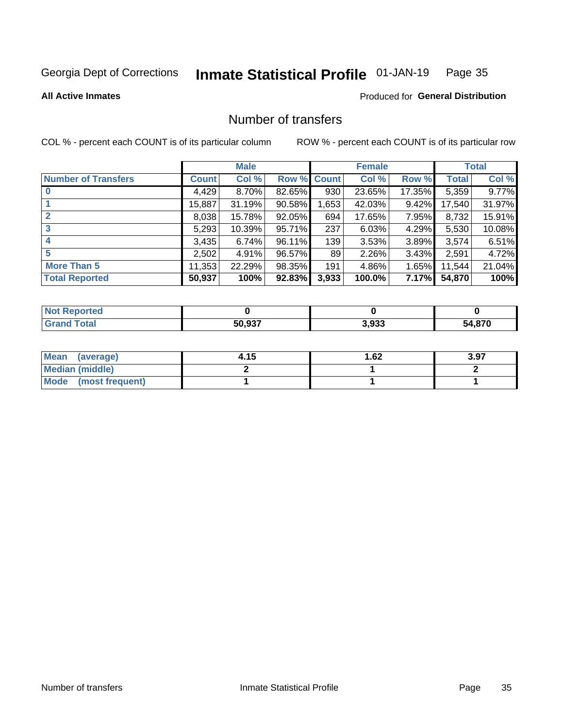Georgia Dept of Corrections **Inmate Statistical Profile** 01-JAN-19

**All Active Inmates**

Produced for **General Distribution**

## Number of transfers

COL % - percent each COUNT is of its particular column ROW % - percent each COUNT is of its particular row

| | Male | | | Female | | | Total | |
|---|---|---|---|---|---|---|---|---|
| **Number of Transfers** | **Count** | **Col %** | **Row %** | **Count** | **Col %** | **Row %** | **Total** | **Col %** |
| **0** | 4,429 | 8.70% | 82.65% | 930 | 23.65% | 17.35% | 5,359 | 9.77% |
| **1** | 15,887 | 31.19% | 90.58% | 1,653 | 42.03% | 9.42% | 17,540 | 31.97% |
| **2** | 8,038 | 15.78% | 92.05% | 694 | 17.65% | 7.95% | 8,732 | 15.91% |
| **3** | 5,293 | 10.39% | 95.71% | 237 | 6.03% | 4.29% | 5,530 | 10.08% |
| **4** | 3,435 | 6.74% | 96.11% | 139 | 3.53% | 3.89% | 3,574 | 6.51% |
| **5** | 2,502 | 4.91% | 96.57% | 89 | 2.26% | 3.43% | 2,591 | 4.72% |
| **More Than 5** | 11,353 | 22.29% | 98.35% | 191 | 4.86% | 1.65% | 11,544 | 21.04% |
| **Total Reported** | **50,937** | **100%** | **92.83%** | **3,933** | **100.0%** | **7.17%** | **54,870** | **100%** |

| | Male | Female | Total |
|---|---|---|---|
| **Not Reported** | **0** | **0** | **0** |
| **Grand Total** | **50,937** | **3,933** | **54,870** |

| | Male | Female | Total |
|---|---|---|---|
| **Mean (average)** | **4.15** | **1.62** | **3.97** |
| **Median (middle)** | **2** | **1** | **2** |
| **Mode (most frequent)** | **1** | **1** | **1** |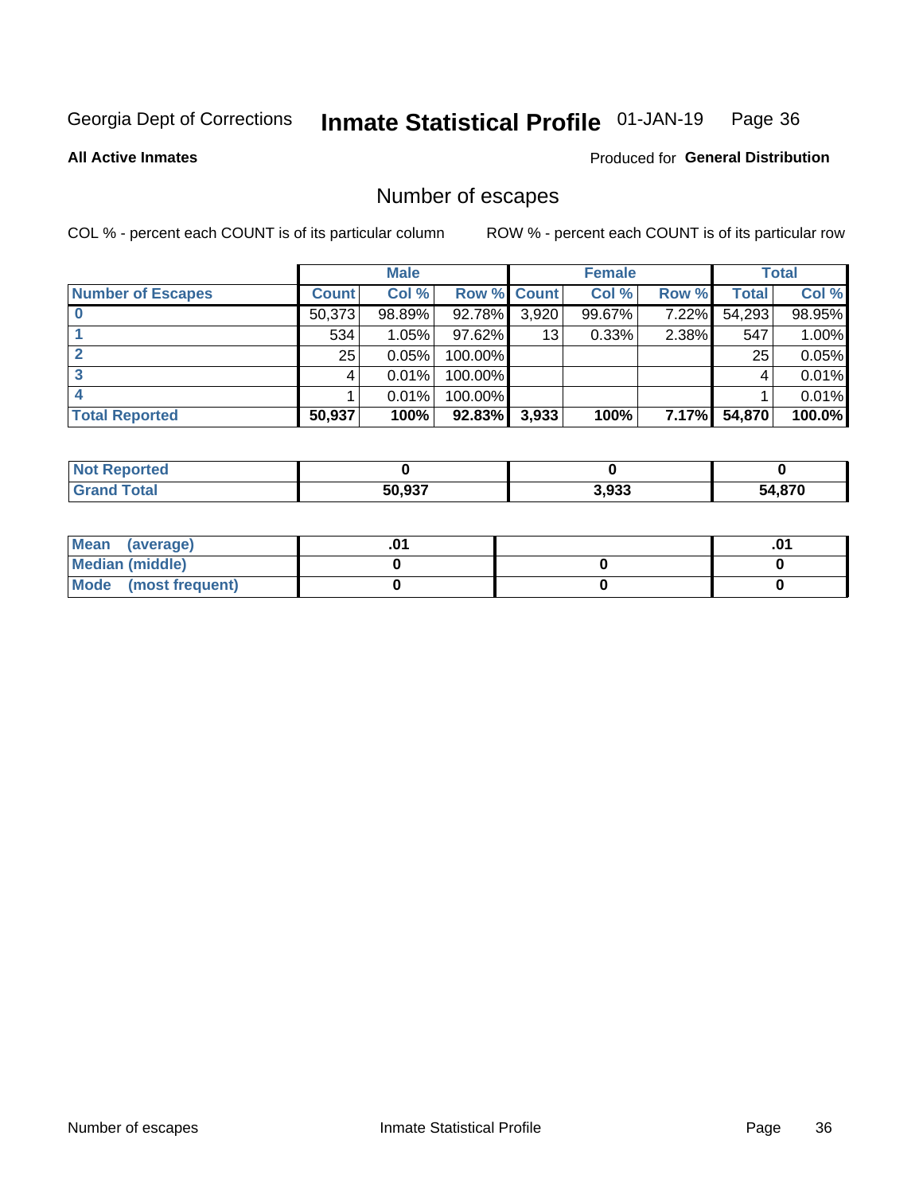Georgia Dept of Corrections **Inmate Statistical Profile** 01-JAN-19

**All Active Inmates**

Produced for **General Distribution**

## Number of escapes

COL % - percent each COUNT is of its particular column

ROW % - percent each COUNT is of its particular row

| | Male | | | Female | | | Total | |
|---|---|---|---|---|---|---|---|---|
| **Number of Escapes** | **Count** | **Col %** | **Row %** | **Count** | **Col %** | **Row %** | **Total** | **Col %** |
| **0** | 50,373 | 98.89% | 92.78% | 3,920 | 99.67% | 7.22% | 54,293 | 98.95% |
| **1** | 534 | 1.05% | 97.62% | 13 | 0.33% | 2.38% | 547 | 1.00% |
| **2** | 25 | 0.05% | 100.00% | | | | 25 | 0.05% |
| **3** | 4 | 0.01% | 100.00% | | | | 4 | 0.01% |
| **4** | 1 | 0.01% | 100.00% | | | | 1 | 0.01% |
| **Total Reported** | **50,937** | **100%** | **92.83%** | **3,933** | **100%** | **7.17%** | **54,870** | **100.0%** |

| | Male | Female | Total |
|---|---|---|---|
| **Not Reported** | **0** | **0** | **0** |
| **Grand Total** | **50,937** | **3,933** | **54,870** |

| | Male | Female | Total |
|---|---|---|---|
| **Mean (average)** | **.01** | | **.01** |
| **Median (middle)** | **0** | **0** | **0** |
| **Mode (most frequent)** | **0** | **0** | **0** |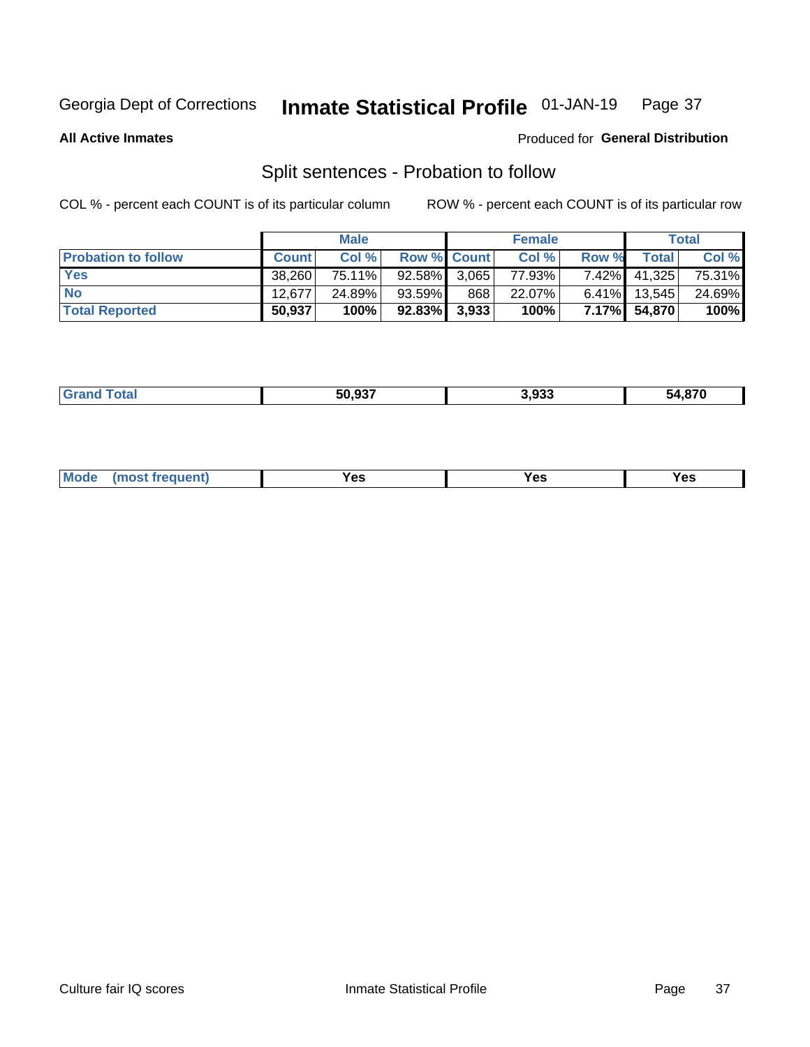Georgia Dept of Corrections **Inmate Statistical Profile** 01-JAN-19

**All Active Inmates**

Produced for **General Distribution**

## Split sentences - Probation to follow

COL % - percent each COUNT is of its particular column ROW % - percent each COUNT is of its particular row

| | Male | | | Female | | | Total | |
|---|---|---|---|---|---|---|---|---|
| **Probation to follow** | **Count** | **Col %** | **Row %** | **Count** | **Col %** | **Row %** | **Total** | **Col %** |
| **Yes** | 38,260 | 75.11% | 92.58% | 3,065 | 77.93% | 7.42% | 41,325 | 75.31% |
| **No** | 12,677 | 24.89% | 93.59% | 868 | 22.07% | 6.41% | 13,545 | 24.69% |
| **Total Reported** | **50,937** | **100%** | **92.83%** | **3,933** | **100%** | **7.17%** | **54,870** | **100%** |

| | | | |
|---|---|---|---|
| **Grand Total** | **50,937** | **3,933** | **54,870** |

| | | | |
|---|---|---|---|
| **Mode (most frequent)** | **Yes** | **Yes** | **Yes** |

Culture fair IQ scores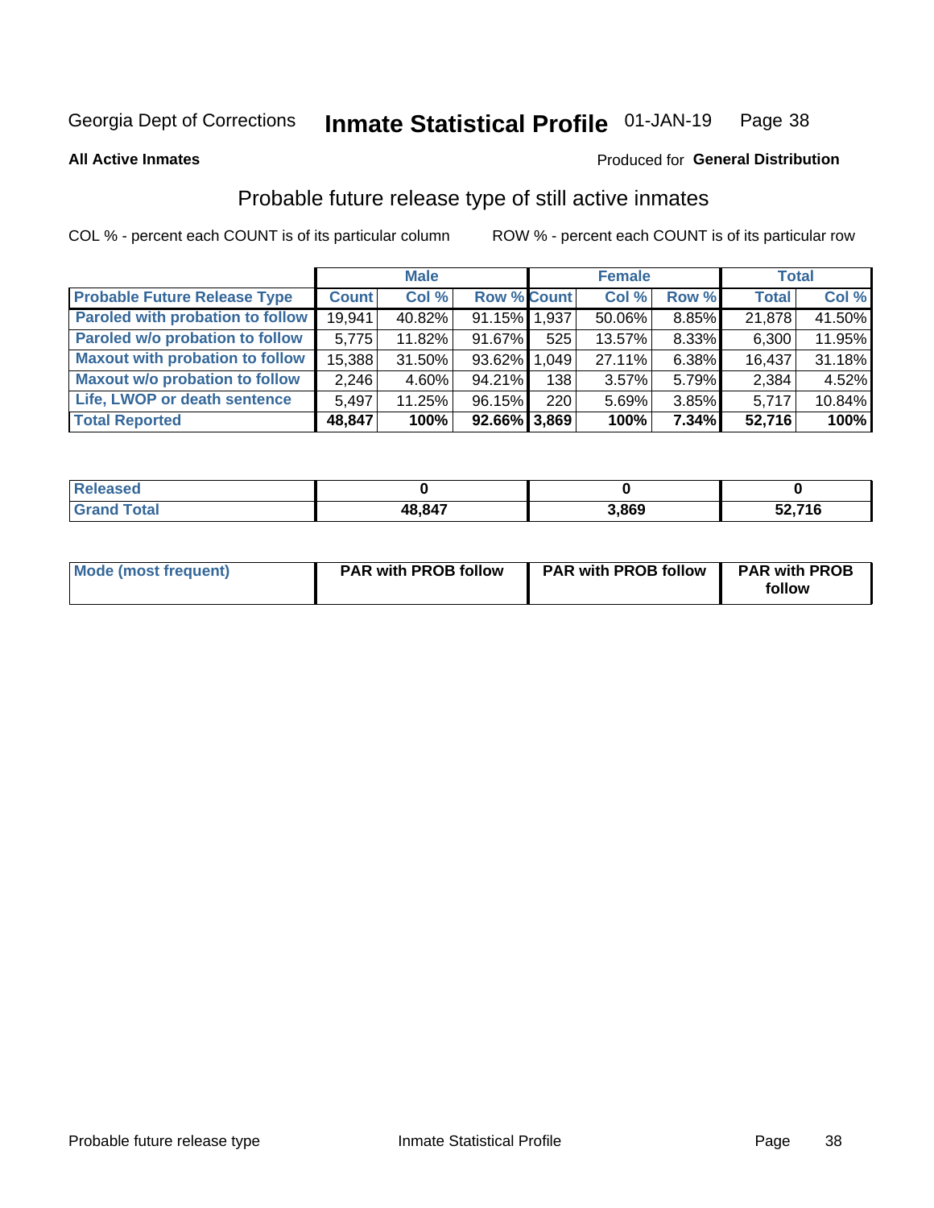Georgia Dept of Corrections **Inmate Statistical Profile** 01-JAN-19

**All Active Inmates**

Produced for **General Distribution**

## Probable future release type of still active inmates

COL % - percent each COUNT is of its particular column

ROW % - percent each COUNT is of its particular row

| | Male | | | Female | | | Total | |
|---|---|---|---|---|---|---|---|---|
| **Probable Future Release Type** | **Count** | **Col %** | **Row %** | **Count** | **Col %** | **Row %** | **Total** | **Col %** |
| Paroled with probation to follow | 19,941 | 40.82% | 91.15% | 1,937 | 50.06% | 8.85% | 21,878 | 41.50% |
| Paroled w/o probation to follow | 5,775 | 11.82% | 91.67% | 525 | 13.57% | 8.33% | 6,300 | 11.95% |
| Maxout with probation to follow | 15,388 | 31.50% | 93.62% | 1,049 | 27.11% | 6.38% | 16,437 | 31.18% |
| Maxout w/o probation to follow | 2,246 | 4.60% | 94.21% | 138 | 3.57% | 5.79% | 2,384 | 4.52% |
| Life, LWOP or death sentence | 5,497 | 11.25% | 96.15% | 220 | 5.69% | 3.85% | 5,717 | 10.84% |
| **Total Reported** | **48,847** | **100%** | **92.66%** | **3,869** | **100%** | **7.34%** | **52,716** | **100%** |

| | Male | Female | Total |
|---|---|---|---|
| Released | **0** | **0** | **0** |
| Grand Total | **48,847** | **3,869** | **52,716** |

| | Male | Female | Total |
|---|---|---|---|
| Mode (most frequent) | **PAR with PROB follow** | **PAR with PROB follow** | **PAR with PROB follow** |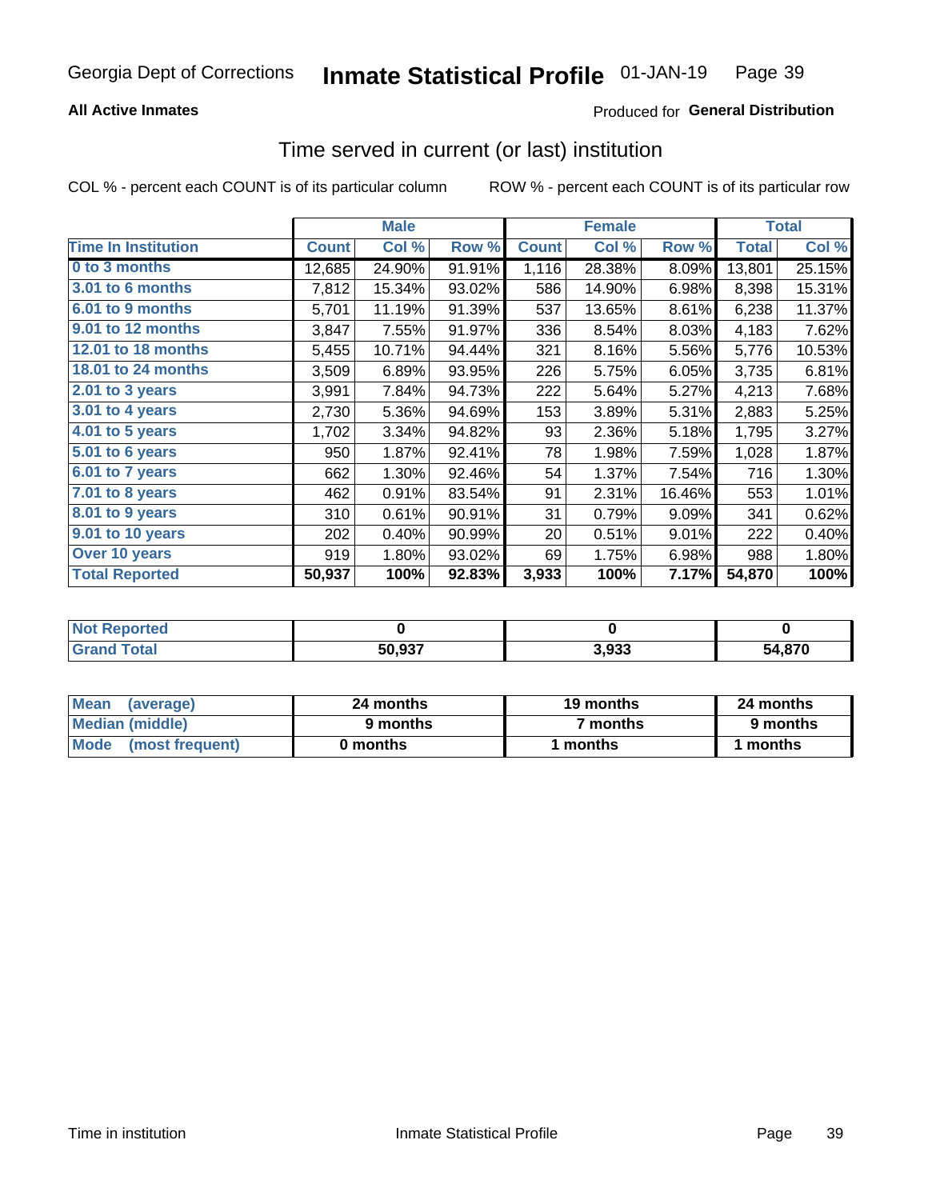**All Active Inmates** Produced for **General Distribution**

## Time served in current (or last) institution

COL % - percent each COUNT is of its particular column ROW % - percent each COUNT is of its particular row

| | Male | | | Female | | | Total | |
|---|---|---|---|---|---|---|---|---|
| Time In Institution | Count | Col % | Row % | Count | Col % | Row % | Total | Col % |
| 0 to 3 months | 12,685 | 24.90% | 91.91% | 1,116 | 28.38% | 8.09% | 13,801 | 25.15% |
| 3.01 to 6 months | 7,812 | 15.34% | 93.02% | 586 | 14.90% | 6.98% | 8,398 | 15.31% |
| 6.01 to 9 months | 5,701 | 11.19% | 91.39% | 537 | 13.65% | 8.61% | 6,238 | 11.37% |
| 9.01 to 12 months | 3,847 | 7.55% | 91.97% | 336 | 8.54% | 8.03% | 4,183 | 7.62% |
| 12.01 to 18 months | 5,455 | 10.71% | 94.44% | 321 | 8.16% | 5.56% | 5,776 | 10.53% |
| 18.01 to 24 months | 3,509 | 6.89% | 93.95% | 226 | 5.75% | 6.05% | 3,735 | 6.81% |
| 2.01 to 3 years | 3,991 | 7.84% | 94.73% | 222 | 5.64% | 5.27% | 4,213 | 7.68% |
| 3.01 to 4 years | 2,730 | 5.36% | 94.69% | 153 | 3.89% | 5.31% | 2,883 | 5.25% |
| 4.01 to 5 years | 1,702 | 3.34% | 94.82% | 93 | 2.36% | 5.18% | 1,795 | 3.27% |
| 5.01 to 6 years | 950 | 1.87% | 92.41% | 78 | 1.98% | 7.59% | 1,028 | 1.87% |
| 6.01 to 7 years | 662 | 1.30% | 92.46% | 54 | 1.37% | 7.54% | 716 | 1.30% |
| 7.01 to 8 years | 462 | 0.91% | 83.54% | 91 | 2.31% | 16.46% | 553 | 1.01% |
| 8.01 to 9 years | 310 | 0.61% | 90.91% | 31 | 0.79% | 9.09% | 341 | 0.62% |
| 9.01 to 10 years | 202 | 0.40% | 90.99% | 20 | 0.51% | 9.01% | 222 | 0.40% |
| Over 10 years | 919 | 1.80% | 93.02% | 69 | 1.75% | 6.98% | 988 | 1.80% |
| **Total Reported** | **50,937** | **100%** | **92.83%** | **3,933** | **100%** | **7.17%** | **54,870** | **100%** |

| | Male | Female | Total |
|---|---|---|---|
| Not Reported | 0 | 0 | 0 |
| Grand Total | 50,937 | 3,933 | 54,870 |

| | Male | Female | Total |
|---|---|---|---|
| Mean (average) | 24 months | 19 months | 24 months |
| Median (middle) | 9 months | 7 months | 9 months |
| Mode (most frequent) | 0 months | 1 months | 1 months |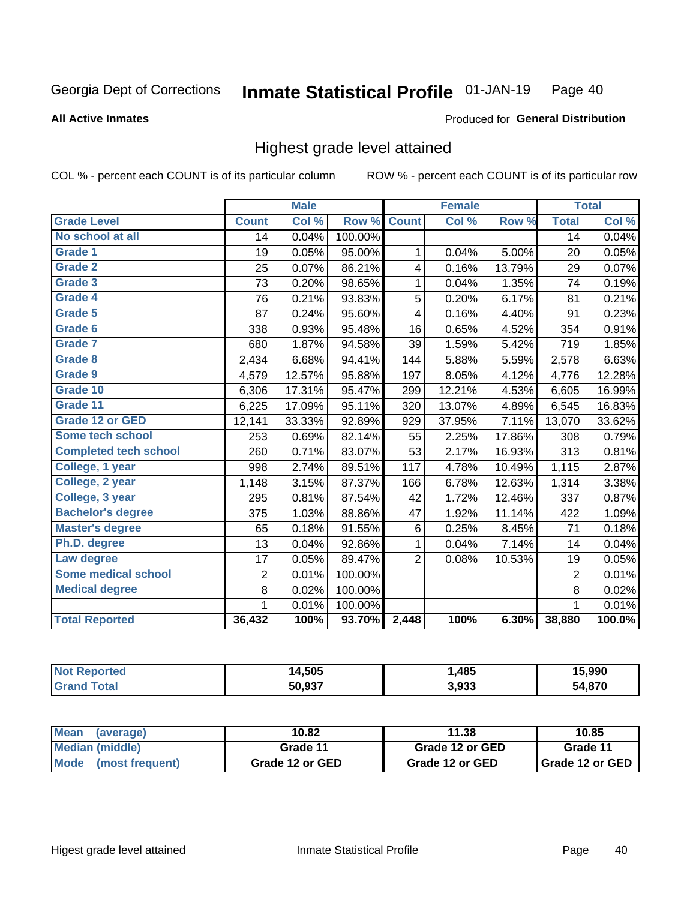Georgia Dept of Corrections **Inmate Statistical Profile** 01-JAN-19

**All Active Inmates**

Produced for **General Distribution**

## Highest grade level attained

COL % - percent each COUNT is of its particular column ROW % - percent each COUNT is of its particular row

| | Male | | | Female | | | Total | |
|---|---|---|---|---|---|---|---|---|
| **Grade Level** | **Count** | **Col %** | **Row %** | **Count** | **Col %** | **Row %** | **Total** | **Col %** |
| **No school at all** | 14 | 0.04% | 100.00% | | | | 14 | 0.04% |
| **Grade 1** | 19 | 0.05% | 95.00% | 1 | 0.04% | 5.00% | 20 | 0.05% |
| **Grade 2** | 25 | 0.07% | 86.21% | 4 | 0.16% | 13.79% | 29 | 0.07% |
| **Grade 3** | 73 | 0.20% | 98.65% | 1 | 0.04% | 1.35% | 74 | 0.19% |
| **Grade 4** | 76 | 0.21% | 93.83% | 5 | 0.20% | 6.17% | 81 | 0.21% |
| **Grade 5** | 87 | 0.24% | 95.60% | 4 | 0.16% | 4.40% | 91 | 0.23% |
| **Grade 6** | 338 | 0.93% | 95.48% | 16 | 0.65% | 4.52% | 354 | 0.91% |
| **Grade 7** | 680 | 1.87% | 94.58% | 39 | 1.59% | 5.42% | 719 | 1.85% |
| **Grade 8** | 2,434 | 6.68% | 94.41% | 144 | 5.88% | 5.59% | 2,578 | 6.63% |
| **Grade 9** | 4,579 | 12.57% | 95.88% | 197 | 8.05% | 4.12% | 4,776 | 12.28% |
| **Grade 10** | 6,306 | 17.31% | 95.47% | 299 | 12.21% | 4.53% | 6,605 | 16.99% |
| **Grade 11** | 6,225 | 17.09% | 95.11% | 320 | 13.07% | 4.89% | 6,545 | 16.83% |
| **Grade 12 or GED** | 12,141 | 33.33% | 92.89% | 929 | 37.95% | 7.11% | 13,070 | 33.62% |
| **Some tech school** | 253 | 0.69% | 82.14% | 55 | 2.25% | 17.86% | 308 | 0.79% |
| **Completed tech school** | 260 | 0.71% | 83.07% | 53 | 2.17% | 16.93% | 313 | 0.81% |
| **College, 1 year** | 998 | 2.74% | 89.51% | 117 | 4.78% | 10.49% | 1,115 | 2.87% |
| **College, 2 year** | 1,148 | 3.15% | 87.37% | 166 | 6.78% | 12.63% | 1,314 | 3.38% |
| **College, 3 year** | 295 | 0.81% | 87.54% | 42 | 1.72% | 12.46% | 337 | 0.87% |
| **Bachelor's degree** | 375 | 1.03% | 88.86% | 47 | 1.92% | 11.14% | 422 | 1.09% |
| **Master's degree** | 65 | 0.18% | 91.55% | 6 | 0.25% | 8.45% | 71 | 0.18% |
| **Ph.D. degree** | 13 | 0.04% | 92.86% | 1 | 0.04% | 7.14% | 14 | 0.04% |
| **Law degree** | 17 | 0.05% | 89.47% | 2 | 0.08% | 10.53% | 19 | 0.05% |
| **Some medical school** | 2 | 0.01% | 100.00% | | | | 2 | 0.01% |
| **Medical degree** | 8 | 0.02% | 100.00% | | | | 8 | 0.02% |
| | 1 | 0.01% | 100.00% | | | | 1 | 0.01% |
| **Total Reported** | **36,432** | **100%** | **93.70%** | **2,448** | **100%** | **6.30%** | **38,880** | **100.0%** |

| | Male | Female | Total |
|---|---|---|---|
| **Not Reported** | **14,505** | **1,485** | **15,990** |
| **Grand Total** | **50,937** | **3,933** | **54,870** |

| | Male | Female | Total |
|---|---|---|---|
| **Mean (average)** | **10.82** | **11.38** | **10.85** |
| **Median (middle)** | **Grade 11** | **Grade 12 or GED** | **Grade 11** |
| **Mode (most frequent)** | **Grade 12 or GED** | **Grade 12 or GED** | **Grade 12 or GED** |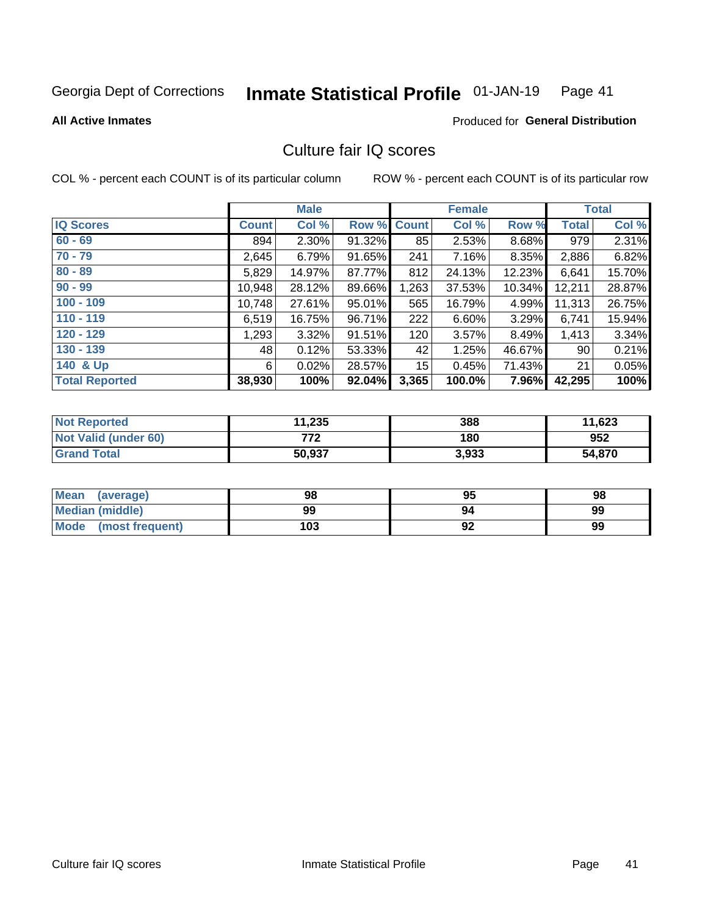Georgia Dept of Corrections **Inmate Statistical Profile** 01-JAN-19

**All Active Inmates**

Produced for **General Distribution**

## Culture fair IQ scores

COL % - percent each COUNT is of its particular column

ROW % - percent each COUNT is of its particular row

| | Male | | | Female | | | Total | |
|---|---|---|---|---|---|---|---|---|
| IQ Scores | Count | Col % | Row % | Count | Col % | Row % | Total | Col % |
| 60 - 69 | 894 | 2.30% | 91.32% | 85 | 2.53% | 8.68% | 979 | 2.31% |
| 70 - 79 | 2,645 | 6.79% | 91.65% | 241 | 7.16% | 8.35% | 2,886 | 6.82% |
| 80 - 89 | 5,829 | 14.97% | 87.77% | 812 | 24.13% | 12.23% | 6,641 | 15.70% |
| 90 - 99 | 10,948 | 28.12% | 89.66% | 1,263 | 37.53% | 10.34% | 12,211 | 28.87% |
| 100 - 109 | 10,748 | 27.61% | 95.01% | 565 | 16.79% | 4.99% | 11,313 | 26.75% |
| 110 - 119 | 6,519 | 16.75% | 96.71% | 222 | 6.60% | 3.29% | 6,741 | 15.94% |
| 120 - 129 | 1,293 | 3.32% | 91.51% | 120 | 3.57% | 8.49% | 1,413 | 3.34% |
| 130 - 139 | 48 | 0.12% | 53.33% | 42 | 1.25% | 46.67% | 90 | 0.21% |
| 140 & Up | 6 | 0.02% | 28.57% | 15 | 0.45% | 71.43% | 21 | 0.05% |
| **Total Reported** | **38,930** | **100%** | **92.04%** | **3,365** | **100.0%** | **7.96%** | **42,295** | **100%** |

| | Male | Female | Total |
|---|---|---|---|
| Not Reported | 11,235 | 388 | 11,623 |
| Not Valid (under 60) | 772 | 180 | 952 |
| Grand Total | 50,937 | 3,933 | 54,870 |

| | Male | Female | Total |
|---|---|---|---|
| Mean (average) | 98 | 95 | 98 |
| Median (middle) | 99 | 94 | 99 |
| Mode (most frequent) | 103 | 92 | 99 |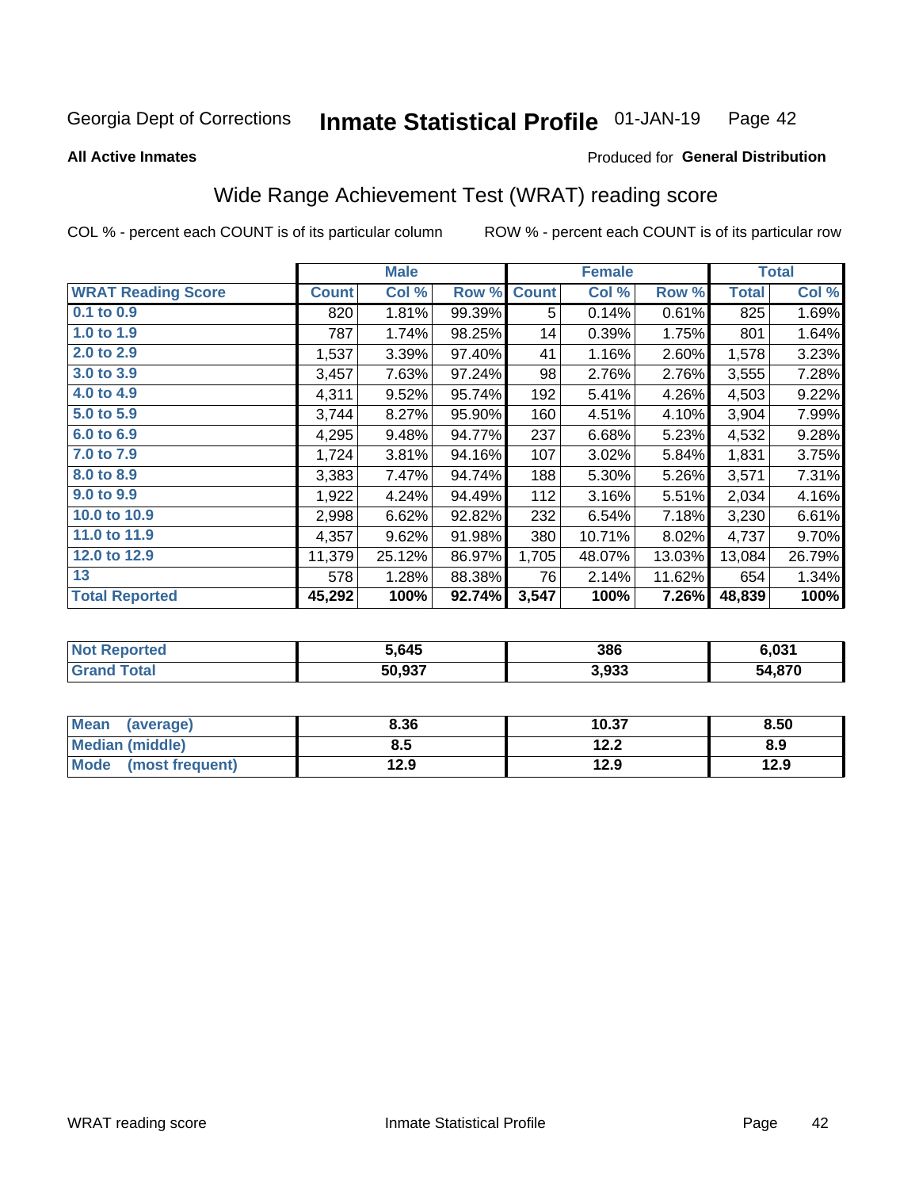Georgia Dept of Corrections **Inmate Statistical Profile** 01-JAN-19

**All Active Inmates**

Produced for **General Distribution**

## Wide Range Achievement Test (WRAT) reading score

COL % - percent each COUNT is of its particular column    ROW % - percent each COUNT is of its particular row

| | Male | | | Female | | | Total | |
|---|---|---|---|---|---|---|---|---|
| **WRAT Reading Score** | **Count** | **Col %** | **Row %** | **Count** | **Col %** | **Row %** | **Total** | **Col %** |
| 0.1 to 0.9 | 820 | 1.81% | 99.39% | 5 | 0.14% | 0.61% | 825 | 1.69% |
| 1.0 to 1.9 | 787 | 1.74% | 98.25% | 14 | 0.39% | 1.75% | 801 | 1.64% |
| 2.0 to 2.9 | 1,537 | 3.39% | 97.40% | 41 | 1.16% | 2.60% | 1,578 | 3.23% |
| 3.0 to 3.9 | 3,457 | 7.63% | 97.24% | 98 | 2.76% | 2.76% | 3,555 | 7.28% |
| 4.0 to 4.9 | 4,311 | 9.52% | 95.74% | 192 | 5.41% | 4.26% | 4,503 | 9.22% |
| 5.0 to 5.9 | 3,744 | 8.27% | 95.90% | 160 | 4.51% | 4.10% | 3,904 | 7.99% |
| 6.0 to 6.9 | 4,295 | 9.48% | 94.77% | 237 | 6.68% | 5.23% | 4,532 | 9.28% |
| 7.0 to 7.9 | 1,724 | 3.81% | 94.16% | 107 | 3.02% | 5.84% | 1,831 | 3.75% |
| 8.0 to 8.9 | 3,383 | 7.47% | 94.74% | 188 | 5.30% | 5.26% | 3,571 | 7.31% |
| 9.0 to 9.9 | 1,922 | 4.24% | 94.49% | 112 | 3.16% | 5.51% | 2,034 | 4.16% |
| 10.0 to 10.9 | 2,998 | 6.62% | 92.82% | 232 | 6.54% | 7.18% | 3,230 | 6.61% |
| 11.0 to 11.9 | 4,357 | 9.62% | 91.98% | 380 | 10.71% | 8.02% | 4,737 | 9.70% |
| 12.0 to 12.9 | 11,379 | 25.12% | 86.97% | 1,705 | 48.07% | 13.03% | 13,084 | 26.79% |
| 13 | 578 | 1.28% | 88.38% | 76 | 2.14% | 11.62% | 654 | 1.34% |
| **Total Reported** | **45,292** | **100%** | **92.74%** | **3,547** | **100%** | **7.26%** | **48,839** | **100%** |

| | Male | Female | Total |
|---|---|---|---|
| Not Reported | 5,645 | 386 | 6,031 |
| Grand Total | 50,937 | 3,933 | 54,870 |

| | Male | Female | Total |
|---|---|---|---|
| Mean (average) | 8.36 | 10.37 | 8.50 |
| Median (middle) | 8.5 | 12.2 | 8.9 |
| Mode (most frequent) | 12.9 | 12.9 | 12.9 |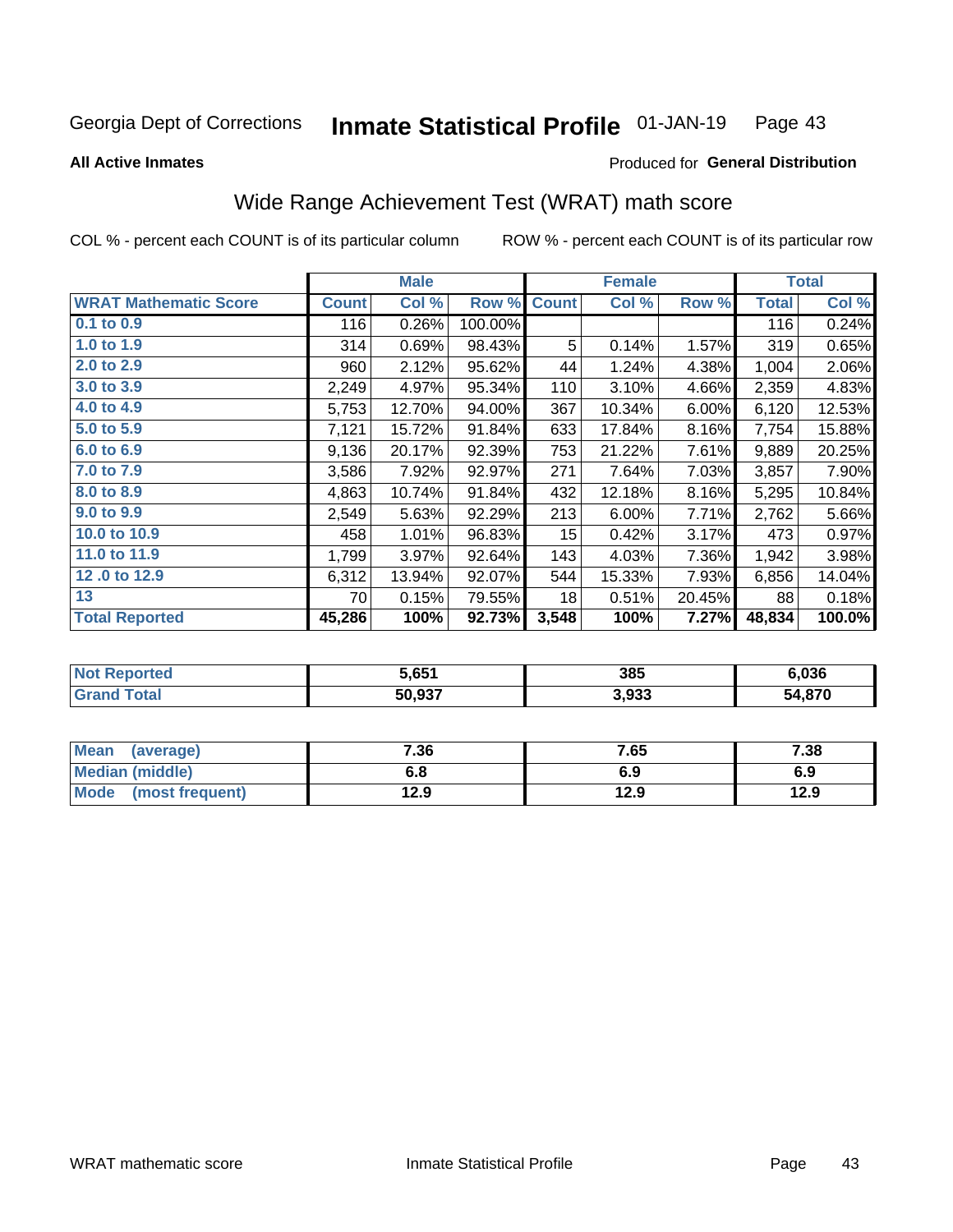Georgia Dept of Corrections **Inmate Statistical Profile** 01-JAN-19

**All Active Inmates**

Produced for **General Distribution**

## Wide Range Achievement Test (WRAT) math score

COL % - percent each COUNT is of its particular column ROW % - percent each COUNT is of its particular row

| | Male | | | Female | | | Total | |
|---|---|---|---|---|---|---|---|---|
| **WRAT Mathematic Score** | **Count** | **Col %** | **Row %** | **Count** | **Col %** | **Row %** | **Total** | **Col %** |
| 0.1 to 0.9 | 116 | 0.26% | 100.00% | | | | 116 | 0.24% |
| 1.0 to 1.9 | 314 | 0.69% | 98.43% | 5 | 0.14% | 1.57% | 319 | 0.65% |
| 2.0 to 2.9 | 960 | 2.12% | 95.62% | 44 | 1.24% | 4.38% | 1,004 | 2.06% |
| 3.0 to 3.9 | 2,249 | 4.97% | 95.34% | 110 | 3.10% | 4.66% | 2,359 | 4.83% |
| 4.0 to 4.9 | 5,753 | 12.70% | 94.00% | 367 | 10.34% | 6.00% | 6,120 | 12.53% |
| 5.0 to 5.9 | 7,121 | 15.72% | 91.84% | 633 | 17.84% | 8.16% | 7,754 | 15.88% |
| 6.0 to 6.9 | 9,136 | 20.17% | 92.39% | 753 | 21.22% | 7.61% | 9,889 | 20.25% |
| 7.0 to 7.9 | 3,586 | 7.92% | 92.97% | 271 | 7.64% | 7.03% | 3,857 | 7.90% |
| 8.0 to 8.9 | 4,863 | 10.74% | 91.84% | 432 | 12.18% | 8.16% | 5,295 | 10.84% |
| 9.0 to 9.9 | 2,549 | 5.63% | 92.29% | 213 | 6.00% | 7.71% | 2,762 | 5.66% |
| 10.0 to 10.9 | 458 | 1.01% | 96.83% | 15 | 0.42% | 3.17% | 473 | 0.97% |
| 11.0 to 11.9 | 1,799 | 3.97% | 92.64% | 143 | 4.03% | 7.36% | 1,942 | 3.98% |
| 12 .0 to 12.9 | 6,312 | 13.94% | 92.07% | 544 | 15.33% | 7.93% | 6,856 | 14.04% |
| 13 | 70 | 0.15% | 79.55% | 18 | 0.51% | 20.45% | 88 | 0.18% |
| **Total Reported** | **45,286** | **100%** | **92.73%** | **3,548** | **100%** | **7.27%** | **48,834** | **100.0%** |

| | Male | Female | Total |
|---|---|---|---|
| Not Reported | 5,651 | 385 | 6,036 |
| Grand Total | 50,937 | 3,933 | 54,870 |

| | Male | Female | Total |
|---|---|---|---|
| Mean (average) | 7.36 | 7.65 | 7.38 |
| Median (middle) | 6.8 | 6.9 | 6.9 |
| Mode (most frequent) | 12.9 | 12.9 | 12.9 |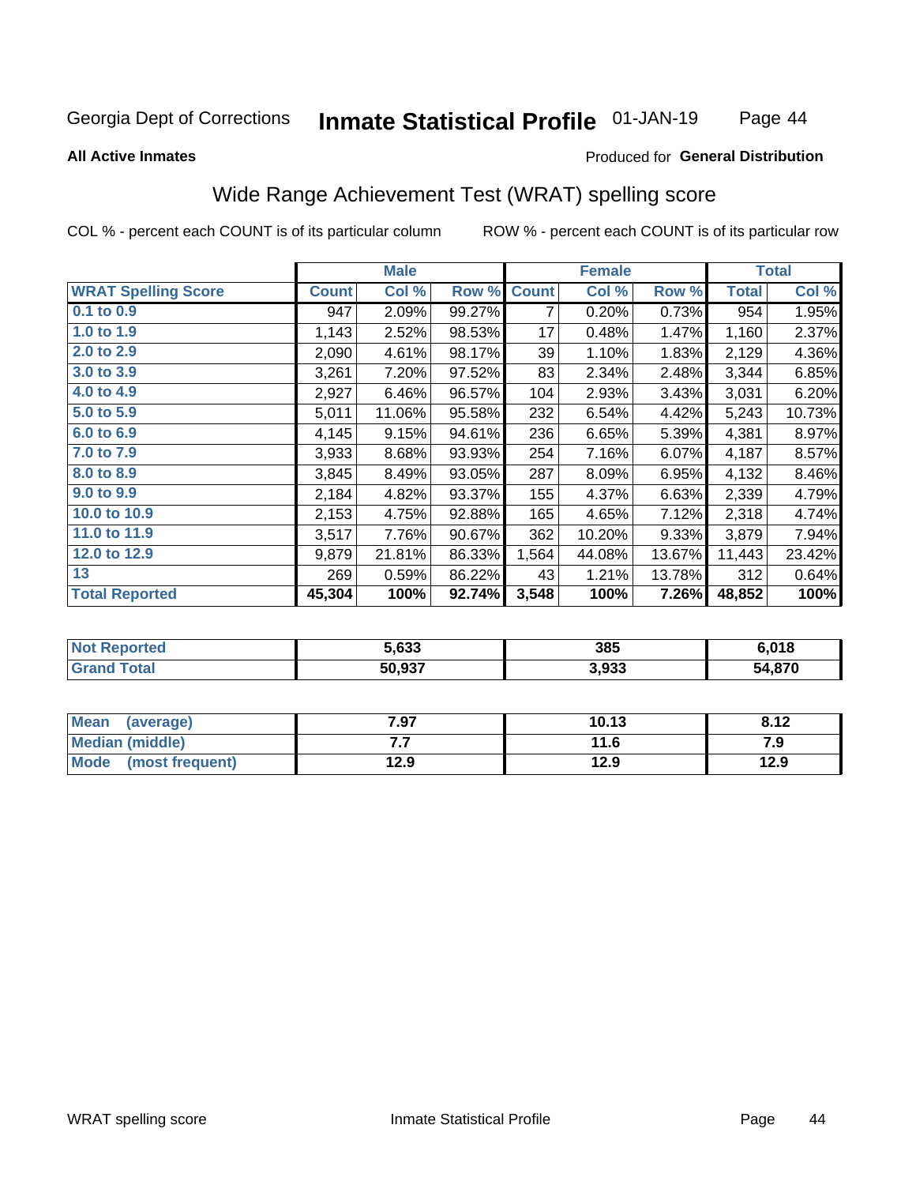Georgia Dept of Corrections **Inmate Statistical Profile** 01-JAN-19

**All Active Inmates**

Produced for **General Distribution**

## Wide Range Achievement Test (WRAT) spelling score

COL % - percent each COUNT is of its particular column

ROW % - percent each COUNT is of its particular row

| | Male | | | Female | | | Total | |
|---|---|---|---|---|---|---|---|---|
| **WRAT Spelling Score** | **Count** | **Col %** | **Row %** | **Count** | **Col %** | **Row %** | **Total** | **Col %** |
| 0.1 to 0.9 | 947 | 2.09% | 99.27% | 7 | 0.20% | 0.73% | 954 | 1.95% |
| 1.0 to 1.9 | 1,143 | 2.52% | 98.53% | 17 | 0.48% | 1.47% | 1,160 | 2.37% |
| 2.0 to 2.9 | 2,090 | 4.61% | 98.17% | 39 | 1.10% | 1.83% | 2,129 | 4.36% |
| 3.0 to 3.9 | 3,261 | 7.20% | 97.52% | 83 | 2.34% | 2.48% | 3,344 | 6.85% |
| 4.0 to 4.9 | 2,927 | 6.46% | 96.57% | 104 | 2.93% | 3.43% | 3,031 | 6.20% |
| 5.0 to 5.9 | 5,011 | 11.06% | 95.58% | 232 | 6.54% | 4.42% | 5,243 | 10.73% |
| 6.0 to 6.9 | 4,145 | 9.15% | 94.61% | 236 | 6.65% | 5.39% | 4,381 | 8.97% |
| 7.0 to 7.9 | 3,933 | 8.68% | 93.93% | 254 | 7.16% | 6.07% | 4,187 | 8.57% |
| 8.0 to 8.9 | 3,845 | 8.49% | 93.05% | 287 | 8.09% | 6.95% | 4,132 | 8.46% |
| 9.0 to 9.9 | 2,184 | 4.82% | 93.37% | 155 | 4.37% | 6.63% | 2,339 | 4.79% |
| 10.0 to 10.9 | 2,153 | 4.75% | 92.88% | 165 | 4.65% | 7.12% | 2,318 | 4.74% |
| 11.0 to 11.9 | 3,517 | 7.76% | 90.67% | 362 | 10.20% | 9.33% | 3,879 | 7.94% |
| 12.0 to 12.9 | 9,879 | 21.81% | 86.33% | 1,564 | 44.08% | 13.67% | 11,443 | 23.42% |
| 13 | 269 | 0.59% | 86.22% | 43 | 1.21% | 13.78% | 312 | 0.64% |
| **Total Reported** | **45,304** | **100%** | **92.74%** | **3,548** | **100%** | **7.26%** | **48,852** | **100%** |

| | Male | Female | Total |
|---|---|---|---|
| **Not Reported** | **5,633** | **385** | **6,018** |
| **Grand Total** | **50,937** | **3,933** | **54,870** |

| | Male | Female | Total |
|---|---|---|---|
| **Mean (average)** | **7.97** | **10.13** | **8.12** |
| **Median (middle)** | **7.7** | **11.6** | **7.9** |
| **Mode (most frequent)** | **12.9** | **12.9** | **12.9** |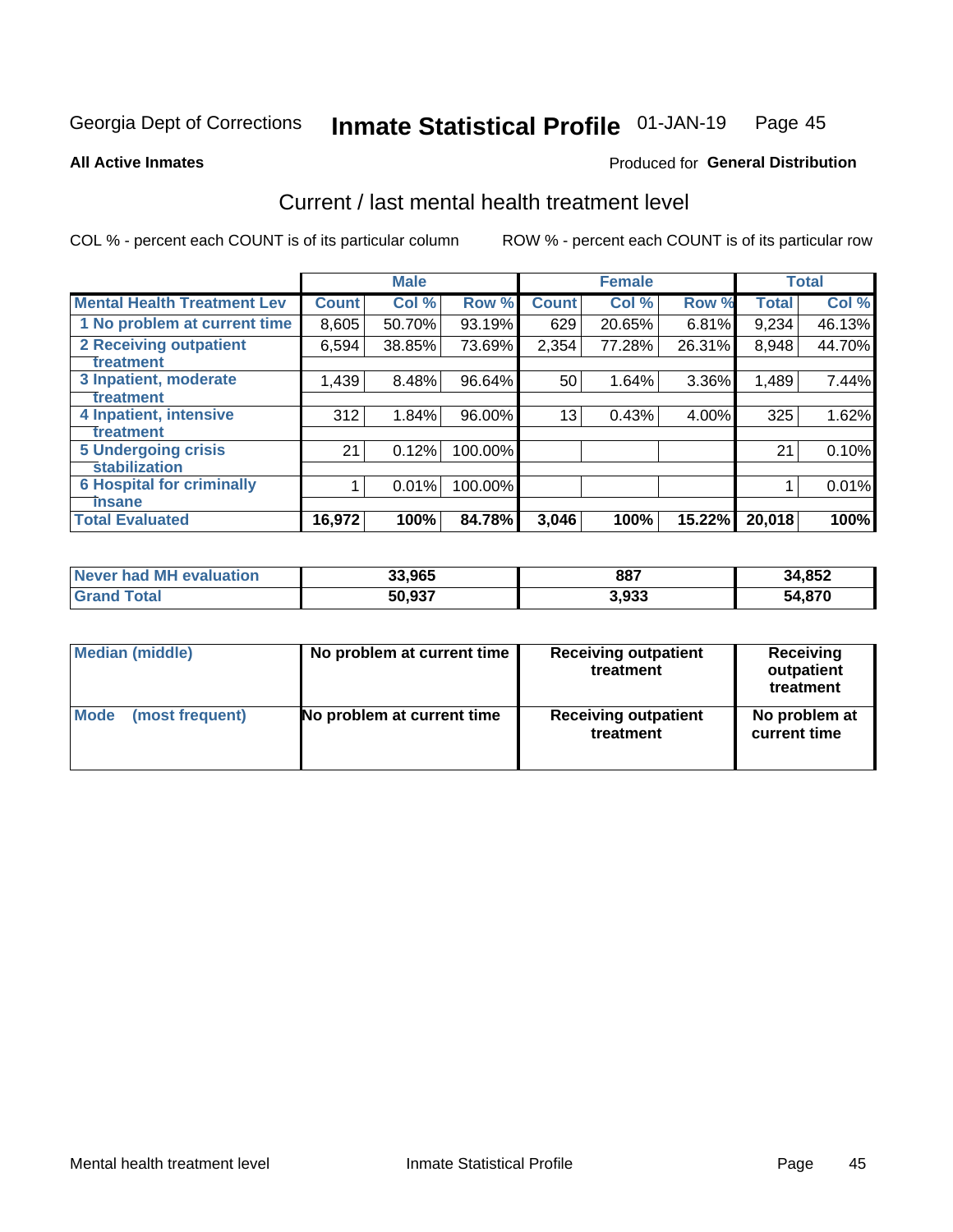Georgia Dept of Corrections **Inmate Statistical Profile** 01-JAN-19

**All Active Inmates**

Produced for **General Distribution**

## Current / last mental health treatment level

COL % - percent each COUNT is of its particular column

ROW % - percent each COUNT is of its particular row

| | Male | | | Female | | | Total | |
|---|---|---|---|---|---|---|---|---|
| **Mental Health Treatment Lev** | **Count** | **Col %** | **Row %** | **Count** | **Col %** | **Row %** | **Total** | **Col %** |
| 1 No problem at current time | 8,605 | 50.70% | 93.19% | 629 | 20.65% | 6.81% | 9,234 | 46.13% |
| 2 Receiving outpatient treatment | 6,594 | 38.85% | 73.69% | 2,354 | 77.28% | 26.31% | 8,948 | 44.70% |
| 3 Inpatient, moderate treatment | 1,439 | 8.48% | 96.64% | 50 | 1.64% | 3.36% | 1,489 | 7.44% |
| 4 Inpatient, intensive treatment | 312 | 1.84% | 96.00% | 13 | 0.43% | 4.00% | 325 | 1.62% |
| 5 Undergoing crisis stabilization | 21 | 0.12% | 100.00% | | | | 21 | 0.10% |
| 6 Hospital for criminally insane | 1 | 0.01% | 100.00% | | | | 1 | 0.01% |
| **Total Evaluated** | **16,972** | **100%** | **84.78%** | **3,046** | **100%** | **15.22%** | **20,018** | **100%** |

| | Male | Female | Total |
|---|---|---|---|
| **Never had MH evaluation** | **33,965** | **887** | **34,852** |
| **Grand Total** | **50,937** | **3,933** | **54,870** |

| | Male | Female | Total |
|---|---|---|---|
| **Median (middle)** | **No problem at current time** | **Receiving outpatient treatment** | **Receiving outpatient treatment** |
| **Mode (most frequent)** | **No problem at current time** | **Receiving outpatient treatment** | **No problem at current time** |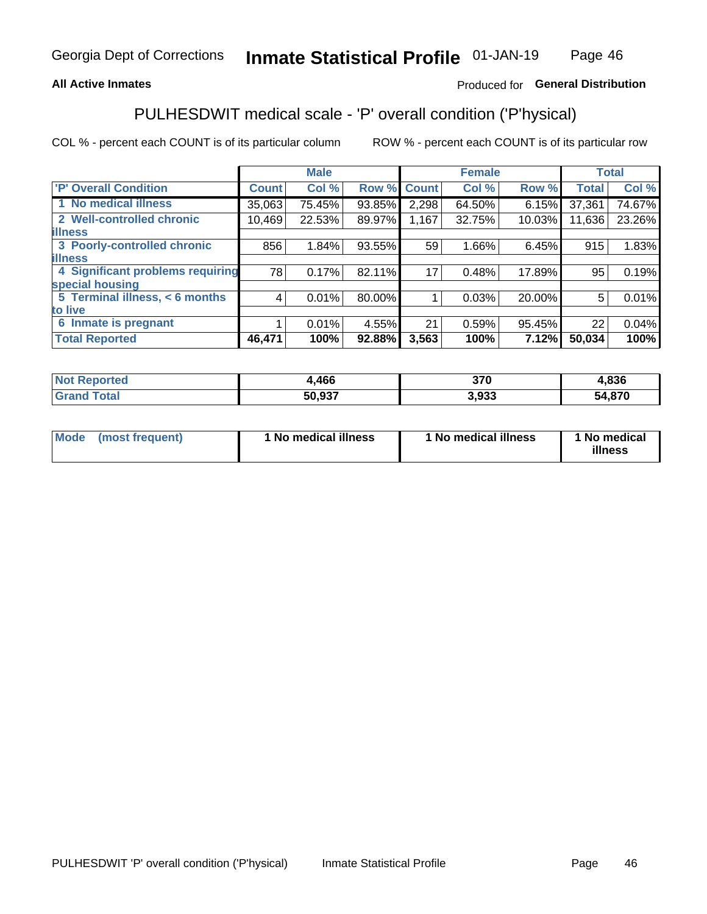**All Active Inmates** — Produced for **General Distribution**

## PULHESDWIT medical scale - 'P' overall condition ('P'hysical)

COL % - percent each COUNT is of its particular column     ROW % - percent each COUNT is of its particular row

| | Male | | | Female | | | Total | |
|---|---|---|---|---|---|---|---|---|
| 'P' Overall Condition | Count | Col % | Row % | Count | Col % | Row % | Total | Col % |
| 1 No medical illness | 35,063 | 75.45% | 93.85% | 2,298 | 64.50% | 6.15% | 37,361 | 74.67% |
| 2 Well-controlled chronic illness | 10,469 | 22.53% | 89.97% | 1,167 | 32.75% | 10.03% | 11,636 | 23.26% |
| 3 Poorly-controlled chronic illness | 856 | 1.84% | 93.55% | 59 | 1.66% | 6.45% | 915 | 1.83% |
| 4 Significant problems requiring special housing | 78 | 0.17% | 82.11% | 17 | 0.48% | 17.89% | 95 | 0.19% |
| 5 Terminal illness, < 6 months to live | 4 | 0.01% | 80.00% | 1 | 0.03% | 20.00% | 5 | 0.01% |
| 6 Inmate is pregnant | 1 | 0.01% | 4.55% | 21 | 0.59% | 95.45% | 22 | 0.04% |
| **Total Reported** | **46,471** | **100%** | **92.88%** | **3,563** | **100%** | **7.12%** | **50,034** | **100%** |

| | Male | Female | Total |
|---|---|---|---|
| Not Reported | 4,466 | 370 | 4,836 |
| Grand Total | 50,937 | 3,933 | 54,870 |

| | Male | Female | Total |
|---|---|---|---|
| Mode (most frequent) | 1 No medical illness | 1 No medical illness | 1 No medical illness |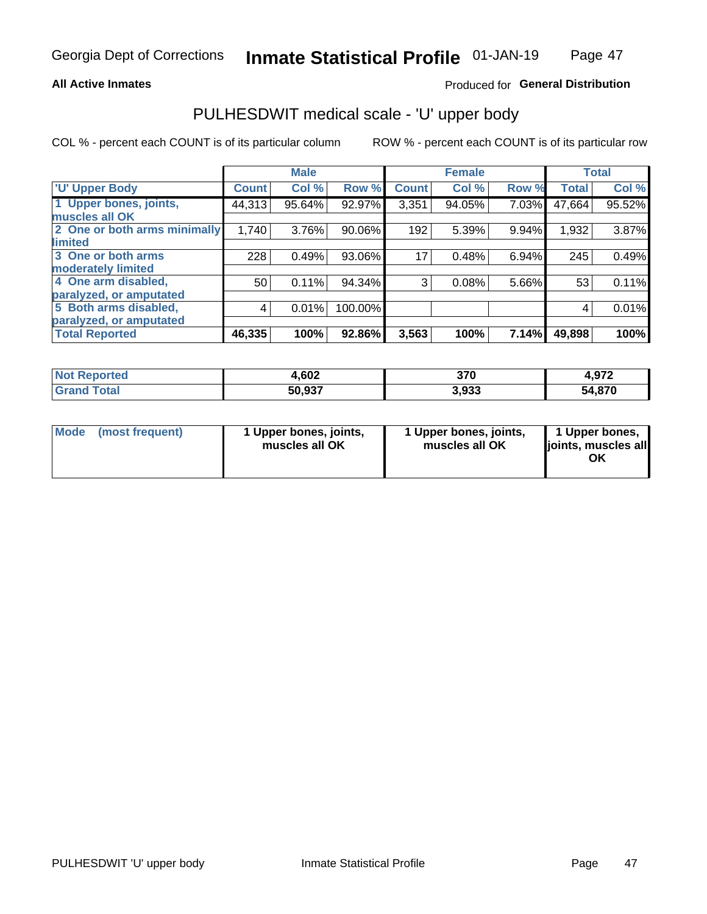**All Active Inmates**

Produced for **General Distribution**

## PULHESDWIT medical scale - 'U' upper body

COL % - percent each COUNT is of its particular column

ROW % - percent each COUNT is of its particular row

| | Male | | | Female | | | Total | |
|---|---|---|---|---|---|---|---|---|
| 'U' Upper Body | Count | Col % | Row % | Count | Col % | Row % | Total | Col % |
| 1 Upper bones, joints, muscles all OK | 44,313 | 95.64% | 92.97% | 3,351 | 94.05% | 7.03% | 47,664 | 95.52% |
| 2 One or both arms minimally limited | 1,740 | 3.76% | 90.06% | 192 | 5.39% | 9.94% | 1,932 | 3.87% |
| 3 One or both arms moderately limited | 228 | 0.49% | 93.06% | 17 | 0.48% | 6.94% | 245 | 0.49% |
| 4 One arm disabled, paralyzed, or amputated | 50 | 0.11% | 94.34% | 3 | 0.08% | 5.66% | 53 | 0.11% |
| 5 Both arms disabled, paralyzed, or amputated | 4 | 0.01% | 100.00% | | | | 4 | 0.01% |
| **Total Reported** | **46,335** | **100%** | **92.86%** | **3,563** | **100%** | **7.14%** | **49,898** | **100%** |

| | Male | Female | Total |
|---|---|---|---|
| **Not Reported** | **4,602** | **370** | **4,972** |
| **Grand Total** | **50,937** | **3,933** | **54,870** |

| | Male | Female | Total |
|---|---|---|---|
| **Mode (most frequent)** | **1 Upper bones, joints, muscles all OK** | **1 Upper bones, joints, muscles all OK** | **1 Upper bones, joints, muscles all OK** |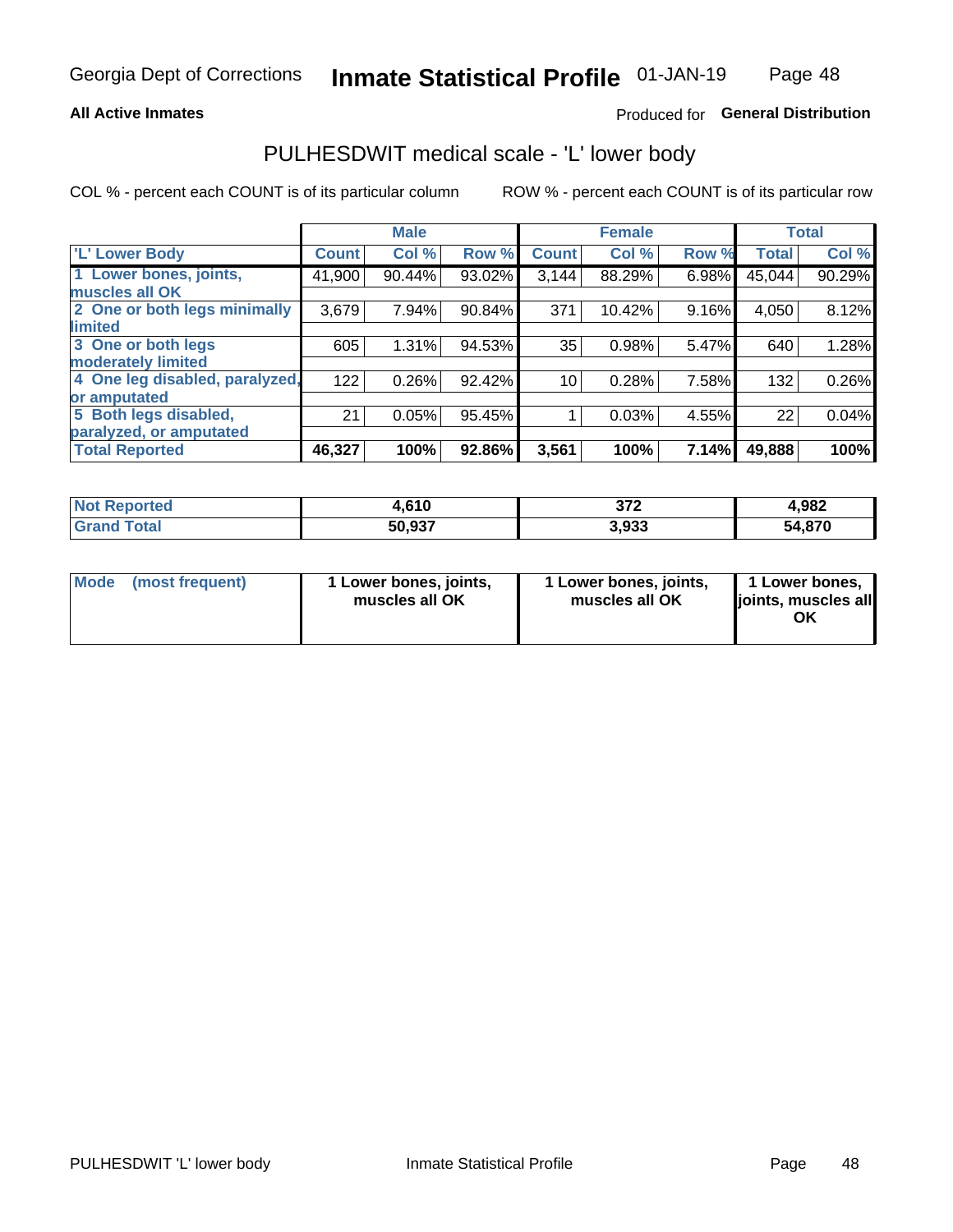Georgia Dept of Corrections **Inmate Statistical Profile** 01-JAN-19

**All Active Inmates**

Produced for **General Distribution**

## PULHESDWIT medical scale - 'L' lower body

COL % - percent each COUNT is of its particular column

ROW % - percent each COUNT is of its particular row

| | Male | | | Female | | | Total | |
|---|---|---|---|---|---|---|---|---|
| 'L' Lower Body | Count | Col % | Row % | Count | Col % | Row % | Total | Col % |
| 1 Lower bones, joints, muscles all OK | 41,900 | 90.44% | 93.02% | 3,144 | 88.29% | 6.98% | 45,044 | 90.29% |
| 2 One or both legs minimally limited | 3,679 | 7.94% | 90.84% | 371 | 10.42% | 9.16% | 4,050 | 8.12% |
| 3 One or both legs moderately limited | 605 | 1.31% | 94.53% | 35 | 0.98% | 5.47% | 640 | 1.28% |
| 4 One leg disabled, paralyzed, or amputated | 122 | 0.26% | 92.42% | 10 | 0.28% | 7.58% | 132 | 0.26% |
| 5 Both legs disabled, paralyzed, or amputated | 21 | 0.05% | 95.45% | 1 | 0.03% | 4.55% | 22 | 0.04% |
| **Total Reported** | **46,327** | **100%** | **92.86%** | **3,561** | **100%** | **7.14%** | **49,888** | **100%** |

| | Male | Female | Total |
|---|---|---|---|
| Not Reported | 4,610 | 372 | 4,982 |
| Grand Total | 50,937 | 3,933 | 54,870 |

| | Male | Female | Total |
|---|---|---|---|
| Mode (most frequent) | 1 Lower bones, joints, muscles all OK | 1 Lower bones, joints, muscles all OK | 1 Lower bones, joints, muscles all OK |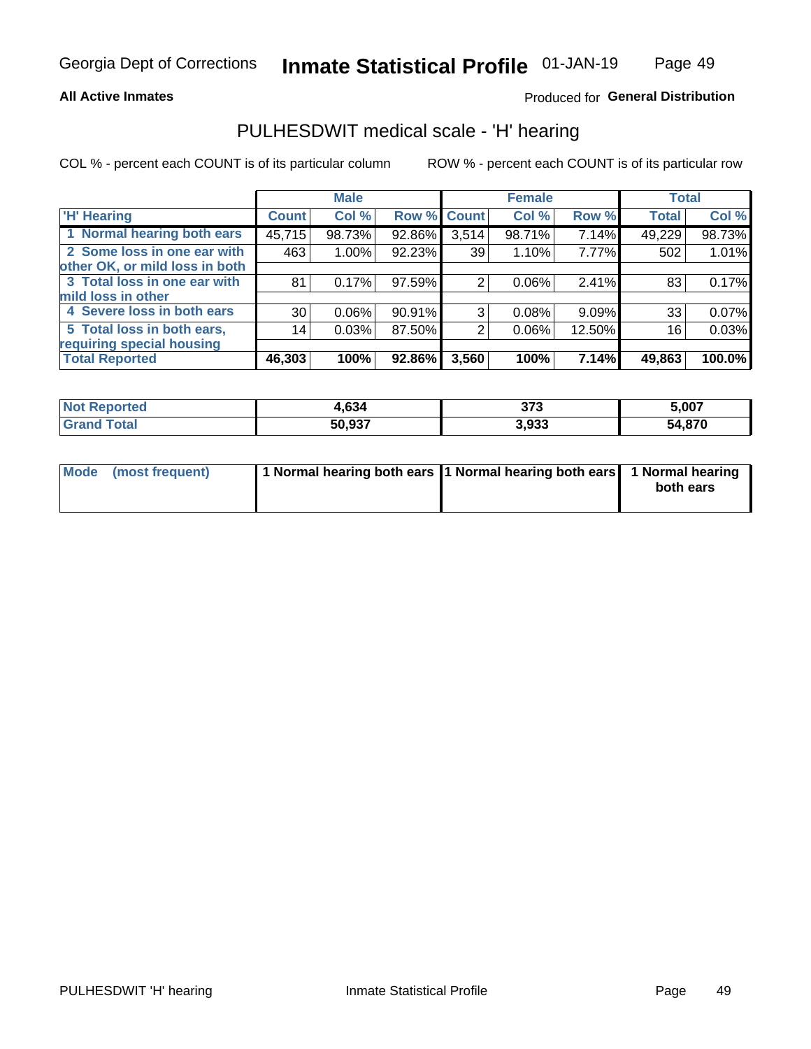Georgia Dept of Corrections **Inmate Statistical Profile** 01-JAN-19

**All Active Inmates**

Produced for **General Distribution**

## PULHESDWIT medical scale - 'H' hearing

COL % - percent each COUNT is of its particular column

ROW % - percent each COUNT is of its particular row

| | Male | | | Female | | | Total | |
|---|---|---|---|---|---|---|---|---|
| 'H' Hearing | Count | Col % | Row % | Count | Col % | Row % | Total | Col % |
| 1 Normal hearing both ears | 45,715 | 98.73% | 92.86% | 3,514 | 98.71% | 7.14% | 49,229 | 98.73% |
| 2 Some loss in one ear with other OK, or mild loss in both | 463 | 1.00% | 92.23% | 39 | 1.10% | 7.77% | 502 | 1.01% |
| 3 Total loss in one ear with mild loss in other | 81 | 0.17% | 97.59% | 2 | 0.06% | 2.41% | 83 | 0.17% |
| 4 Severe loss in both ears | 30 | 0.06% | 90.91% | 3 | 0.08% | 9.09% | 33 | 0.07% |
| 5 Total loss in both ears, requiring special housing | 14 | 0.03% | 87.50% | 2 | 0.06% | 12.50% | 16 | 0.03% |
| **Total Reported** | **46,303** | **100%** | **92.86%** | **3,560** | **100%** | **7.14%** | **49,863** | **100.0%** |

| | Male | Female | Total |
|---|---|---|---|
| **Not Reported** | **4,634** | **373** | **5,007** |
| **Grand Total** | **50,937** | **3,933** | **54,870** |

| | Male | Female | Total |
|---|---|---|---|
| Mode (most frequent) | 1 Normal hearing both ears | 1 Normal hearing both ears | 1 Normal hearing both ears |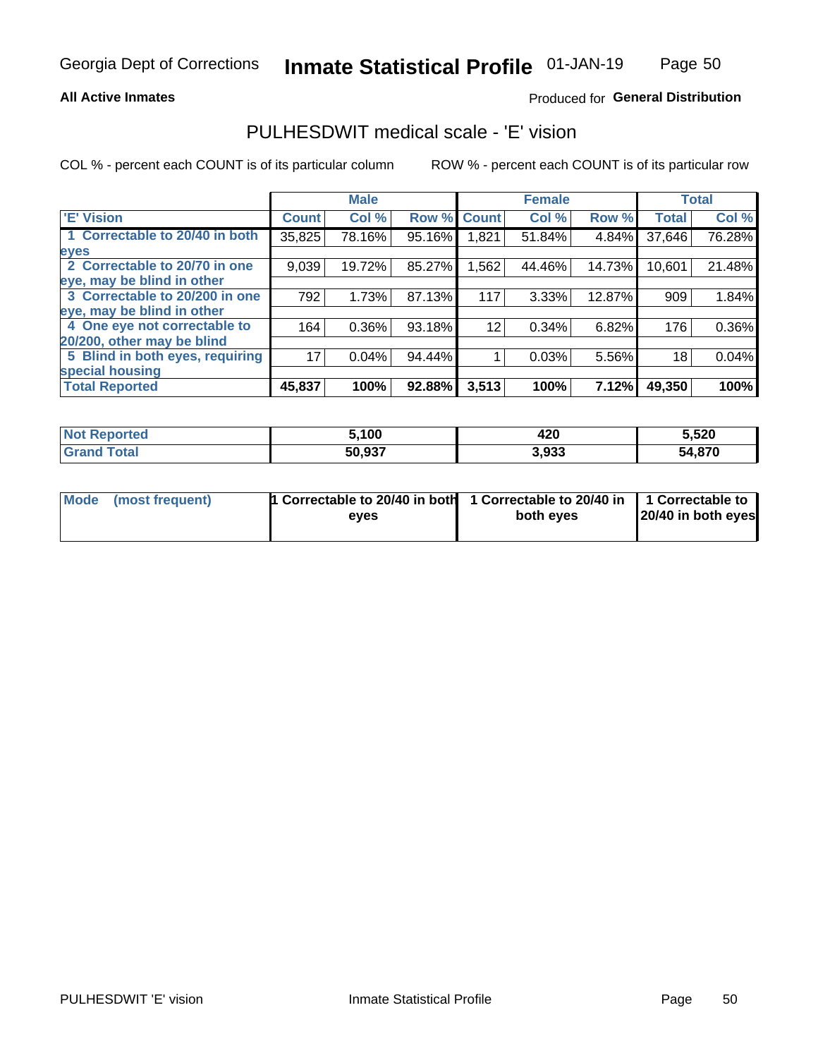Georgia Dept of Corrections **Inmate Statistical Profile** 01-JAN-19

**All Active Inmates**

Produced for **General Distribution**

## PULHESDWIT medical scale - 'E' vision

COL % - percent each COUNT is of its particular column ROW % - percent each COUNT is of its particular row

| | Male | | | Female | | | Total | |
|---|---|---|---|---|---|---|---|---|
| 'E' Vision | Count | Col % | Row % | Count | Col % | Row % | Total | Col % |
| 1 Correctable to 20/40 in both eyes | 35,825 | 78.16% | 95.16% | 1,821 | 51.84% | 4.84% | 37,646 | 76.28% |
| 2 Correctable to 20/70 in one eye, may be blind in other | 9,039 | 19.72% | 85.27% | 1,562 | 44.46% | 14.73% | 10,601 | 21.48% |
| 3 Correctable to 20/200 in one eye, may be blind in other | 792 | 1.73% | 87.13% | 117 | 3.33% | 12.87% | 909 | 1.84% |
| 4 One eye not correctable to 20/200, other may be blind | 164 | 0.36% | 93.18% | 12 | 0.34% | 6.82% | 176 | 0.36% |
| 5 Blind in both eyes, requiring special housing | 17 | 0.04% | 94.44% | 1 | 0.03% | 5.56% | 18 | 0.04% |
| **Total Reported** | **45,837** | **100%** | **92.88%** | **3,513** | **100%** | **7.12%** | **49,350** | **100%** |

| | Male | Female | Total |
|---|---|---|---|
| Not Reported | 5,100 | 420 | 5,520 |
| Grand Total | 50,937 | 3,933 | 54,870 |

| | Male | Female | Total |
|---|---|---|---|
| Mode (most frequent) | 1 Correctable to 20/40 in both eyes | 1 Correctable to 20/40 in both eyes | 1 Correctable to 20/40 in both eyes |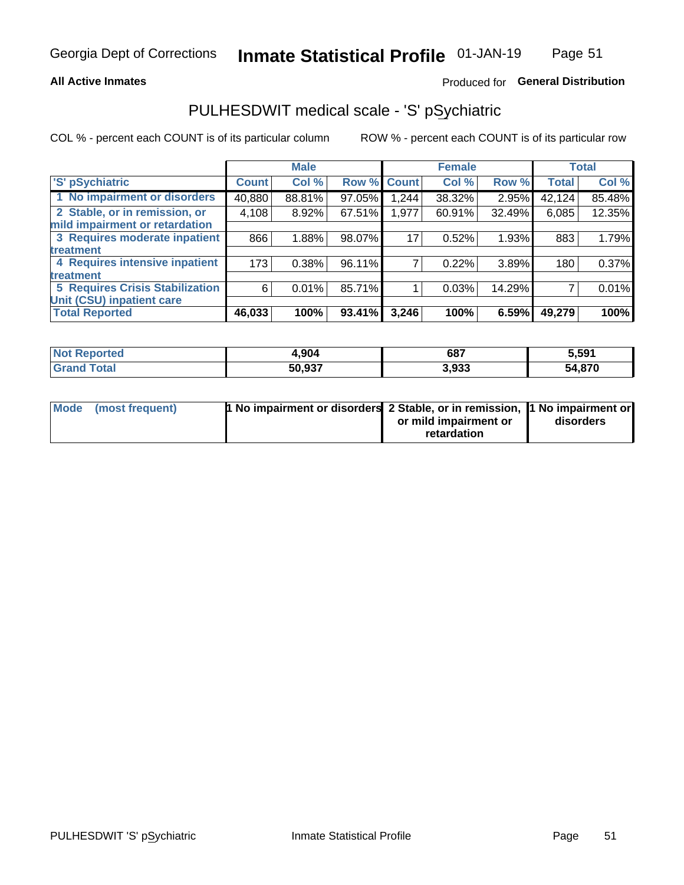**All Active Inmates** | Produced for **General Distribution**

## PULHESDWIT medical scale - 'S' pSychiatric

COL % - percent each COUNT is of its particular column | ROW % - percent each COUNT is of its particular row

| 'S' pSychiatric | Male | | | Female | | | Total | |
|---|---|---|---|---|---|---|---|---|
| | Count | Col % | Row % | Count | Col % | Row % | Total | Col % |
| 1 No impairment or disorders | 40,880 | 88.81% | 97.05% | 1,244 | 38.32% | 2.95% | 42,124 | 85.48% |
| 2 Stable, or in remission, or mild impairment or retardation | 4,108 | 8.92% | 67.51% | 1,977 | 60.91% | 32.49% | 6,085 | 12.35% |
| 3 Requires moderate inpatient treatment | 866 | 1.88% | 98.07% | 17 | 0.52% | 1.93% | 883 | 1.79% |
| 4 Requires intensive inpatient treatment | 173 | 0.38% | 96.11% | 7 | 0.22% | 3.89% | 180 | 0.37% |
| 5 Requires Crisis Stabilization Unit (CSU) inpatient care | 6 | 0.01% | 85.71% | 1 | 0.03% | 14.29% | 7 | 0.01% |
| **Total Reported** | **46,033** | **100%** | **93.41%** | **3,246** | **100%** | **6.59%** | **49,279** | **100%** |

| | Male | Female | Total |
|---|---|---|---|
| Not Reported | 4,904 | 687 | 5,591 |
| Grand Total | 50,937 | 3,933 | 54,870 |

| Mode (most frequent) | Male | Female | Total |
|---|---|---|---|
| | 1 No impairment or disorders | 2 Stable, or in remission, or mild impairment or retardation | 1 No impairment or disorders |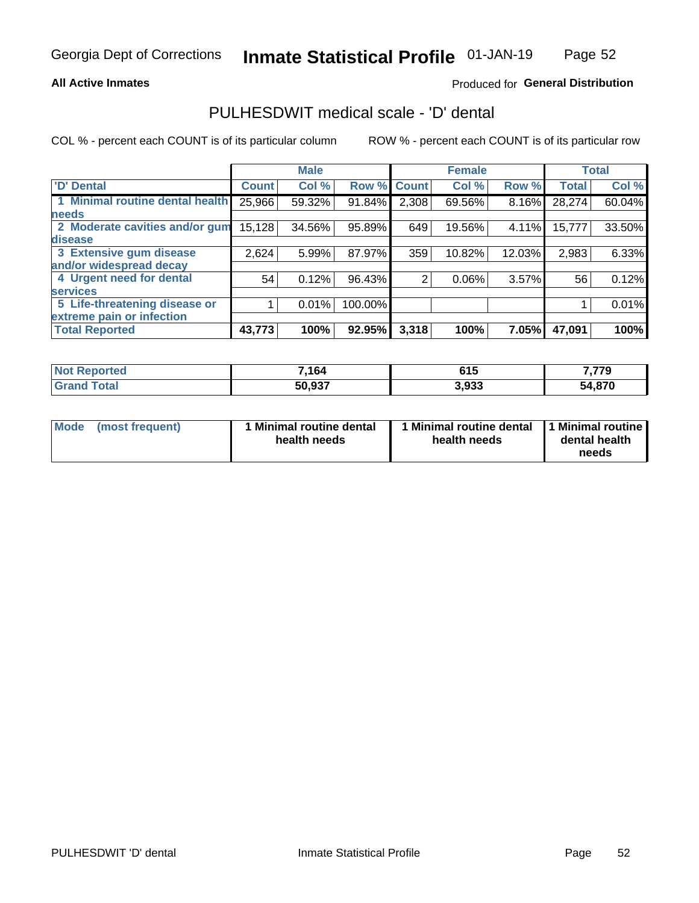Georgia Dept of Corrections **Inmate Statistical Profile** 01-JAN-19

**All Active Inmates**

Produced for **General Distribution**

## PULHESDWIT medical scale - 'D' dental

COL % - percent each COUNT is of its particular column

ROW % - percent each COUNT is of its particular row

| | Male | | | Female | | | Total | |
|---|---|---|---|---|---|---|---|---|
| **'D' Dental** | **Count** | **Col %** | **Row %** | **Count** | **Col %** | **Row %** | **Total** | **Col %** |
| **1 Minimal routine dental health needs** | 25,966 | 59.32% | 91.84% | 2,308 | 69.56% | 8.16% | 28,274 | 60.04% |
| **2 Moderate cavities and/or gum disease** | 15,128 | 34.56% | 95.89% | 649 | 19.56% | 4.11% | 15,777 | 33.50% |
| **3 Extensive gum disease and/or widespread decay** | 2,624 | 5.99% | 87.97% | 359 | 10.82% | 12.03% | 2,983 | 6.33% |
| **4 Urgent need for dental services** | 54 | 0.12% | 96.43% | 2 | 0.06% | 3.57% | 56 | 0.12% |
| **5 Life-threatening disease or extreme pain or infection** | 1 | 0.01% | 100.00% | | | | 1 | 0.01% |
| **Total Reported** | **43,773** | **100%** | **92.95%** | **3,318** | **100%** | **7.05%** | **47,091** | **100%** |

| | Male | Female | Total |
|---|---|---|---|
| **Not Reported** | **7,164** | **615** | **7,779** |
| **Grand Total** | **50,937** | **3,933** | **54,870** |

| | Male | Female | Total |
|---|---|---|---|
| **Mode (most frequent)** | **1 Minimal routine dental health needs** | **1 Minimal routine dental health needs** | **1 Minimal routine dental health needs** |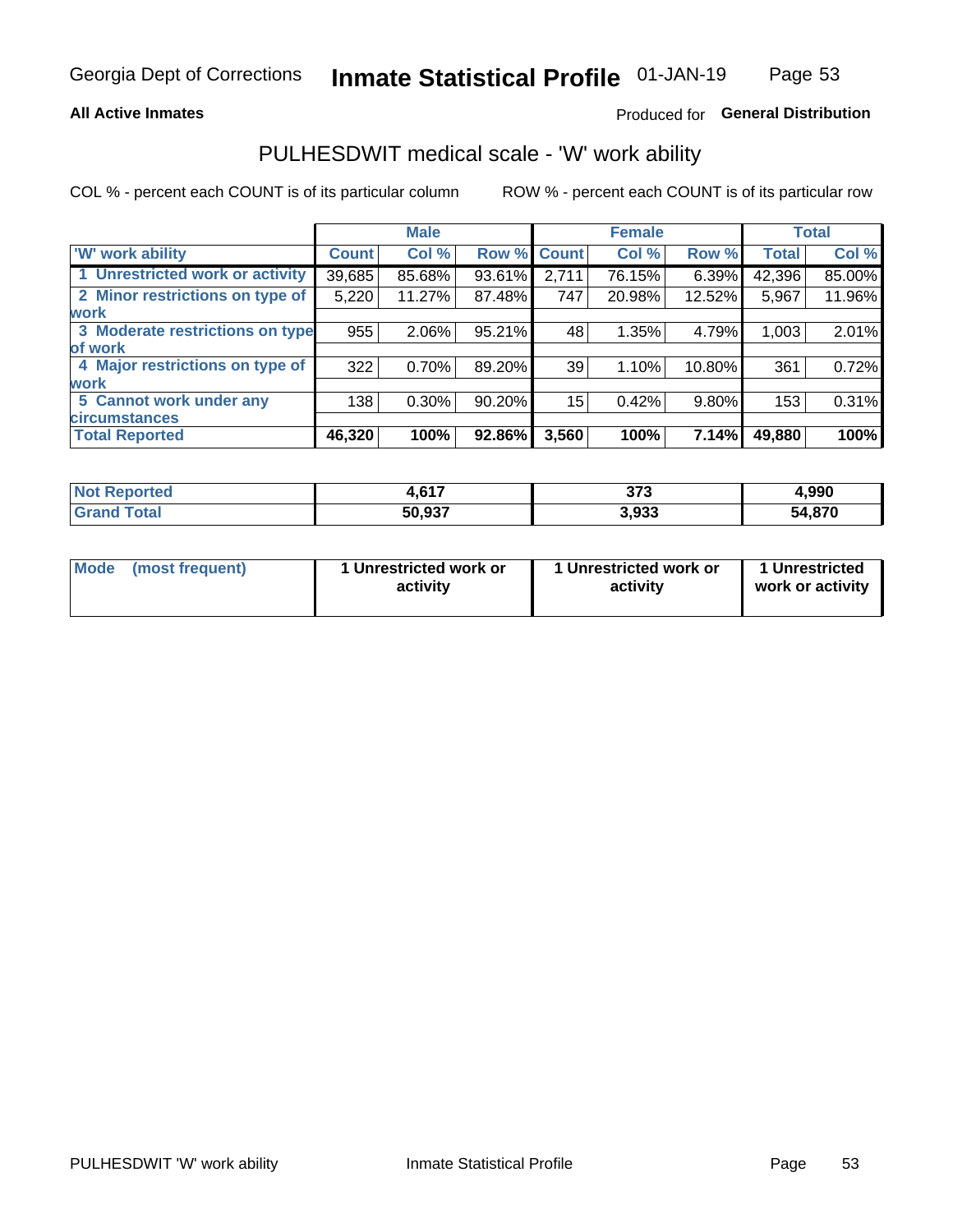Georgia Dept of Corrections **Inmate Statistical Profile** 01-JAN-19

**All Active Inmates**

Produced for **General Distribution**

## PULHESDWIT medical scale - 'W' work ability

COL % - percent each COUNT is of its particular column

ROW % - percent each COUNT is of its particular row

| | Male | | | Female | | | Total | |
|---|---|---|---|---|---|---|---|---|
| 'W' work ability | Count | Col % | Row % | Count | Col % | Row % | Total | Col % |
| 1 Unrestricted work or activity | 39,685 | 85.68% | 93.61% | 2,711 | 76.15% | 6.39% | 42,396 | 85.00% |
| 2 Minor restrictions on type of work | 5,220 | 11.27% | 87.48% | 747 | 20.98% | 12.52% | 5,967 | 11.96% |
| 3 Moderate restrictions on type of work | 955 | 2.06% | 95.21% | 48 | 1.35% | 4.79% | 1,003 | 2.01% |
| 4 Major restrictions on type of work | 322 | 0.70% | 89.20% | 39 | 1.10% | 10.80% | 361 | 0.72% |
| 5 Cannot work under any circumstances | 138 | 0.30% | 90.20% | 15 | 0.42% | 9.80% | 153 | 0.31% |
| **Total Reported** | **46,320** | **100%** | **92.86%** | **3,560** | **100%** | **7.14%** | **49,880** | **100%** |

| | Male | Female | Total |
|---|---|---|---|
| Not Reported | 4,617 | 373 | 4,990 |
| Grand Total | 50,937 | 3,933 | 54,870 |

| | Male | Female | Total |
|---|---|---|---|
| Mode (most frequent) | 1 Unrestricted work or activity | 1 Unrestricted work or activity | 1 Unrestricted work or activity |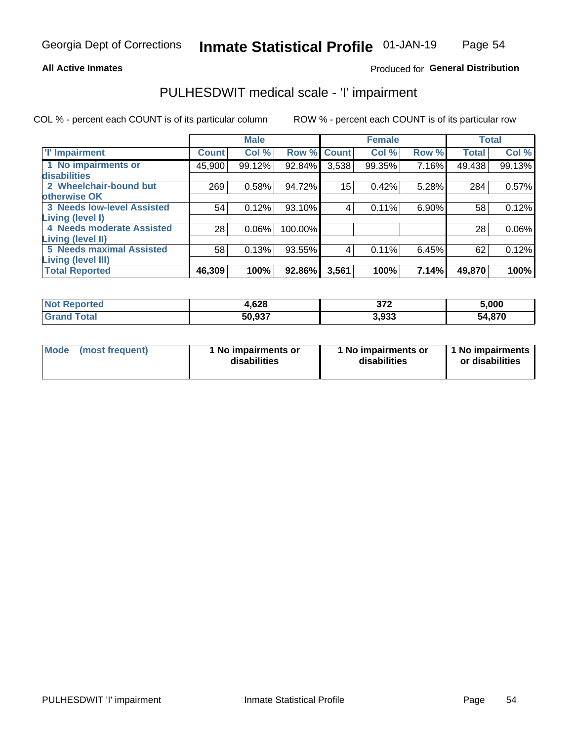Georgia Dept of Corrections **Inmate Statistical Profile** 01-JAN-19

**All Active Inmates**

Produced for **General Distribution**

## PULHESDWIT medical scale - 'I' impairment

COL % - percent each COUNT is of its particular column ROW % - percent each COUNT is of its particular row

| | Male | | | Female | | | Total | |
|---|---|---|---|---|---|---|---|---|
| 'I' Impairment | Count | Col % | Row % | Count | Col % | Row % | Total | Col % |
| 1 No impairments or disabilities | 45,900 | 99.12% | 92.84% | 3,538 | 99.35% | 7.16% | 49,438 | 99.13% |
| 2 Wheelchair-bound but otherwise OK | 269 | 0.58% | 94.72% | 15 | 0.42% | 5.28% | 284 | 0.57% |
| 3 Needs low-level Assisted Living (level I) | 54 | 0.12% | 93.10% | 4 | 0.11% | 6.90% | 58 | 0.12% |
| 4 Needs moderate Assisted Living (level II) | 28 | 0.06% | 100.00% | | | | 28 | 0.06% |
| 5 Needs maximal Assisted Living (level III) | 58 | 0.13% | 93.55% | 4 | 0.11% | 6.45% | 62 | 0.12% |
| **Total Reported** | **46,309** | **100%** | **92.86%** | **3,561** | **100%** | **7.14%** | **49,870** | **100%** |

| | Male | Female | Total |
|---|---|---|---|
| Not Reported | 4,628 | 372 | 5,000 |
| Grand Total | 50,937 | 3,933 | 54,870 |

| | Male | Female | Total |
|---|---|---|---|
| Mode (most frequent) | 1 No impairments or disabilities | 1 No impairments or disabilities | 1 No impairments or disabilities |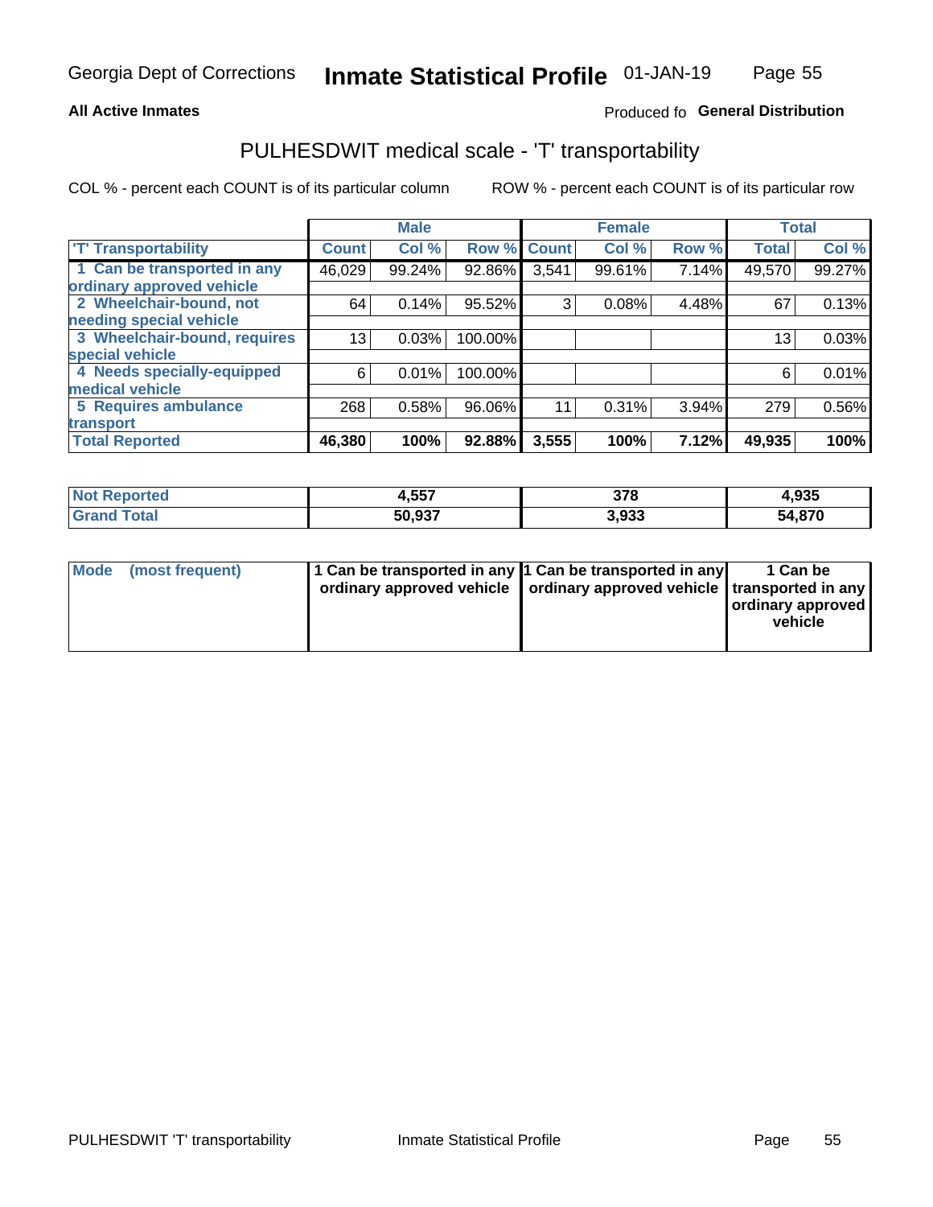Georgia Dept of Corrections **Inmate Statistical Profile** 01-JAN-19

**All Active Inmates**

Produced fo **General Distribution**

## PULHESDWIT medical scale - 'T' transportability

COL % - percent each COUNT is of its particular column ROW % - percent each COUNT is of its particular row

| 'T' Transportability | Male | | | Female | | | Total | |
|---|---|---|---|---|---|---|---|---|
| | Count | Col % | Row % | Count | Col % | Row % | Total | Col % |
| 1 Can be transported in any ordinary approved vehicle | 46,029 | 99.24% | 92.86% | 3,541 | 99.61% | 7.14% | 49,570 | 99.27% |
| 2 Wheelchair-bound, not needing special vehicle | 64 | 0.14% | 95.52% | 3 | 0.08% | 4.48% | 67 | 0.13% |
| 3 Wheelchair-bound, requires special vehicle | 13 | 0.03% | 100.00% | | | | 13 | 0.03% |
| 4 Needs specially-equipped medical vehicle | 6 | 0.01% | 100.00% | | | | 6 | 0.01% |
| 5 Requires ambulance transport | 268 | 0.58% | 96.06% | 11 | 0.31% | 3.94% | 279 | 0.56% |
| **Total Reported** | **46,380** | **100%** | **92.88%** | **3,555** | **100%** | **7.12%** | **49,935** | **100%** |

| | Male | Female | Total |
|---|---|---|---|
| **Not Reported** | **4,557** | **378** | **4,935** |
| **Grand Total** | **50,937** | **3,933** | **54,870** |

| | Male | Female | Total |
|---|---|---|---|
| **Mode (most frequent)** | **1 Can be transported in any ordinary approved vehicle** | **1 Can be transported in any ordinary approved vehicle** | **1 Can be transported in any ordinary approved vehicle** |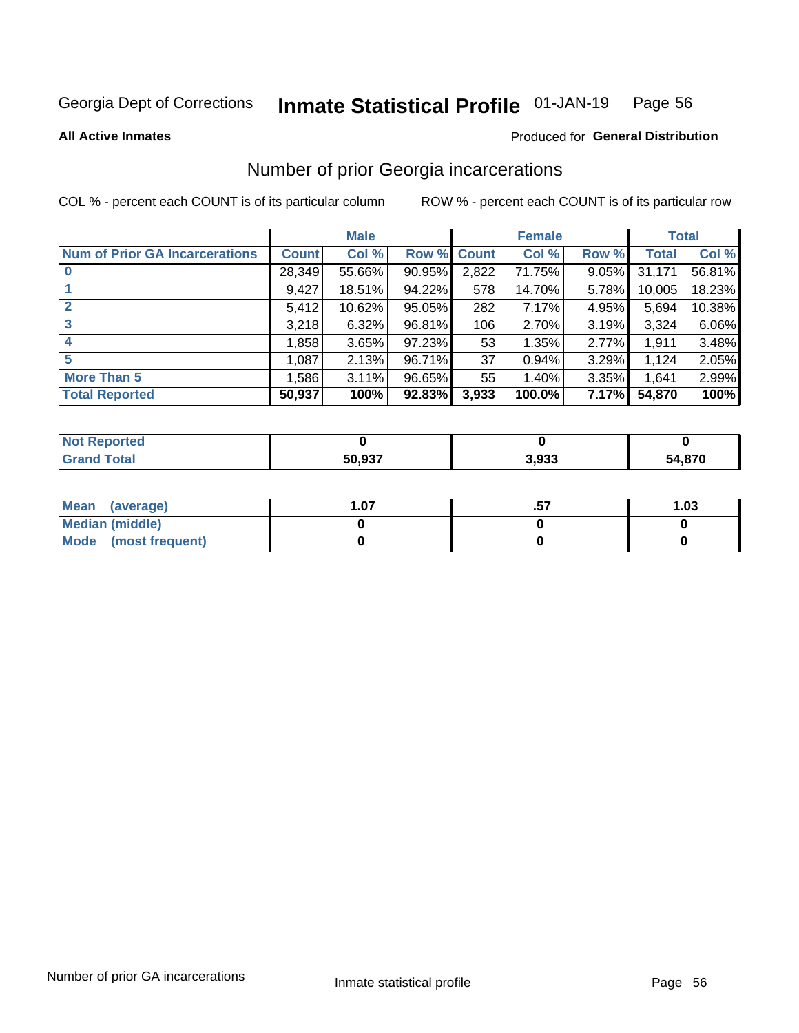Georgia Dept of Corrections **Inmate Statistical Profile** 01-JAN-19

**All Active Inmates**

Produced for **General Distribution**

## Number of prior Georgia incarcerations

COL % - percent each COUNT is of its particular column ROW % - percent each COUNT is of its particular row

| | Male | | | Female | | | Total | |
|---|---|---|---|---|---|---|---|---|
| Num of Prior GA Incarcerations | Count | Col % | Row % | Count | Col % | Row % | Total | Col % |
| 0 | 28,349 | 55.66% | 90.95% | 2,822 | 71.75% | 9.05% | 31,171 | 56.81% |
| 1 | 9,427 | 18.51% | 94.22% | 578 | 14.70% | 5.78% | 10,005 | 18.23% |
| 2 | 5,412 | 10.62% | 95.05% | 282 | 7.17% | 4.95% | 5,694 | 10.38% |
| 3 | 3,218 | 6.32% | 96.81% | 106 | 2.70% | 3.19% | 3,324 | 6.06% |
| 4 | 1,858 | 3.65% | 97.23% | 53 | 1.35% | 2.77% | 1,911 | 3.48% |
| 5 | 1,087 | 2.13% | 96.71% | 37 | 0.94% | 3.29% | 1,124 | 2.05% |
| More Than 5 | 1,586 | 3.11% | 96.65% | 55 | 1.40% | 3.35% | 1,641 | 2.99% |
| **Total Reported** | **50,937** | **100%** | **92.83%** | **3,933** | **100.0%** | **7.17%** | **54,870** | **100%** |

| | Male | Female | Total |
|---|---|---|---|
| Not Reported | 0 | 0 | 0 |
| Grand Total | 50,937 | 3,933 | 54,870 |

| | Male | Female | Total |
|---|---|---|---|
| Mean (average) | 1.07 | .57 | 1.03 |
| Median (middle) | 0 | 0 | 0 |
| Mode (most frequent) | 0 | 0 | 0 |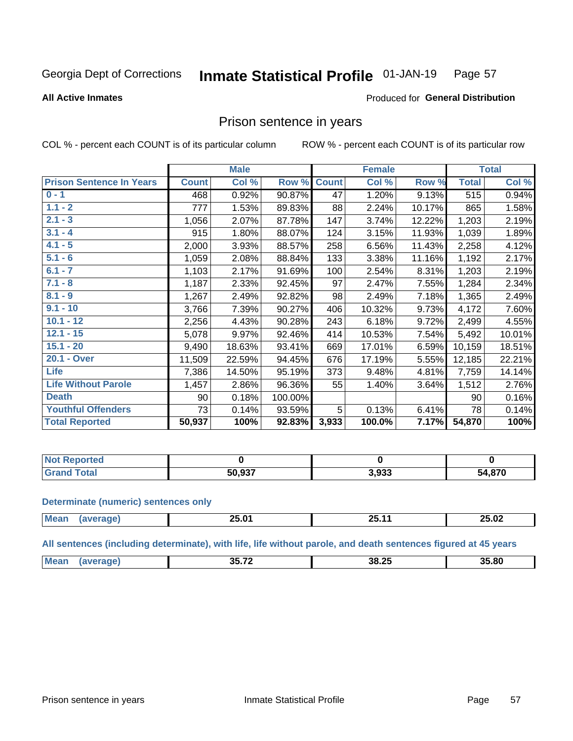Georgia Dept of Corrections **Inmate Statistical Profile** 01-JAN-19

**All Active Inmates**

Produced for **General Distribution**

## Prison sentence in years

COL % - percent each COUNT is of its particular column    ROW % - percent each COUNT is of its particular row

| | Male | | | Female | | | Total | |
|---|---|---|---|---|---|---|---|---|
| **Prison Sentence In Years** | **Count** | **Col %** | **Row %** | **Count** | **Col %** | **Row %** | **Total** | **Col %** |
| 0 - 1 | 468 | 0.92% | 90.87% | 47 | 1.20% | 9.13% | 515 | 0.94% |
| 1.1 - 2 | 777 | 1.53% | 89.83% | 88 | 2.24% | 10.17% | 865 | 1.58% |
| 2.1 - 3 | 1,056 | 2.07% | 87.78% | 147 | 3.74% | 12.22% | 1,203 | 2.19% |
| 3.1 - 4 | 915 | 1.80% | 88.07% | 124 | 3.15% | 11.93% | 1,039 | 1.89% |
| 4.1 - 5 | 2,000 | 3.93% | 88.57% | 258 | 6.56% | 11.43% | 2,258 | 4.12% |
| 5.1 - 6 | 1,059 | 2.08% | 88.84% | 133 | 3.38% | 11.16% | 1,192 | 2.17% |
| 6.1 - 7 | 1,103 | 2.17% | 91.69% | 100 | 2.54% | 8.31% | 1,203 | 2.19% |
| 7.1 - 8 | 1,187 | 2.33% | 92.45% | 97 | 2.47% | 7.55% | 1,284 | 2.34% |
| 8.1 - 9 | 1,267 | 2.49% | 92.82% | 98 | 2.49% | 7.18% | 1,365 | 2.49% |
| 9.1 - 10 | 3,766 | 7.39% | 90.27% | 406 | 10.32% | 9.73% | 4,172 | 7.60% |
| 10.1 - 12 | 2,256 | 4.43% | 90.28% | 243 | 6.18% | 9.72% | 2,499 | 4.55% |
| 12.1 - 15 | 5,078 | 9.97% | 92.46% | 414 | 10.53% | 7.54% | 5,492 | 10.01% |
| 15.1 - 20 | 9,490 | 18.63% | 93.41% | 669 | 17.01% | 6.59% | 10,159 | 18.51% |
| 20.1 - Over | 11,509 | 22.59% | 94.45% | 676 | 17.19% | 5.55% | 12,185 | 22.21% |
| Life | 7,386 | 14.50% | 95.19% | 373 | 9.48% | 4.81% | 7,759 | 14.14% |
| Life Without Parole | 1,457 | 2.86% | 96.36% | 55 | 1.40% | 3.64% | 1,512 | 2.76% |
| Death | 90 | 0.18% | 100.00% | | | | 90 | 0.16% |
| Youthful Offenders | 73 | 0.14% | 93.59% | 5 | 0.13% | 6.41% | 78 | 0.14% |
| **Total Reported** | **50,937** | **100%** | **92.83%** | **3,933** | **100.0%** | **7.17%** | **54,870** | **100%** |

| | Male | Female | Total |
|---|---|---|---|
| Not Reported | **0** | **0** | **0** |
| Grand Total | **50,937** | **3,933** | **54,870** |

### Determinate (numeric) sentences only

| | Male | Female | Total |
|---|---|---|---|
| Mean (average) | **25.01** | **25.11** | **25.02** |

### All sentences (including determinate), with life, life without parole, and death sentences figured at 45 years

| | Male | Female | Total |
|---|---|---|---|
| Mean (average) | **35.72** | **38.25** | **35.80** |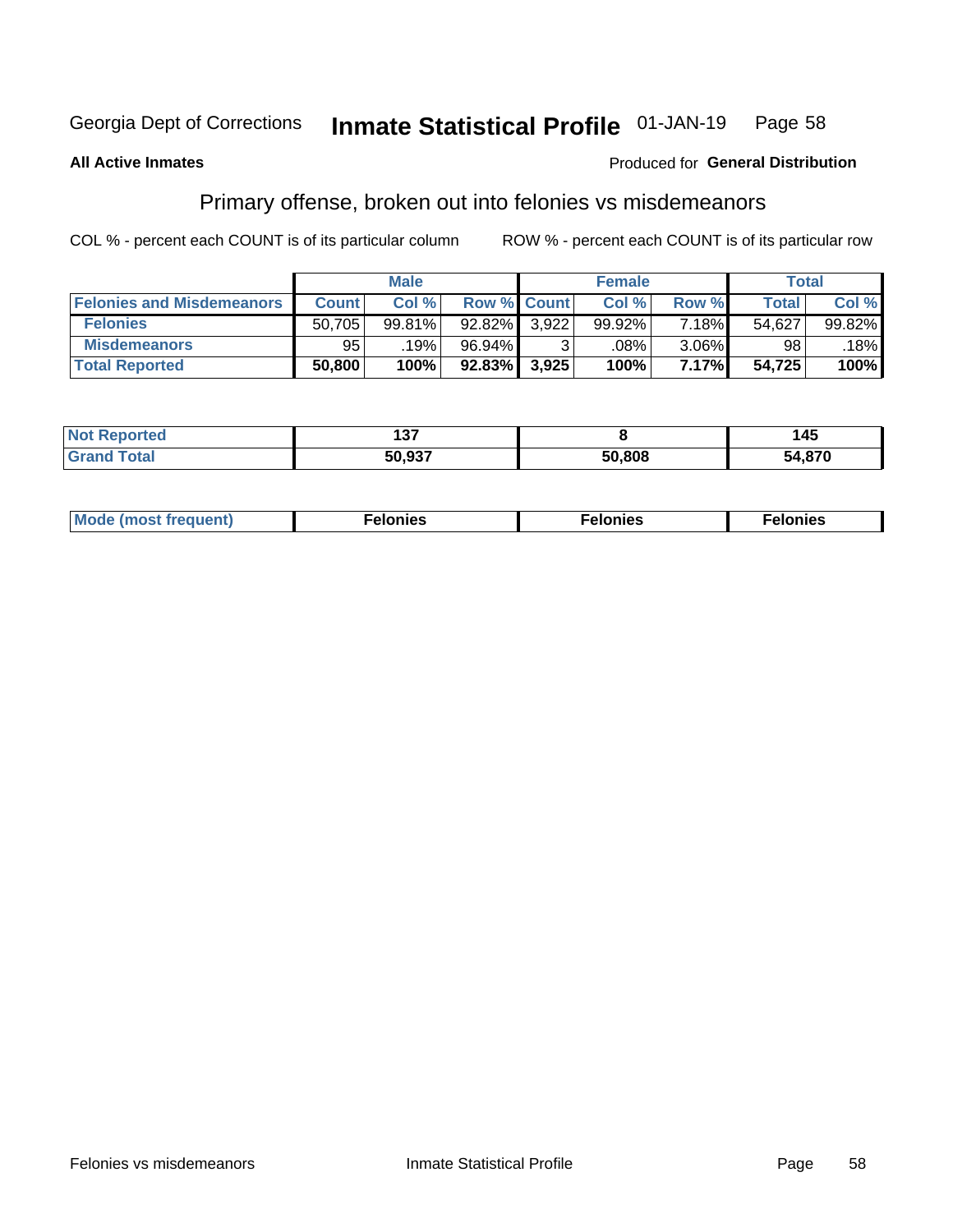Georgia Dept of Corrections **Inmate Statistical Profile** 01-JAN-19

**All Active Inmates**

Produced for **General Distribution**

## Primary offense, broken out into felonies vs misdemeanors

COL % - percent each COUNT is of its particular column

ROW % - percent each COUNT is of its particular row

| | Male | | | Female | | | Total | |
|---|---|---|---|---|---|---|---|---|
| **Felonies and Misdemeanors** | **Count** | **Col %** | **Row %** | **Count** | **Col %** | **Row %** | **Total** | **Col %** |
| **Felonies** | 50,705 | 99.81% | 92.82% | 3,922 | 99.92% | 7.18% | 54,627 | 99.82% |
| **Misdemeanors** | 95 | .19% | 96.94% | 3 | .08% | 3.06% | 98 | .18% |
| **Total Reported** | **50,800** | **100%** | **92.83%** | **3,925** | **100%** | **7.17%** | **54,725** | **100%** |

| | Male | Female | Total |
|---|---|---|---|
| **Not Reported** | **137** | **8** | **145** |
| **Grand Total** | **50,937** | **50,808** | **54,870** |

| | Male | Female | Total |
|---|---|---|---|
| **Mode (most frequent)** | **Felonies** | **Felonies** | **Felonies** |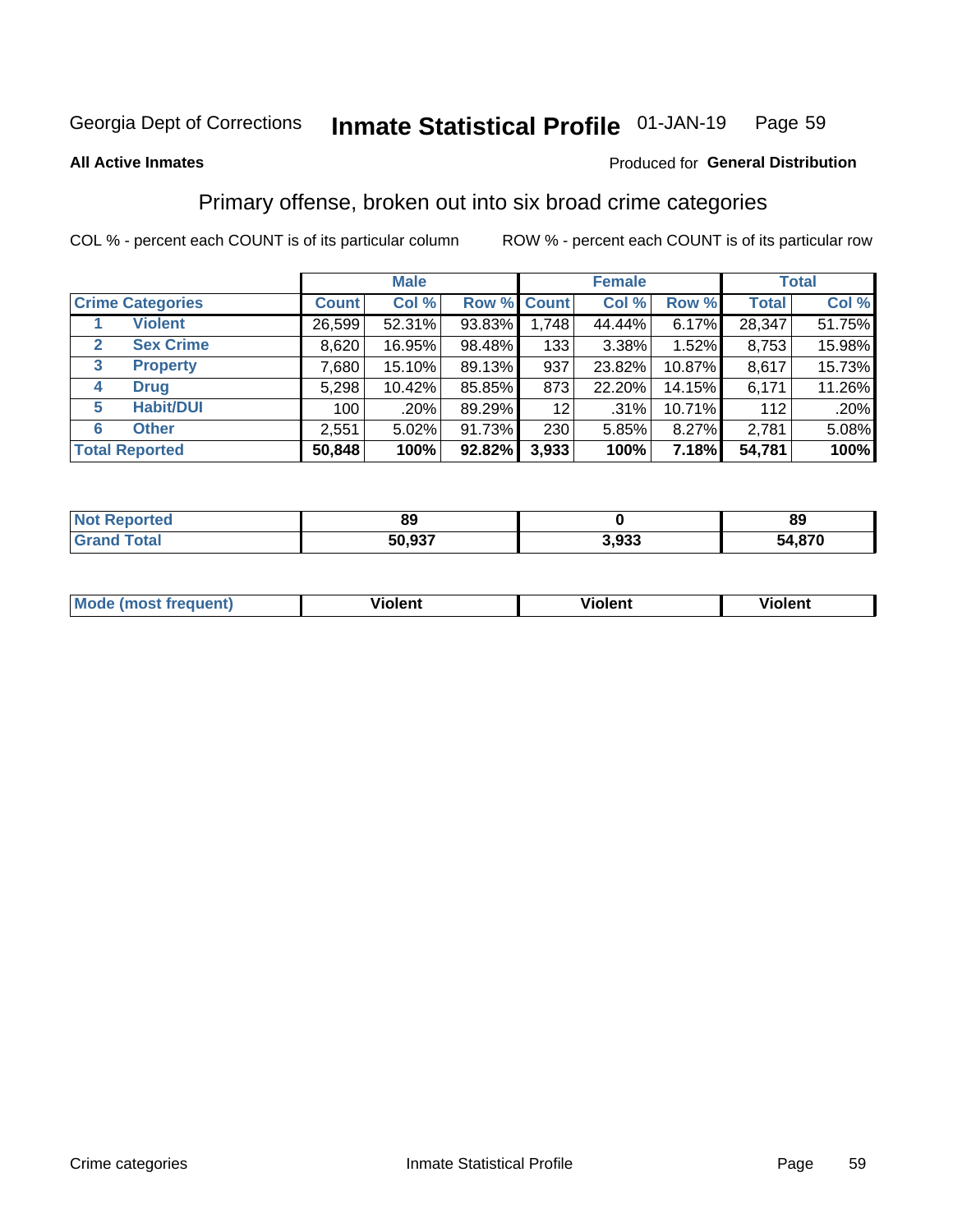Georgia Dept of Corrections **Inmate Statistical Profile** 01-JAN-19

**All Active Inmates**

Produced for **General Distribution**

## Primary offense, broken out into six broad crime categories

COL % - percent each COUNT is of its particular column

ROW % - percent each COUNT is of its particular row

| | | Male | | | Female | | | Total | |
|---|---|---|---|---|---|---|---|---|---|
| **Crime Categories** | | **Count** | **Col %** | **Row %** | **Count** | **Col %** | **Row %** | **Total** | **Col %** |
| 1 | Violent | 26,599 | 52.31% | 93.83% | 1,748 | 44.44% | 6.17% | 28,347 | 51.75% |
| 2 | Sex Crime | 8,620 | 16.95% | 98.48% | 133 | 3.38% | 1.52% | 8,753 | 15.98% |
| 3 | Property | 7,680 | 15.10% | 89.13% | 937 | 23.82% | 10.87% | 8,617 | 15.73% |
| 4 | Drug | 5,298 | 10.42% | 85.85% | 873 | 22.20% | 14.15% | 6,171 | 11.26% |
| 5 | Habit/DUI | 100 | .20% | 89.29% | 12 | .31% | 10.71% | 112 | .20% |
| 6 | Other | 2,551 | 5.02% | 91.73% | 230 | 5.85% | 8.27% | 2,781 | 5.08% |
| **Total Reported** | | **50,848** | **100%** | **92.82%** | **3,933** | **100%** | **7.18%** | **54,781** | **100%** |

| | Male | Female | Total |
|---|---|---|---|
| Not Reported | **89** | **0** | **89** |
| Grand Total | **50,937** | **3,933** | **54,870** |

| | Male | Female | Total |
|---|---|---|---|
| Mode (most frequent) | **Violent** | **Violent** | **Violent** |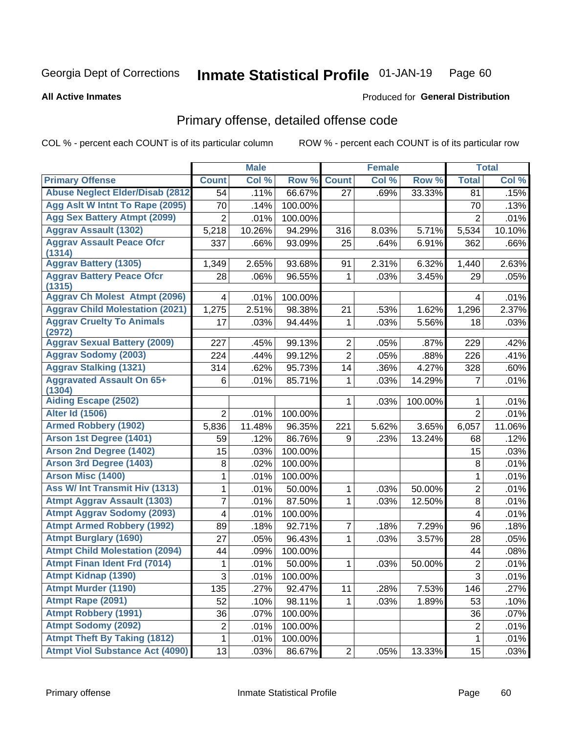Georgia Dept of Corrections **Inmate Statistical Profile** 01-JAN-19

**All Active Inmates**

Produced for **General Distribution**

## Primary offense, detailed offense code

COL % - percent each COUNT is of its particular column    ROW % - percent each COUNT is of its particular row

| | Male | | | Female | | | Total | |
|---|---|---|---|---|---|---|---|---|
| **Primary Offense** | **Count** | **Col %** | **Row %** | **Count** | **Col %** | **Row %** | **Total** | **Col %** |
| Abuse Neglect Elder/Disab (2812 | 54 | .11% | 66.67% | 27 | .69% | 33.33% | 81 | .15% |
| Agg Aslt W Intnt To Rape (2095) | 70 | .14% | 100.00% | | | | 70 | .13% |
| Agg Sex Battery Atmpt (2099) | 2 | .01% | 100.00% | | | | 2 | .01% |
| Aggrav Assault (1302) | 5,218 | 10.26% | 94.29% | 316 | 8.03% | 5.71% | 5,534 | 10.10% |
| Aggrav Assault Peace Ofcr (1314) | 337 | .66% | 93.09% | 25 | .64% | 6.91% | 362 | .66% |
| Aggrav Battery (1305) | 1,349 | 2.65% | 93.68% | 91 | 2.31% | 6.32% | 1,440 | 2.63% |
| Aggrav Battery Peace Ofcr (1315) | 28 | .06% | 96.55% | 1 | .03% | 3.45% | 29 | .05% |
| Aggrav Ch Molest Atmpt (2096) | 4 | .01% | 100.00% | | | | 4 | .01% |
| Aggrav Child Molestation (2021) | 1,275 | 2.51% | 98.38% | 21 | .53% | 1.62% | 1,296 | 2.37% |
| Aggrav Cruelty To Animals (2972) | 17 | .03% | 94.44% | 1 | .03% | 5.56% | 18 | .03% |
| Aggrav Sexual Battery (2009) | 227 | .45% | 99.13% | 2 | .05% | .87% | 229 | .42% |
| Aggrav Sodomy (2003) | 224 | .44% | 99.12% | 2 | .05% | .88% | 226 | .41% |
| Aggrav Stalking (1321) | 314 | .62% | 95.73% | 14 | .36% | 4.27% | 328 | .60% |
| Aggravated Assault On 65+ (1304) | 6 | .01% | 85.71% | 1 | .03% | 14.29% | 7 | .01% |
| Aiding Escape (2502) | | | | 1 | .03% | 100.00% | 1 | .01% |
| Alter Id (1506) | 2 | .01% | 100.00% | | | | 2 | .01% |
| Armed Robbery (1902) | 5,836 | 11.48% | 96.35% | 221 | 5.62% | 3.65% | 6,057 | 11.06% |
| Arson 1st Degree (1401) | 59 | .12% | 86.76% | 9 | .23% | 13.24% | 68 | .12% |
| Arson 2nd Degree (1402) | 15 | .03% | 100.00% | | | | 15 | .03% |
| Arson 3rd Degree (1403) | 8 | .02% | 100.00% | | | | 8 | .01% |
| Arson Misc (1400) | 1 | .01% | 100.00% | | | | 1 | .01% |
| Ass W/ Int Transmit Hiv (1313) | 1 | .01% | 50.00% | 1 | .03% | 50.00% | 2 | .01% |
| Atmpt Aggrav Assault (1303) | 7 | .01% | 87.50% | 1 | .03% | 12.50% | 8 | .01% |
| Atmpt Aggrav Sodomy (2093) | 4 | .01% | 100.00% | | | | 4 | .01% |
| Atmpt Armed Robbery (1992) | 89 | .18% | 92.71% | 7 | .18% | 7.29% | 96 | .18% |
| Atmpt Burglary (1690) | 27 | .05% | 96.43% | 1 | .03% | 3.57% | 28 | .05% |
| Atmpt Child Molestation (2094) | 44 | .09% | 100.00% | | | | 44 | .08% |
| Atmpt Finan Ident Frd (7014) | 1 | .01% | 50.00% | 1 | .03% | 50.00% | 2 | .01% |
| Atmpt Kidnap (1390) | 3 | .01% | 100.00% | | | | 3 | .01% |
| Atmpt Murder (1190) | 135 | .27% | 92.47% | 11 | .28% | 7.53% | 146 | .27% |
| Atmpt Rape (2091) | 52 | .10% | 98.11% | 1 | .03% | 1.89% | 53 | .10% |
| Atmpt Robbery (1991) | 36 | .07% | 100.00% | | | | 36 | .07% |
| Atmpt Sodomy (2092) | 2 | .01% | 100.00% | | | | 2 | .01% |
| Atmpt Theft By Taking (1812) | 1 | .01% | 100.00% | | | | 1 | .01% |
| Atmpt Viol Substance Act (4090) | 13 | .03% | 86.67% | 2 | .05% | 13.33% | 15 | .03% |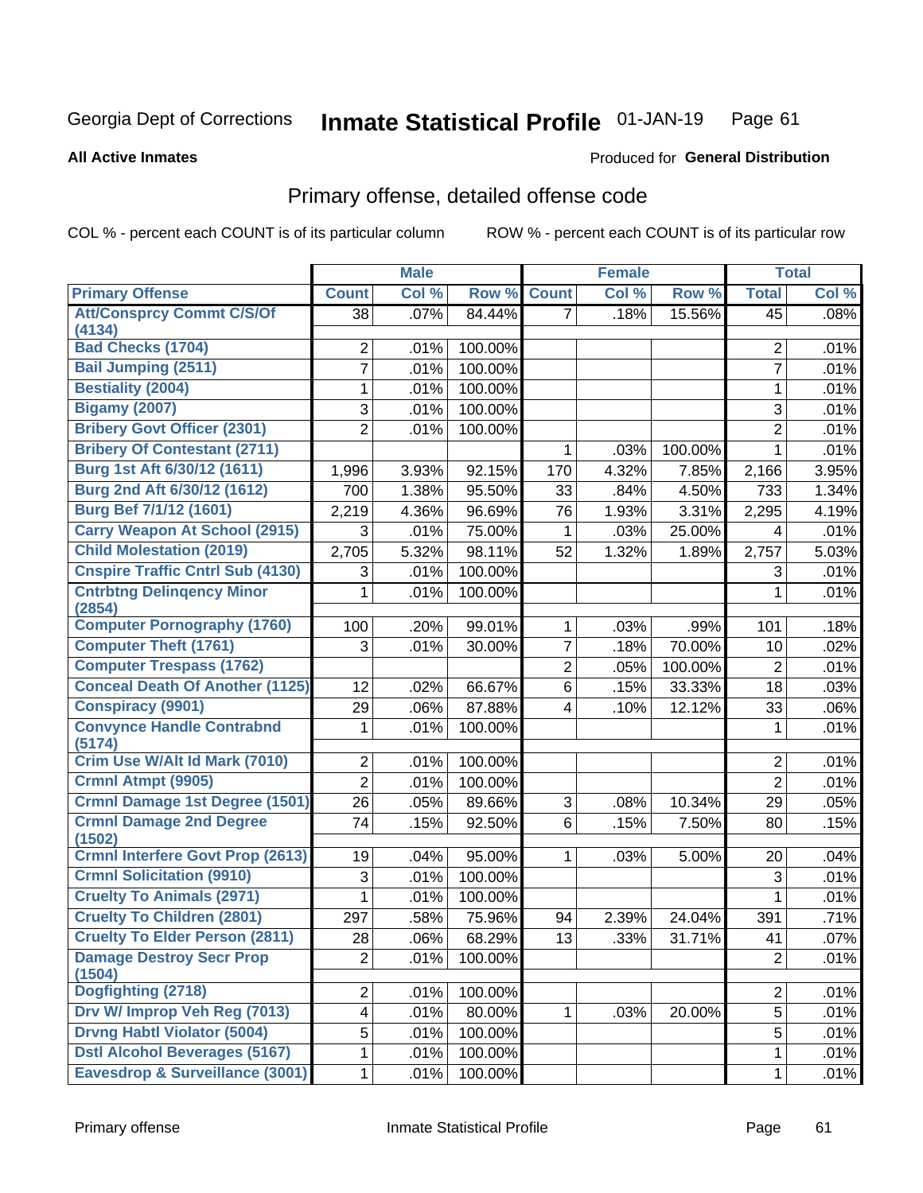Georgia Dept of Corrections **Inmate Statistical Profile** 01-JAN-19

**All Active Inmates**

Produced for **General Distribution**

## Primary offense, detailed offense code

COL % - percent each COUNT is of its particular column ROW % - percent each COUNT is of its particular row

| | Male | | | Female | | | Total | |
|---|---|---|---|---|---|---|---|---|
| **Primary Offense** | **Count** | **Col %** | **Row %** | **Count** | **Col %** | **Row %** | **Total** | **Col %** |
| Att/Consprcy Commt C/S/Of (4134) | 38 | .07% | 84.44% | 7 | .18% | 15.56% | 45 | .08% |
| Bad Checks (1704) | 2 | .01% | 100.00% | | | | 2 | .01% |
| Bail Jumping (2511) | 7 | .01% | 100.00% | | | | 7 | .01% |
| Bestiality (2004) | 1 | .01% | 100.00% | | | | 1 | .01% |
| Bigamy (2007) | 3 | .01% | 100.00% | | | | 3 | .01% |
| Bribery Govt Officer (2301) | 2 | .01% | 100.00% | | | | 2 | .01% |
| Bribery Of Contestant (2711) | | | | 1 | .03% | 100.00% | 1 | .01% |
| Burg 1st Aft 6/30/12 (1611) | 1,996 | 3.93% | 92.15% | 170 | 4.32% | 7.85% | 2,166 | 3.95% |
| Burg 2nd Aft 6/30/12 (1612) | 700 | 1.38% | 95.50% | 33 | .84% | 4.50% | 733 | 1.34% |
| Burg Bef 7/1/12 (1601) | 2,219 | 4.36% | 96.69% | 76 | 1.93% | 3.31% | 2,295 | 4.19% |
| Carry Weapon At School (2915) | 3 | .01% | 75.00% | 1 | .03% | 25.00% | 4 | .01% |
| Child Molestation (2019) | 2,705 | 5.32% | 98.11% | 52 | 1.32% | 1.89% | 2,757 | 5.03% |
| Cnspire Traffic Cntrl Sub (4130) | 3 | .01% | 100.00% | | | | 3 | .01% |
| Cntrbtng Delinqency Minor (2854) | 1 | .01% | 100.00% | | | | 1 | .01% |
| Computer Pornography (1760) | 100 | .20% | 99.01% | 1 | .03% | .99% | 101 | .18% |
| Computer Theft (1761) | 3 | .01% | 30.00% | 7 | .18% | 70.00% | 10 | .02% |
| Computer Trespass (1762) | | | | 2 | .05% | 100.00% | 2 | .01% |
| Conceal Death Of Another (1125) | 12 | .02% | 66.67% | 6 | .15% | 33.33% | 18 | .03% |
| Conspiracy (9901) | 29 | .06% | 87.88% | 4 | .10% | 12.12% | 33 | .06% |
| Convynce Handle Contrabnd (5174) | 1 | .01% | 100.00% | | | | 1 | .01% |
| Crim Use W/Alt Id Mark (7010) | 2 | .01% | 100.00% | | | | 2 | .01% |
| Crmnl Atmpt (9905) | 2 | .01% | 100.00% | | | | 2 | .01% |
| Crmnl Damage 1st Degree (1501) | 26 | .05% | 89.66% | 3 | .08% | 10.34% | 29 | .05% |
| Crmnl Damage 2nd Degree (1502) | 74 | .15% | 92.50% | 6 | .15% | 7.50% | 80 | .15% |
| Crmnl Interfere Govt Prop (2613) | 19 | .04% | 95.00% | 1 | .03% | 5.00% | 20 | .04% |
| Crmnl Solicitation (9910) | 3 | .01% | 100.00% | | | | 3 | .01% |
| Cruelty To Animals (2971) | 1 | .01% | 100.00% | | | | 1 | .01% |
| Cruelty To Children (2801) | 297 | .58% | 75.96% | 94 | 2.39% | 24.04% | 391 | .71% |
| Cruelty To Elder Person (2811) | 28 | .06% | 68.29% | 13 | .33% | 31.71% | 41 | .07% |
| Damage Destroy Secr Prop (1504) | 2 | .01% | 100.00% | | | | 2 | .01% |
| Dogfighting (2718) | 2 | .01% | 100.00% | | | | 2 | .01% |
| Drv W/ Improp Veh Reg (7013) | 4 | .01% | 80.00% | 1 | .03% | 20.00% | 5 | .01% |
| Drvng Habtl Violator (5004) | 5 | .01% | 100.00% | | | | 5 | .01% |
| Dstl Alcohol Beverages (5167) | 1 | .01% | 100.00% | | | | 1 | .01% |
| Eavesdrop & Surveillance (3001) | 1 | .01% | 100.00% | | | | 1 | .01% |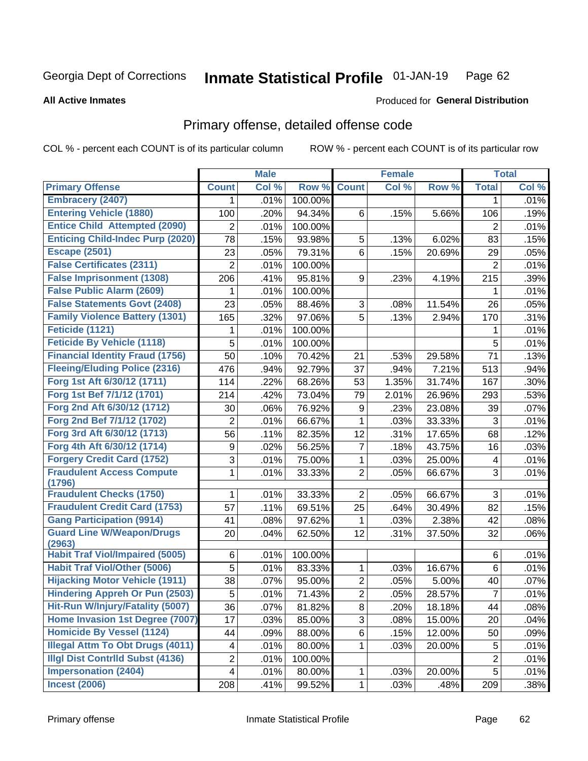Georgia Dept of Corrections **Inmate Statistical Profile** 01-JAN-19

**All Active Inmates**

Produced for **General Distribution**

## Primary offense, detailed offense code

COL % - percent each COUNT is of its particular column     ROW % - percent each COUNT is of its particular row

| | Male | | | Female | | | Total | |
|---|---|---|---|---|---|---|---|---|
| **Primary Offense** | **Count** | **Col %** | **Row %** | **Count** | **Col %** | **Row %** | **Total** | **Col %** |
| **Embracery (2407)** | 1 | .01% | 100.00% | | | | 1 | .01% |
| **Entering Vehicle (1880)** | 100 | .20% | 94.34% | 6 | .15% | 5.66% | 106 | .19% |
| **Entice Child Attempted (2090)** | 2 | .01% | 100.00% | | | | 2 | .01% |
| **Enticing Child-Indec Purp (2020)** | 78 | .15% | 93.98% | 5 | .13% | 6.02% | 83 | .15% |
| **Escape (2501)** | 23 | .05% | 79.31% | 6 | .15% | 20.69% | 29 | .05% |
| **False Certificates (2311)** | 2 | .01% | 100.00% | | | | 2 | .01% |
| **False Imprisonment (1308)** | 206 | .41% | 95.81% | 9 | .23% | 4.19% | 215 | .39% |
| **False Public Alarm (2609)** | 1 | .01% | 100.00% | | | | 1 | .01% |
| **False Statements Govt (2408)** | 23 | .05% | 88.46% | 3 | .08% | 11.54% | 26 | .05% |
| **Family Violence Battery (1301)** | 165 | .32% | 97.06% | 5 | .13% | 2.94% | 170 | .31% |
| **Feticide (1121)** | 1 | .01% | 100.00% | | | | 1 | .01% |
| **Feticide By Vehicle (1118)** | 5 | .01% | 100.00% | | | | 5 | .01% |
| **Financial Identity Fraud (1756)** | 50 | .10% | 70.42% | 21 | .53% | 29.58% | 71 | .13% |
| **Fleeing/Eluding Police (2316)** | 476 | .94% | 92.79% | 37 | .94% | 7.21% | 513 | .94% |
| **Forg 1st Aft 6/30/12 (1711)** | 114 | .22% | 68.26% | 53 | 1.35% | 31.74% | 167 | .30% |
| **Forg 1st Bef 7/1/12 (1701)** | 214 | .42% | 73.04% | 79 | 2.01% | 26.96% | 293 | .53% |
| **Forg 2nd Aft 6/30/12 (1712)** | 30 | .06% | 76.92% | 9 | .23% | 23.08% | 39 | .07% |
| **Forg 2nd Bef 7/1/12 (1702)** | 2 | .01% | 66.67% | 1 | .03% | 33.33% | 3 | .01% |
| **Forg 3rd Aft 6/30/12 (1713)** | 56 | .11% | 82.35% | 12 | .31% | 17.65% | 68 | .12% |
| **Forg 4th Aft 6/30/12 (1714)** | 9 | .02% | 56.25% | 7 | .18% | 43.75% | 16 | .03% |
| **Forgery Credit Card (1752)** | 3 | .01% | 75.00% | 1 | .03% | 25.00% | 4 | .01% |
| **Fraudulent Access Compute (1796)** | 1 | .01% | 33.33% | 2 | .05% | 66.67% | 3 | .01% |
| **Fraudulent Checks (1750)** | 1 | .01% | 33.33% | 2 | .05% | 66.67% | 3 | .01% |
| **Fraudulent Credit Card (1753)** | 57 | .11% | 69.51% | 25 | .64% | 30.49% | 82 | .15% |
| **Gang Participation (9914)** | 41 | .08% | 97.62% | 1 | .03% | 2.38% | 42 | .08% |
| **Guard Line W/Weapon/Drugs (2963)** | 20 | .04% | 62.50% | 12 | .31% | 37.50% | 32 | .06% |
| **Habit Traf Viol/Impaired (5005)** | 6 | .01% | 100.00% | | | | 6 | .01% |
| **Habit Traf Viol/Other (5006)** | 5 | .01% | 83.33% | 1 | .03% | 16.67% | 6 | .01% |
| **Hijacking Motor Vehicle (1911)** | 38 | .07% | 95.00% | 2 | .05% | 5.00% | 40 | .07% |
| **Hindering Appreh Or Pun (2503)** | 5 | .01% | 71.43% | 2 | .05% | 28.57% | 7 | .01% |
| **Hit-Run W/Injury/Fatality (5007)** | 36 | .07% | 81.82% | 8 | .20% | 18.18% | 44 | .08% |
| **Home Invasion 1st Degree (7007)** | 17 | .03% | 85.00% | 3 | .08% | 15.00% | 20 | .04% |
| **Homicide By Vessel (1124)** | 44 | .09% | 88.00% | 6 | .15% | 12.00% | 50 | .09% |
| **Illegal Attm To Obt Drugs (4011)** | 4 | .01% | 80.00% | 1 | .03% | 20.00% | 5 | .01% |
| **Illgl Dist Contrlld Subst (4136)** | 2 | .01% | 100.00% | | | | 2 | .01% |
| **Impersonation (2404)** | 4 | .01% | 80.00% | 1 | .03% | 20.00% | 5 | .01% |
| **Incest (2006)** | 208 | .41% | 99.52% | 1 | .03% | .48% | 209 | .38% |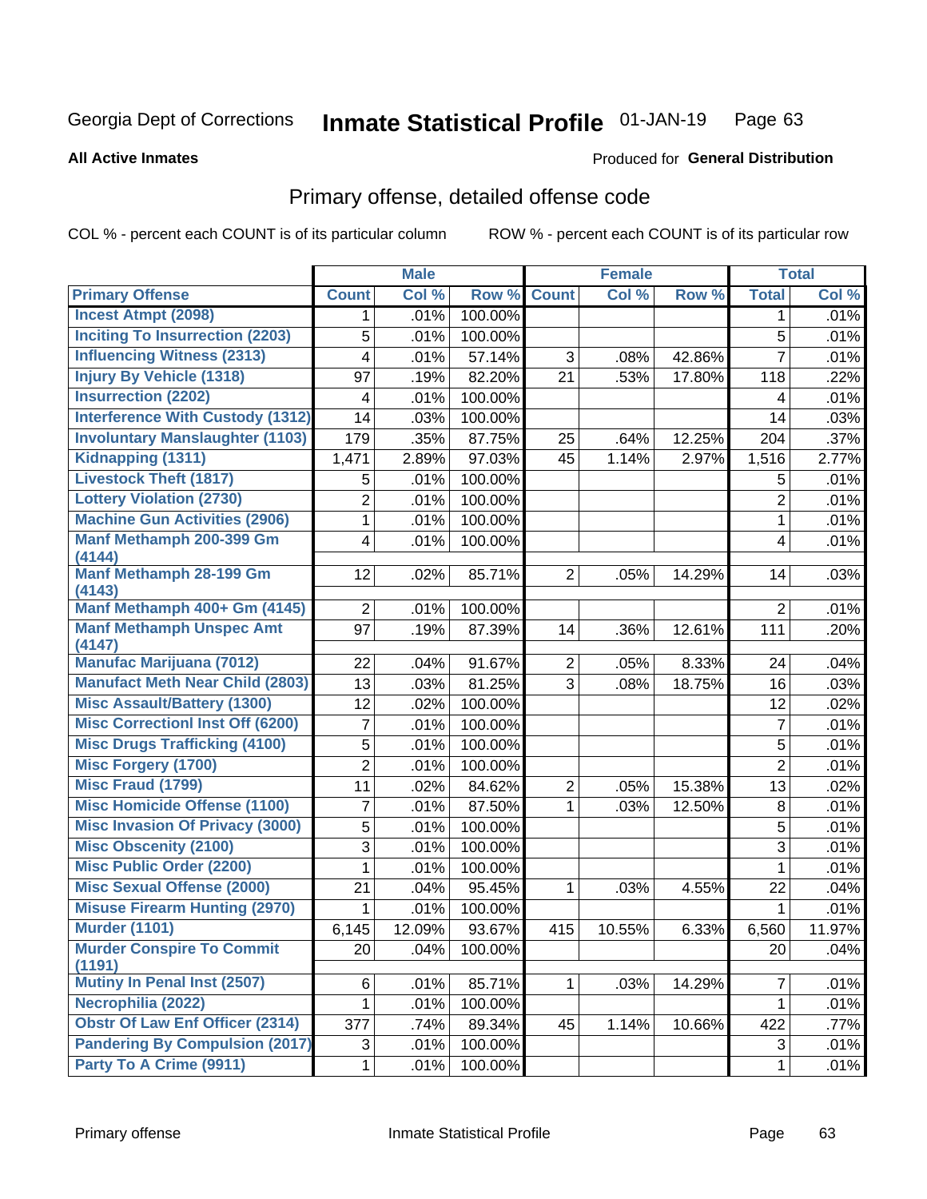Georgia Dept of Corrections **Inmate Statistical Profile** 01-JAN-19

**All Active Inmates**

Produced for **General Distribution**

## Primary offense, detailed offense code

COL % - percent each COUNT is of its particular column

ROW % - percent each COUNT is of its particular row

| | Male | | | Female | | | Total | |
|---|---|---|---|---|---|---|---|---|
| Primary Offense | Count | Col % | Row % | Count | Col % | Row % | Total | Col % |
| Incest Atmpt (2098) | 1 | .01% | 100.00% | | | | 1 | .01% |
| Inciting To Insurrection (2203) | 5 | .01% | 100.00% | | | | 5 | .01% |
| Influencing Witness (2313) | 4 | .01% | 57.14% | 3 | .08% | 42.86% | 7 | .01% |
| Injury By Vehicle (1318) | 97 | .19% | 82.20% | 21 | .53% | 17.80% | 118 | .22% |
| Insurrection (2202) | 4 | .01% | 100.00% | | | | 4 | .01% |
| Interference With Custody (1312) | 14 | .03% | 100.00% | | | | 14 | .03% |
| Involuntary Manslaughter (1103) | 179 | .35% | 87.75% | 25 | .64% | 12.25% | 204 | .37% |
| Kidnapping (1311) | 1,471 | 2.89% | 97.03% | 45 | 1.14% | 2.97% | 1,516 | 2.77% |
| Livestock Theft (1817) | 5 | .01% | 100.00% | | | | 5 | .01% |
| Lottery Violation (2730) | 2 | .01% | 100.00% | | | | 2 | .01% |
| Machine Gun Activities (2906) | 1 | .01% | 100.00% | | | | 1 | .01% |
| Manf Methamph 200-399 Gm (4144) | 4 | .01% | 100.00% | | | | 4 | .01% |
| Manf Methamph 28-199 Gm (4143) | 12 | .02% | 85.71% | 2 | .05% | 14.29% | 14 | .03% |
| Manf Methamph 400+ Gm (4145) | 2 | .01% | 100.00% | | | | 2 | .01% |
| Manf Methamph Unspec Amt (4147) | 97 | .19% | 87.39% | 14 | .36% | 12.61% | 111 | .20% |
| Manufac Marijuana (7012) | 22 | .04% | 91.67% | 2 | .05% | 8.33% | 24 | .04% |
| Manufact Meth Near Child (2803) | 13 | .03% | 81.25% | 3 | .08% | 18.75% | 16 | .03% |
| Misc Assault/Battery (1300) | 12 | .02% | 100.00% | | | | 12 | .02% |
| Misc Correctionl Inst Off (6200) | 7 | .01% | 100.00% | | | | 7 | .01% |
| Misc Drugs Trafficking (4100) | 5 | .01% | 100.00% | | | | 5 | .01% |
| Misc Forgery (1700) | 2 | .01% | 100.00% | | | | 2 | .01% |
| Misc Fraud (1799) | 11 | .02% | 84.62% | 2 | .05% | 15.38% | 13 | .02% |
| Misc Homicide Offense (1100) | 7 | .01% | 87.50% | 1 | .03% | 12.50% | 8 | .01% |
| Misc Invasion Of Privacy (3000) | 5 | .01% | 100.00% | | | | 5 | .01% |
| Misc Obscenity (2100) | 3 | .01% | 100.00% | | | | 3 | .01% |
| Misc Public Order (2200) | 1 | .01% | 100.00% | | | | 1 | .01% |
| Misc Sexual Offense (2000) | 21 | .04% | 95.45% | 1 | .03% | 4.55% | 22 | .04% |
| Misuse Firearm Hunting (2970) | 1 | .01% | 100.00% | | | | 1 | .01% |
| Murder (1101) | 6,145 | 12.09% | 93.67% | 415 | 10.55% | 6.33% | 6,560 | 11.97% |
| Murder Conspire To Commit (1191) | 20 | .04% | 100.00% | | | | 20 | .04% |
| Mutiny In Penal Inst (2507) | 6 | .01% | 85.71% | 1 | .03% | 14.29% | 7 | .01% |
| Necrophilia (2022) | 1 | .01% | 100.00% | | | | 1 | .01% |
| Obstr Of Law Enf Officer (2314) | 377 | .74% | 89.34% | 45 | 1.14% | 10.66% | 422 | .77% |
| Pandering By Compulsion (2017) | 3 | .01% | 100.00% | | | | 3 | .01% |
| Party To A Crime (9911) | 1 | .01% | 100.00% | | | | 1 | .01% |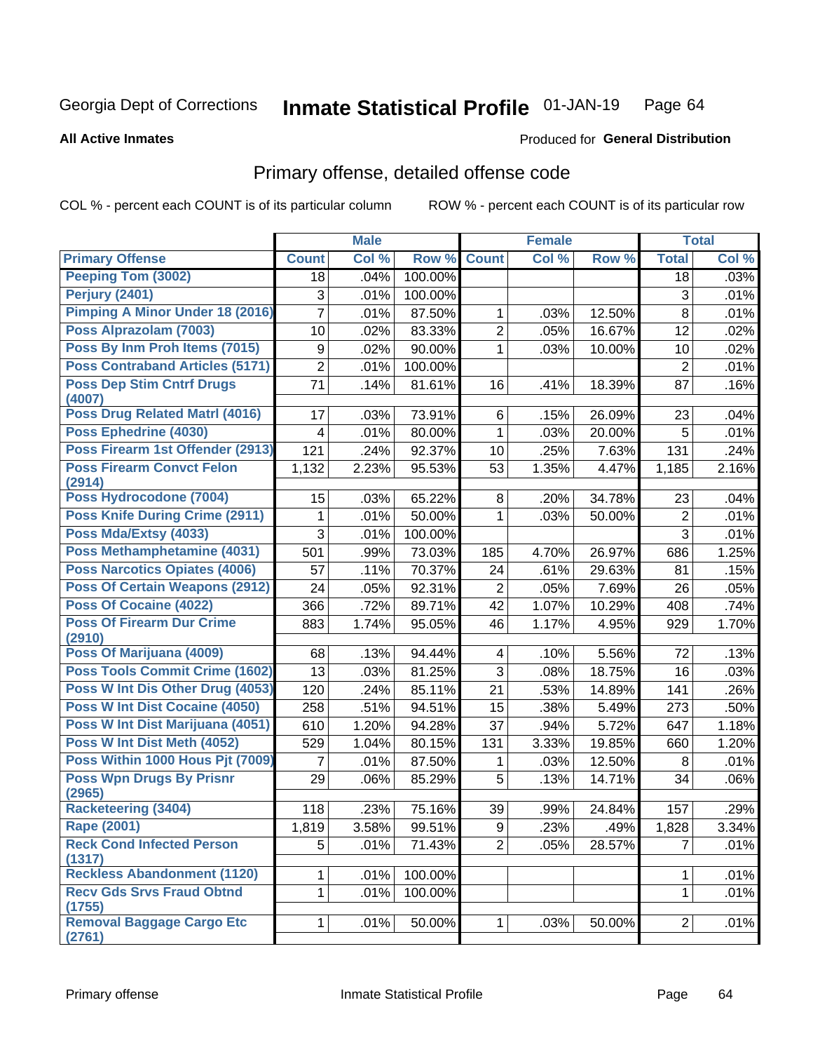Georgia Dept of Corrections **Inmate Statistical Profile** 01-JAN-19

**All Active Inmates**

Produced for **General Distribution**

## Primary offense, detailed offense code

COL % - percent each COUNT is of its particular column ROW % - percent each COUNT is of its particular row

| | Male | | | Female | | | Total | |
|---|---|---|---|---|---|---|---|---|
| **Primary Offense** | **Count** | **Col %** | **Row %** | **Count** | **Col %** | **Row %** | **Total** | **Col %** |
| Peeping Tom (3002) | 18 | .04% | 100.00% | | | | 18 | .03% |
| Perjury (2401) | 3 | .01% | 100.00% | | | | 3 | .01% |
| Pimping A Minor Under 18 (2016) | 7 | .01% | 87.50% | 1 | .03% | 12.50% | 8 | .01% |
| Poss Alprazolam (7003) | 10 | .02% | 83.33% | 2 | .05% | 16.67% | 12 | .02% |
| Poss By Inm Proh Items (7015) | 9 | .02% | 90.00% | 1 | .03% | 10.00% | 10 | .02% |
| Poss Contraband Articles (5171) | 2 | .01% | 100.00% | | | | 2 | .01% |
| Poss Dep Stim Cntrf Drugs (4007) | 71 | .14% | 81.61% | 16 | .41% | 18.39% | 87 | .16% |
| Poss Drug Related Matrl (4016) | 17 | .03% | 73.91% | 6 | .15% | 26.09% | 23 | .04% |
| Poss Ephedrine (4030) | 4 | .01% | 80.00% | 1 | .03% | 20.00% | 5 | .01% |
| Poss Firearm 1st Offender (2913) | 121 | .24% | 92.37% | 10 | .25% | 7.63% | 131 | .24% |
| Poss Firearm Convct Felon (2914) | 1,132 | 2.23% | 95.53% | 53 | 1.35% | 4.47% | 1,185 | 2.16% |
| Poss Hydrocodone (7004) | 15 | .03% | 65.22% | 8 | .20% | 34.78% | 23 | .04% |
| Poss Knife During Crime (2911) | 1 | .01% | 50.00% | 1 | .03% | 50.00% | 2 | .01% |
| Poss Mda/Extsy (4033) | 3 | .01% | 100.00% | | | | 3 | .01% |
| Poss Methamphetamine (4031) | 501 | .99% | 73.03% | 185 | 4.70% | 26.97% | 686 | 1.25% |
| Poss Narcotics Opiates (4006) | 57 | .11% | 70.37% | 24 | .61% | 29.63% | 81 | .15% |
| Poss Of Certain Weapons (2912) | 24 | .05% | 92.31% | 2 | .05% | 7.69% | 26 | .05% |
| Poss Of Cocaine (4022) | 366 | .72% | 89.71% | 42 | 1.07% | 10.29% | 408 | .74% |
| Poss Of Firearm Dur Crime (2910) | 883 | 1.74% | 95.05% | 46 | 1.17% | 4.95% | 929 | 1.70% |
| Poss Of Marijuana (4009) | 68 | .13% | 94.44% | 4 | .10% | 5.56% | 72 | .13% |
| Poss Tools Commit Crime (1602) | 13 | .03% | 81.25% | 3 | .08% | 18.75% | 16 | .03% |
| Poss W Int Dis Other Drug (4053) | 120 | .24% | 85.11% | 21 | .53% | 14.89% | 141 | .26% |
| Poss W Int Dist Cocaine (4050) | 258 | .51% | 94.51% | 15 | .38% | 5.49% | 273 | .50% |
| Poss W Int Dist Marijuana (4051) | 610 | 1.20% | 94.28% | 37 | .94% | 5.72% | 647 | 1.18% |
| Poss W Int Dist Meth (4052) | 529 | 1.04% | 80.15% | 131 | 3.33% | 19.85% | 660 | 1.20% |
| Poss Within 1000 Hous Pjt (7009) | 7 | .01% | 87.50% | 1 | .03% | 12.50% | 8 | .01% |
| Poss Wpn Drugs By Prisnr (2965) | 29 | .06% | 85.29% | 5 | .13% | 14.71% | 34 | .06% |
| Racketeering (3404) | 118 | .23% | 75.16% | 39 | .99% | 24.84% | 157 | .29% |
| Rape (2001) | 1,819 | 3.58% | 99.51% | 9 | .23% | .49% | 1,828 | 3.34% |
| Reck Cond Infected Person (1317) | 5 | .01% | 71.43% | 2 | .05% | 28.57% | 7 | .01% |
| Reckless Abandonment (1120) | 1 | .01% | 100.00% | | | | 1 | .01% |
| Recv Gds Srvs Fraud Obtnd (1755) | 1 | .01% | 100.00% | | | | 1 | .01% |
| Removal Baggage Cargo Etc (2761) | 1 | .01% | 50.00% | 1 | .03% | 50.00% | 2 | .01% |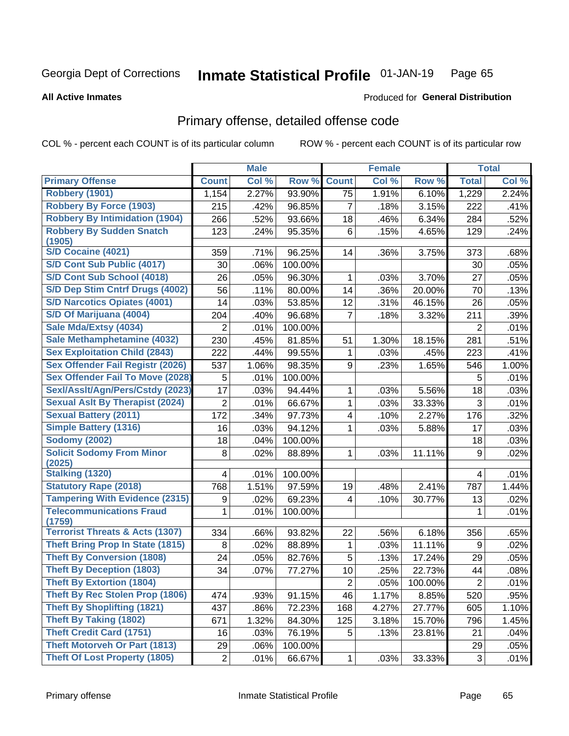Georgia Dept of Corrections **Inmate Statistical Profile** 01-JAN-19

**All Active Inmates**

Produced for **General Distribution**

## Primary offense, detailed offense code

COL % - percent each COUNT is of its particular column    ROW % - percent each COUNT is of its particular row

| | Male | | | Female | | | Total | |
|---|---|---|---|---|---|---|---|---|
| **Primary Offense** | **Count** | **Col %** | **Row %** | **Count** | **Col %** | **Row %** | **Total** | **Col %** |
| Robbery (1901) | 1,154 | 2.27% | 93.90% | 75 | 1.91% | 6.10% | 1,229 | 2.24% |
| Robbery By Force (1903) | 215 | .42% | 96.85% | 7 | .18% | 3.15% | 222 | .41% |
| Robbery By Intimidation (1904) | 266 | .52% | 93.66% | 18 | .46% | 6.34% | 284 | .52% |
| Robbery By Sudden Snatch (1905) | 123 | .24% | 95.35% | 6 | .15% | 4.65% | 129 | .24% |
| S/D Cocaine (4021) | 359 | .71% | 96.25% | 14 | .36% | 3.75% | 373 | .68% |
| S/D Cont Sub Public (4017) | 30 | .06% | 100.00% | | | | 30 | .05% |
| S/D Cont Sub School (4018) | 26 | .05% | 96.30% | 1 | .03% | 3.70% | 27 | .05% |
| S/D Dep Stim Cntrf Drugs (4002) | 56 | .11% | 80.00% | 14 | .36% | 20.00% | 70 | .13% |
| S/D Narcotics Opiates (4001) | 14 | .03% | 53.85% | 12 | .31% | 46.15% | 26 | .05% |
| S/D Of Marijuana (4004) | 204 | .40% | 96.68% | 7 | .18% | 3.32% | 211 | .39% |
| Sale Mda/Extsy (4034) | 2 | .01% | 100.00% | | | | 2 | .01% |
| Sale Methamphetamine (4032) | 230 | .45% | 81.85% | 51 | 1.30% | 18.15% | 281 | .51% |
| Sex Exploitation Child (2843) | 222 | .44% | 99.55% | 1 | .03% | .45% | 223 | .41% |
| Sex Offender Fail Registr (2026) | 537 | 1.06% | 98.35% | 9 | .23% | 1.65% | 546 | 1.00% |
| Sex Offender Fail To Move (2028) | 5 | .01% | 100.00% | | | | 5 | .01% |
| Sexl/Asslt/Agn/Pers/Cstdy (2023) | 17 | .03% | 94.44% | 1 | .03% | 5.56% | 18 | .03% |
| Sexual Aslt By Therapist (2024) | 2 | .01% | 66.67% | 1 | .03% | 33.33% | 3 | .01% |
| Sexual Battery (2011) | 172 | .34% | 97.73% | 4 | .10% | 2.27% | 176 | .32% |
| Simple Battery (1316) | 16 | .03% | 94.12% | 1 | .03% | 5.88% | 17 | .03% |
| Sodomy (2002) | 18 | .04% | 100.00% | | | | 18 | .03% |
| Solicit Sodomy From Minor (2025) | 8 | .02% | 88.89% | 1 | .03% | 11.11% | 9 | .02% |
| Stalking (1320) | 4 | .01% | 100.00% | | | | 4 | .01% |
| Statutory Rape (2018) | 768 | 1.51% | 97.59% | 19 | .48% | 2.41% | 787 | 1.44% |
| Tampering With Evidence (2315) | 9 | .02% | 69.23% | 4 | .10% | 30.77% | 13 | .02% |
| Telecommunications Fraud (1759) | 1 | .01% | 100.00% | | | | 1 | .01% |
| Terrorist Threats & Acts (1307) | 334 | .66% | 93.82% | 22 | .56% | 6.18% | 356 | .65% |
| Theft Bring Prop In State (1815) | 8 | .02% | 88.89% | 1 | .03% | 11.11% | 9 | .02% |
| Theft By Conversion (1808) | 24 | .05% | 82.76% | 5 | .13% | 17.24% | 29 | .05% |
| Theft By Deception (1803) | 34 | .07% | 77.27% | 10 | .25% | 22.73% | 44 | .08% |
| Theft By Extortion (1804) | | | | 2 | .05% | 100.00% | 2 | .01% |
| Theft By Rec Stolen Prop (1806) | 474 | .93% | 91.15% | 46 | 1.17% | 8.85% | 520 | .95% |
| Theft By Shoplifting (1821) | 437 | .86% | 72.23% | 168 | 4.27% | 27.77% | 605 | 1.10% |
| Theft By Taking (1802) | 671 | 1.32% | 84.30% | 125 | 3.18% | 15.70% | 796 | 1.45% |
| Theft Credit Card (1751) | 16 | .03% | 76.19% | 5 | .13% | 23.81% | 21 | .04% |
| Theft Motorveh Or Part (1813) | 29 | .06% | 100.00% | | | | 29 | .05% |
| Theft Of Lost Property (1805) | 2 | .01% | 66.67% | 1 | .03% | 33.33% | 3 | .01% |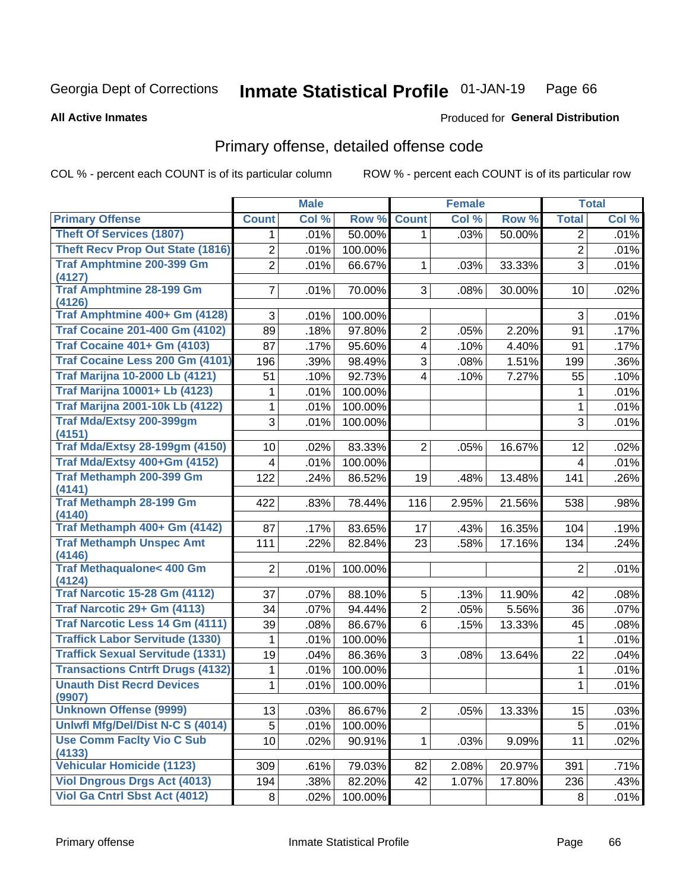Georgia Dept of Corrections **Inmate Statistical Profile** 01-JAN-19

**All Active Inmates**

Produced for **General Distribution**

## Primary offense, detailed offense code

COL % - percent each COUNT is of its particular column

ROW % - percent each COUNT is of its particular row

| | Male | | | Female | | | Total | |
|---|---|---|---|---|---|---|---|---|
| **Primary Offense** | **Count** | **Col %** | **Row %** | **Count** | **Col %** | **Row %** | **Total** | **Col %** |
| Theft Of Services (1807) | 1 | .01% | 50.00% | 1 | .03% | 50.00% | 2 | .01% |
| Theft Recv Prop Out State (1816) | 2 | .01% | 100.00% | | | | 2 | .01% |
| Traf Amphtmine 200-399 Gm (4127) | 2 | .01% | 66.67% | 1 | .03% | 33.33% | 3 | .01% |
| Traf Amphtmine 28-199 Gm (4126) | 7 | .01% | 70.00% | 3 | .08% | 30.00% | 10 | .02% |
| Traf Amphtmine 400+ Gm (4128) | 3 | .01% | 100.00% | | | | 3 | .01% |
| Traf Cocaine 201-400 Gm (4102) | 89 | .18% | 97.80% | 2 | .05% | 2.20% | 91 | .17% |
| Traf Cocaine 401+ Gm (4103) | 87 | .17% | 95.60% | 4 | .10% | 4.40% | 91 | .17% |
| Traf Cocaine Less 200 Gm (4101) | 196 | .39% | 98.49% | 3 | .08% | 1.51% | 199 | .36% |
| Traf Marijna 10-2000 Lb (4121) | 51 | .10% | 92.73% | 4 | .10% | 7.27% | 55 | .10% |
| Traf Marijna 10001+ Lb (4123) | 1 | .01% | 100.00% | | | | 1 | .01% |
| Traf Marijna 2001-10k Lb (4122) | 1 | .01% | 100.00% | | | | 1 | .01% |
| Traf Mda/Extsy 200-399gm (4151) | 3 | .01% | 100.00% | | | | 3 | .01% |
| Traf Mda/Extsy 28-199gm (4150) | 10 | .02% | 83.33% | 2 | .05% | 16.67% | 12 | .02% |
| Traf Mda/Extsy 400+Gm (4152) | 4 | .01% | 100.00% | | | | 4 | .01% |
| Traf Methamph 200-399 Gm (4141) | 122 | .24% | 86.52% | 19 | .48% | 13.48% | 141 | .26% |
| Traf Methamph 28-199 Gm (4140) | 422 | .83% | 78.44% | 116 | 2.95% | 21.56% | 538 | .98% |
| Traf Methamph 400+ Gm (4142) | 87 | .17% | 83.65% | 17 | .43% | 16.35% | 104 | .19% |
| Traf Methamph Unspec Amt (4146) | 111 | .22% | 82.84% | 23 | .58% | 17.16% | 134 | .24% |
| Traf Methaqualone< 400 Gm (4124) | 2 | .01% | 100.00% | | | | 2 | .01% |
| Traf Narcotic 15-28 Gm (4112) | 37 | .07% | 88.10% | 5 | .13% | 11.90% | 42 | .08% |
| Traf Narcotic 29+ Gm (4113) | 34 | .07% | 94.44% | 2 | .05% | 5.56% | 36 | .07% |
| Traf Narcotic Less 14 Gm (4111) | 39 | .08% | 86.67% | 6 | .15% | 13.33% | 45 | .08% |
| Traffick Labor Servitude (1330) | 1 | .01% | 100.00% | | | | 1 | .01% |
| Traffick Sexual Servitude (1331) | 19 | .04% | 86.36% | 3 | .08% | 13.64% | 22 | .04% |
| Transactions Cntrft Drugs (4132) | 1 | .01% | 100.00% | | | | 1 | .01% |
| Unauth Dist Recrd Devices (9907) | 1 | .01% | 100.00% | | | | 1 | .01% |
| Unknown Offense (9999) | 13 | .03% | 86.67% | 2 | .05% | 13.33% | 15 | .03% |
| Unlwfl Mfg/Del/Dist N-C S (4014) | 5 | .01% | 100.00% | | | | 5 | .01% |
| Use Comm Faclty Vio C Sub (4133) | 10 | .02% | 90.91% | 1 | .03% | 9.09% | 11 | .02% |
| Vehicular Homicide (1123) | 309 | .61% | 79.03% | 82 | 2.08% | 20.97% | 391 | .71% |
| Viol Dngrous Drgs Act (4013) | 194 | .38% | 82.20% | 42 | 1.07% | 17.80% | 236 | .43% |
| Viol Ga Cntrl Sbst Act (4012) | 8 | .02% | 100.00% | | | | 8 | .01% |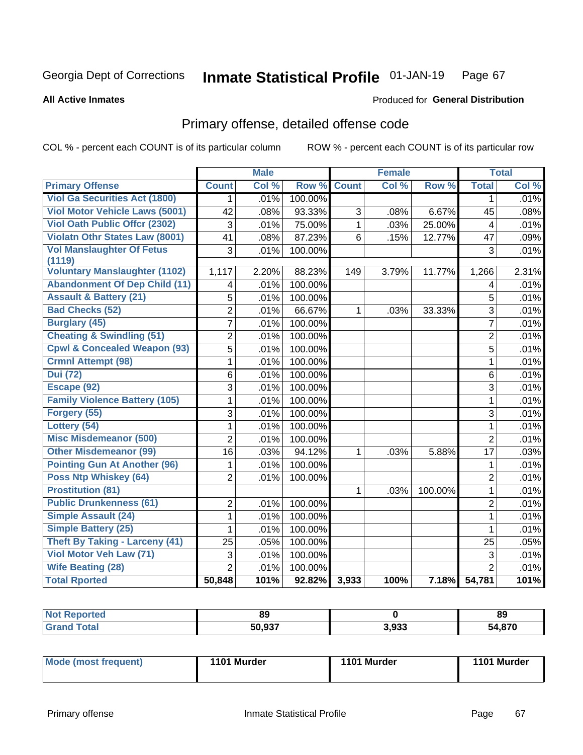Georgia Dept of Corrections **Inmate Statistical Profile** 01-JAN-19

**All Active Inmates**

Produced for **General Distribution**

## Primary offense, detailed offense code

COL % - percent each COUNT is of its particular column

ROW % - percent each COUNT is of its particular row

| | Male | | | Female | | | Total | |
|---|---|---|---|---|---|---|---|---|
| **Primary Offense** | **Count** | **Col %** | **Row %** | **Count** | **Col %** | **Row %** | **Total** | **Col %** |
| Viol Ga Securities Act (1800) | 1 | .01% | 100.00% | | | | 1 | .01% |
| Viol Motor Vehicle Laws (5001) | 42 | .08% | 93.33% | 3 | .08% | 6.67% | 45 | .08% |
| Viol Oath Public Offcr (2302) | 3 | .01% | 75.00% | 1 | .03% | 25.00% | 4 | .01% |
| Violatn Othr States Law (8001) | 41 | .08% | 87.23% | 6 | .15% | 12.77% | 47 | .09% |
| Vol Manslaughter Of Fetus (1119) | 3 | .01% | 100.00% | | | | 3 | .01% |
| Voluntary Manslaughter (1102) | 1,117 | 2.20% | 88.23% | 149 | 3.79% | 11.77% | 1,266 | 2.31% |
| Abandonment Of Dep Child (11) | 4 | .01% | 100.00% | | | | 4 | .01% |
| Assault & Battery (21) | 5 | .01% | 100.00% | | | | 5 | .01% |
| Bad Checks (52) | 2 | .01% | 66.67% | 1 | .03% | 33.33% | 3 | .01% |
| Burglary (45) | 7 | .01% | 100.00% | | | | 7 | .01% |
| Cheating & Swindling (51) | 2 | .01% | 100.00% | | | | 2 | .01% |
| Cpwl & Concealed Weapon (93) | 5 | .01% | 100.00% | | | | 5 | .01% |
| Crmnl Attempt (98) | 1 | .01% | 100.00% | | | | 1 | .01% |
| Dui (72) | 6 | .01% | 100.00% | | | | 6 | .01% |
| Escape (92) | 3 | .01% | 100.00% | | | | 3 | .01% |
| Family Violence Battery (105) | 1 | .01% | 100.00% | | | | 1 | .01% |
| Forgery (55) | 3 | .01% | 100.00% | | | | 3 | .01% |
| Lottery (54) | 1 | .01% | 100.00% | | | | 1 | .01% |
| Misc Misdemeanor (500) | 2 | .01% | 100.00% | | | | 2 | .01% |
| Other Misdemeanor (99) | 16 | .03% | 94.12% | 1 | .03% | 5.88% | 17 | .03% |
| Pointing Gun At Another (96) | 1 | .01% | 100.00% | | | | 1 | .01% |
| Poss Ntp Whiskey (64) | 2 | .01% | 100.00% | | | | 2 | .01% |
| Prostitution (81) | | | | 1 | .03% | 100.00% | 1 | .01% |
| Public Drunkenness (61) | 2 | .01% | 100.00% | | | | 2 | .01% |
| Simple Assault (24) | 1 | .01% | 100.00% | | | | 1 | .01% |
| Simple Battery (25) | 1 | .01% | 100.00% | | | | 1 | .01% |
| Theft By Taking - Larceny (41) | 25 | .05% | 100.00% | | | | 25 | .05% |
| Viol Motor Veh Law (71) | 3 | .01% | 100.00% | | | | 3 | .01% |
| Wife Beating (28) | 2 | .01% | 100.00% | | | | 2 | .01% |
| **Total Rported** | **50,848** | **101%** | **92.82%** | **3,933** | **100%** | **7.18%** | **54,781** | **101%** |

| | Male | Female | Total |
|---|---|---|---|
| Not Reported | 89 | 0 | 89 |
| Grand Total | 50,937 | 3,933 | 54,870 |

| | Male | Female | Total |
|---|---|---|---|
| Mode (most frequent) | 1101 Murder | 1101 Murder | 1101 Murder |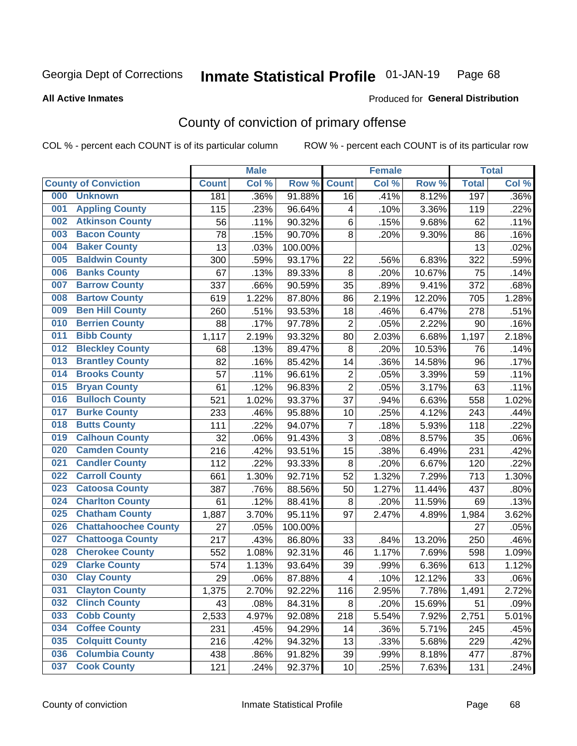Georgia Dept of Corrections **Inmate Statistical Profile** 01-JAN-19

**All Active Inmates**

Produced for **General Distribution**

## County of conviction of primary offense

COL % - percent each COUNT is of its particular column    ROW % - percent each COUNT is of its particular row

| County of Conviction | Male | | | Female | | | Total | |
|---|---|---|---|---|---|---|---|---|
| | Count | Col % | Row % | Count | Col % | Row % | Total | Col % |
| 000 Unknown | 181 | .36% | 91.88% | 16 | .41% | 8.12% | 197 | .36% |
| 001 Appling County | 115 | .23% | 96.64% | 4 | .10% | 3.36% | 119 | .22% |
| 002 Atkinson County | 56 | .11% | 90.32% | 6 | .15% | 9.68% | 62 | .11% |
| 003 Bacon County | 78 | .15% | 90.70% | 8 | .20% | 9.30% | 86 | .16% |
| 004 Baker County | 13 | .03% | 100.00% | | | | 13 | .02% |
| 005 Baldwin County | 300 | .59% | 93.17% | 22 | .56% | 6.83% | 322 | .59% |
| 006 Banks County | 67 | .13% | 89.33% | 8 | .20% | 10.67% | 75 | .14% |
| 007 Barrow County | 337 | .66% | 90.59% | 35 | .89% | 9.41% | 372 | .68% |
| 008 Bartow County | 619 | 1.22% | 87.80% | 86 | 2.19% | 12.20% | 705 | 1.28% |
| 009 Ben Hill County | 260 | .51% | 93.53% | 18 | .46% | 6.47% | 278 | .51% |
| 010 Berrien County | 88 | .17% | 97.78% | 2 | .05% | 2.22% | 90 | .16% |
| 011 Bibb County | 1,117 | 2.19% | 93.32% | 80 | 2.03% | 6.68% | 1,197 | 2.18% |
| 012 Bleckley County | 68 | .13% | 89.47% | 8 | .20% | 10.53% | 76 | .14% |
| 013 Brantley County | 82 | .16% | 85.42% | 14 | .36% | 14.58% | 96 | .17% |
| 014 Brooks County | 57 | .11% | 96.61% | 2 | .05% | 3.39% | 59 | .11% |
| 015 Bryan County | 61 | .12% | 96.83% | 2 | .05% | 3.17% | 63 | .11% |
| 016 Bulloch County | 521 | 1.02% | 93.37% | 37 | .94% | 6.63% | 558 | 1.02% |
| 017 Burke County | 233 | .46% | 95.88% | 10 | .25% | 4.12% | 243 | .44% |
| 018 Butts County | 111 | .22% | 94.07% | 7 | .18% | 5.93% | 118 | .22% |
| 019 Calhoun County | 32 | .06% | 91.43% | 3 | .08% | 8.57% | 35 | .06% |
| 020 Camden County | 216 | .42% | 93.51% | 15 | .38% | 6.49% | 231 | .42% |
| 021 Candler County | 112 | .22% | 93.33% | 8 | .20% | 6.67% | 120 | .22% |
| 022 Carroll County | 661 | 1.30% | 92.71% | 52 | 1.32% | 7.29% | 713 | 1.30% |
| 023 Catoosa County | 387 | .76% | 88.56% | 50 | 1.27% | 11.44% | 437 | .80% |
| 024 Charlton County | 61 | .12% | 88.41% | 8 | .20% | 11.59% | 69 | .13% |
| 025 Chatham County | 1,887 | 3.70% | 95.11% | 97 | 2.47% | 4.89% | 1,984 | 3.62% |
| 026 Chattahoochee County | 27 | .05% | 100.00% | | | | 27 | .05% |
| 027 Chattooga County | 217 | .43% | 86.80% | 33 | .84% | 13.20% | 250 | .46% |
| 028 Cherokee County | 552 | 1.08% | 92.31% | 46 | 1.17% | 7.69% | 598 | 1.09% |
| 029 Clarke County | 574 | 1.13% | 93.64% | 39 | .99% | 6.36% | 613 | 1.12% |
| 030 Clay County | 29 | .06% | 87.88% | 4 | .10% | 12.12% | 33 | .06% |
| 031 Clayton County | 1,375 | 2.70% | 92.22% | 116 | 2.95% | 7.78% | 1,491 | 2.72% |
| 032 Clinch County | 43 | .08% | 84.31% | 8 | .20% | 15.69% | 51 | .09% |
| 033 Cobb County | 2,533 | 4.97% | 92.08% | 218 | 5.54% | 7.92% | 2,751 | 5.01% |
| 034 Coffee County | 231 | .45% | 94.29% | 14 | .36% | 5.71% | 245 | .45% |
| 035 Colquitt County | 216 | .42% | 94.32% | 13 | .33% | 5.68% | 229 | .42% |
| 036 Columbia County | 438 | .86% | 91.82% | 39 | .99% | 8.18% | 477 | .87% |
| 037 Cook County | 121 | .24% | 92.37% | 10 | .25% | 7.63% | 131 | .24% |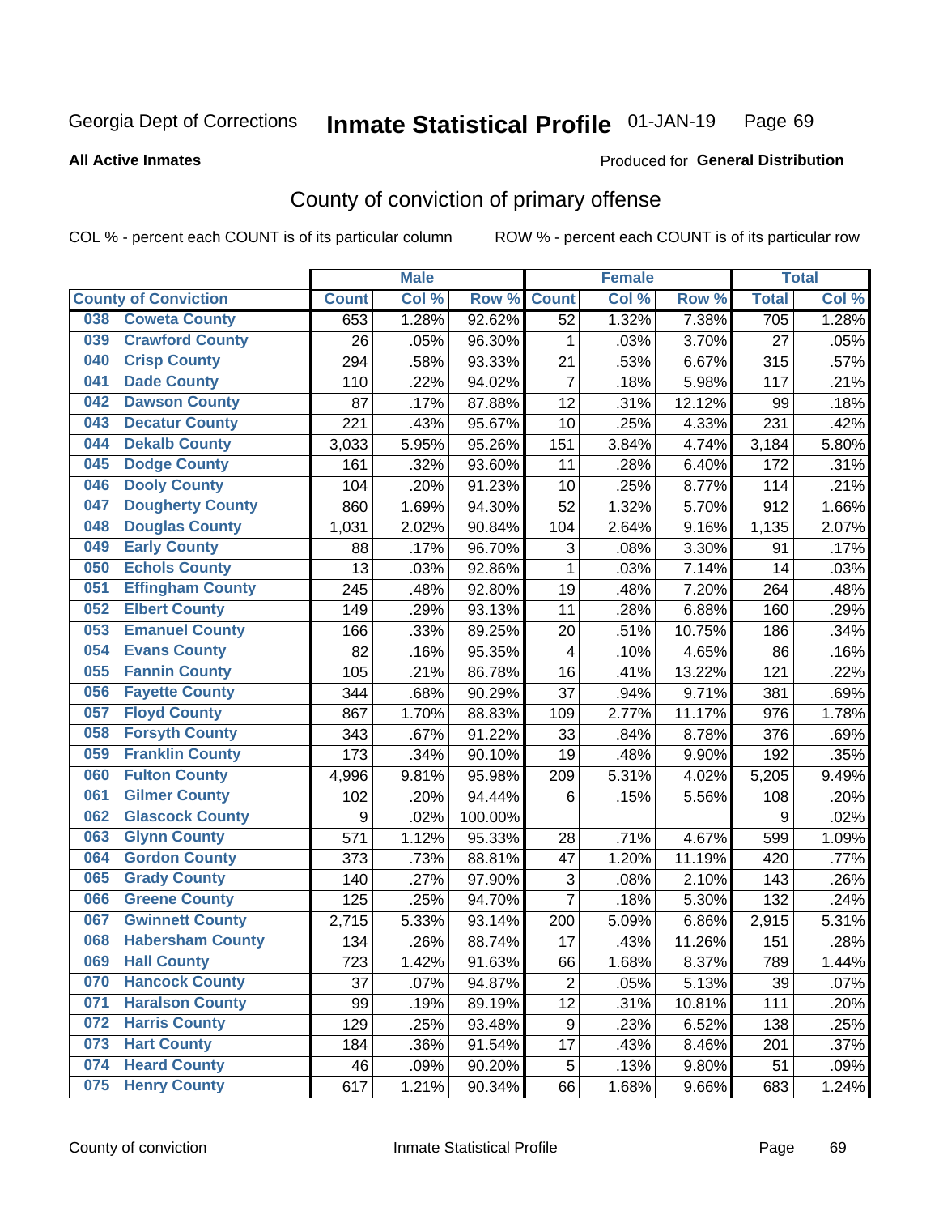Georgia Dept of Corrections **Inmate Statistical Profile** 01-JAN-19

**All Active Inmates**

Produced for **General Distribution**

## County of conviction of primary offense

COL % - percent each COUNT is of its particular column ROW % - percent each COUNT is of its particular row

| County of Conviction | Male | | | Female | | | Total | |
|---|---|---|---|---|---|---|---|---|
| | Count | Col % | Row % | Count | Col % | Row % | Total | Col % |
| 038 Coweta County | 653 | 1.28% | 92.62% | 52 | 1.32% | 7.38% | 705 | 1.28% |
| 039 Crawford County | 26 | .05% | 96.30% | 1 | .03% | 3.70% | 27 | .05% |
| 040 Crisp County | 294 | .58% | 93.33% | 21 | .53% | 6.67% | 315 | .57% |
| 041 Dade County | 110 | .22% | 94.02% | 7 | .18% | 5.98% | 117 | .21% |
| 042 Dawson County | 87 | .17% | 87.88% | 12 | .31% | 12.12% | 99 | .18% |
| 043 Decatur County | 221 | .43% | 95.67% | 10 | .25% | 4.33% | 231 | .42% |
| 044 Dekalb County | 3,033 | 5.95% | 95.26% | 151 | 3.84% | 4.74% | 3,184 | 5.80% |
| 045 Dodge County | 161 | .32% | 93.60% | 11 | .28% | 6.40% | 172 | .31% |
| 046 Dooly County | 104 | .20% | 91.23% | 10 | .25% | 8.77% | 114 | .21% |
| 047 Dougherty County | 860 | 1.69% | 94.30% | 52 | 1.32% | 5.70% | 912 | 1.66% |
| 048 Douglas County | 1,031 | 2.02% | 90.84% | 104 | 2.64% | 9.16% | 1,135 | 2.07% |
| 049 Early County | 88 | .17% | 96.70% | 3 | .08% | 3.30% | 91 | .17% |
| 050 Echols County | 13 | .03% | 92.86% | 1 | .03% | 7.14% | 14 | .03% |
| 051 Effingham County | 245 | .48% | 92.80% | 19 | .48% | 7.20% | 264 | .48% |
| 052 Elbert County | 149 | .29% | 93.13% | 11 | .28% | 6.88% | 160 | .29% |
| 053 Emanuel County | 166 | .33% | 89.25% | 20 | .51% | 10.75% | 186 | .34% |
| 054 Evans County | 82 | .16% | 95.35% | 4 | .10% | 4.65% | 86 | .16% |
| 055 Fannin County | 105 | .21% | 86.78% | 16 | .41% | 13.22% | 121 | .22% |
| 056 Fayette County | 344 | .68% | 90.29% | 37 | .94% | 9.71% | 381 | .69% |
| 057 Floyd County | 867 | 1.70% | 88.83% | 109 | 2.77% | 11.17% | 976 | 1.78% |
| 058 Forsyth County | 343 | .67% | 91.22% | 33 | .84% | 8.78% | 376 | .69% |
| 059 Franklin County | 173 | .34% | 90.10% | 19 | .48% | 9.90% | 192 | .35% |
| 060 Fulton County | 4,996 | 9.81% | 95.98% | 209 | 5.31% | 4.02% | 5,205 | 9.49% |
| 061 Gilmer County | 102 | .20% | 94.44% | 6 | .15% | 5.56% | 108 | .20% |
| 062 Glascock County | 9 | .02% | 100.00% | | | | 9 | .02% |
| 063 Glynn County | 571 | 1.12% | 95.33% | 28 | .71% | 4.67% | 599 | 1.09% |
| 064 Gordon County | 373 | .73% | 88.81% | 47 | 1.20% | 11.19% | 420 | .77% |
| 065 Grady County | 140 | .27% | 97.90% | 3 | .08% | 2.10% | 143 | .26% |
| 066 Greene County | 125 | .25% | 94.70% | 7 | .18% | 5.30% | 132 | .24% |
| 067 Gwinnett County | 2,715 | 5.33% | 93.14% | 200 | 5.09% | 6.86% | 2,915 | 5.31% |
| 068 Habersham County | 134 | .26% | 88.74% | 17 | .43% | 11.26% | 151 | .28% |
| 069 Hall County | 723 | 1.42% | 91.63% | 66 | 1.68% | 8.37% | 789 | 1.44% |
| 070 Hancock County | 37 | .07% | 94.87% | 2 | .05% | 5.13% | 39 | .07% |
| 071 Haralson County | 99 | .19% | 89.19% | 12 | .31% | 10.81% | 111 | .20% |
| 072 Harris County | 129 | .25% | 93.48% | 9 | .23% | 6.52% | 138 | .25% |
| 073 Hart County | 184 | .36% | 91.54% | 17 | .43% | 8.46% | 201 | .37% |
| 074 Heard County | 46 | .09% | 90.20% | 5 | .13% | 9.80% | 51 | .09% |
| 075 Henry County | 617 | 1.21% | 90.34% | 66 | 1.68% | 9.66% | 683 | 1.24% |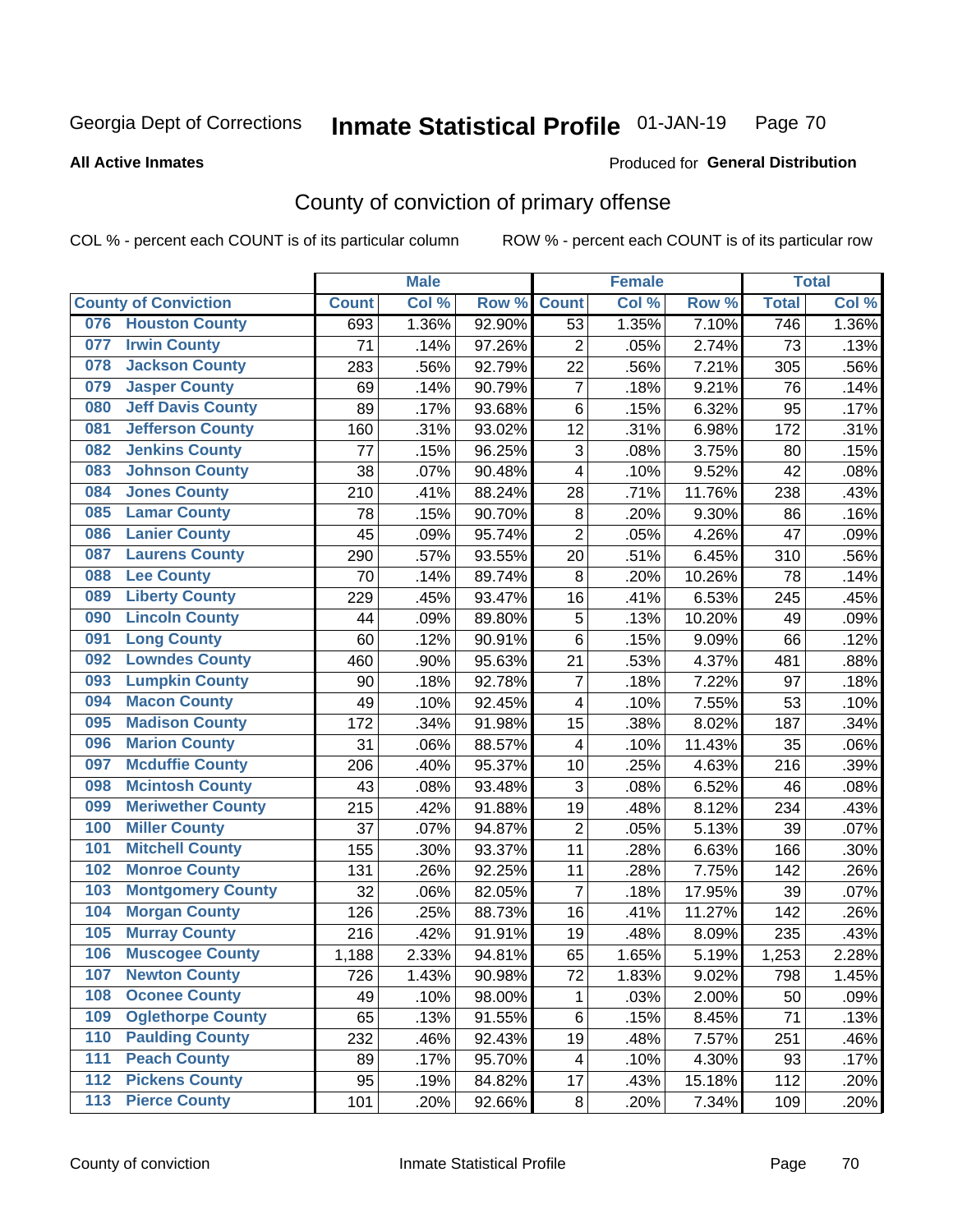Georgia Dept of Corrections **Inmate Statistical Profile** 01-JAN-19

**All Active Inmates** Produced for **General Distribution**

## County of conviction of primary offense

COL % - percent each COUNT is of its particular column ROW % - percent each COUNT is of its particular row

| County of Conviction | Male | | | Female | | | Total | |
|---|---|---|---|---|---|---|---|---|
| | Count | Col % | Row % | Count | Col % | Row % | Total | Col % |
| 076 Houston County | 693 | 1.36% | 92.90% | 53 | 1.35% | 7.10% | 746 | 1.36% |
| 077 Irwin County | 71 | .14% | 97.26% | 2 | .05% | 2.74% | 73 | .13% |
| 078 Jackson County | 283 | .56% | 92.79% | 22 | .56% | 7.21% | 305 | .56% |
| 079 Jasper County | 69 | .14% | 90.79% | 7 | .18% | 9.21% | 76 | .14% |
| 080 Jeff Davis County | 89 | .17% | 93.68% | 6 | .15% | 6.32% | 95 | .17% |
| 081 Jefferson County | 160 | .31% | 93.02% | 12 | .31% | 6.98% | 172 | .31% |
| 082 Jenkins County | 77 | .15% | 96.25% | 3 | .08% | 3.75% | 80 | .15% |
| 083 Johnson County | 38 | .07% | 90.48% | 4 | .10% | 9.52% | 42 | .08% |
| 084 Jones County | 210 | .41% | 88.24% | 28 | .71% | 11.76% | 238 | .43% |
| 085 Lamar County | 78 | .15% | 90.70% | 8 | .20% | 9.30% | 86 | .16% |
| 086 Lanier County | 45 | .09% | 95.74% | 2 | .05% | 4.26% | 47 | .09% |
| 087 Laurens County | 290 | .57% | 93.55% | 20 | .51% | 6.45% | 310 | .56% |
| 088 Lee County | 70 | .14% | 89.74% | 8 | .20% | 10.26% | 78 | .14% |
| 089 Liberty County | 229 | .45% | 93.47% | 16 | .41% | 6.53% | 245 | .45% |
| 090 Lincoln County | 44 | .09% | 89.80% | 5 | .13% | 10.20% | 49 | .09% |
| 091 Long County | 60 | .12% | 90.91% | 6 | .15% | 9.09% | 66 | .12% |
| 092 Lowndes County | 460 | .90% | 95.63% | 21 | .53% | 4.37% | 481 | .88% |
| 093 Lumpkin County | 90 | .18% | 92.78% | 7 | .18% | 7.22% | 97 | .18% |
| 094 Macon County | 49 | .10% | 92.45% | 4 | .10% | 7.55% | 53 | .10% |
| 095 Madison County | 172 | .34% | 91.98% | 15 | .38% | 8.02% | 187 | .34% |
| 096 Marion County | 31 | .06% | 88.57% | 4 | .10% | 11.43% | 35 | .06% |
| 097 Mcduffie County | 206 | .40% | 95.37% | 10 | .25% | 4.63% | 216 | .39% |
| 098 Mcintosh County | 43 | .08% | 93.48% | 3 | .08% | 6.52% | 46 | .08% |
| 099 Meriwether County | 215 | .42% | 91.88% | 19 | .48% | 8.12% | 234 | .43% |
| 100 Miller County | 37 | .07% | 94.87% | 2 | .05% | 5.13% | 39 | .07% |
| 101 Mitchell County | 155 | .30% | 93.37% | 11 | .28% | 6.63% | 166 | .30% |
| 102 Monroe County | 131 | .26% | 92.25% | 11 | .28% | 7.75% | 142 | .26% |
| 103 Montgomery County | 32 | .06% | 82.05% | 7 | .18% | 17.95% | 39 | .07% |
| 104 Morgan County | 126 | .25% | 88.73% | 16 | .41% | 11.27% | 142 | .26% |
| 105 Murray County | 216 | .42% | 91.91% | 19 | .48% | 8.09% | 235 | .43% |
| 106 Muscogee County | 1,188 | 2.33% | 94.81% | 65 | 1.65% | 5.19% | 1,253 | 2.28% |
| 107 Newton County | 726 | 1.43% | 90.98% | 72 | 1.83% | 9.02% | 798 | 1.45% |
| 108 Oconee County | 49 | .10% | 98.00% | 1 | .03% | 2.00% | 50 | .09% |
| 109 Oglethorpe County | 65 | .13% | 91.55% | 6 | .15% | 8.45% | 71 | .13% |
| 110 Paulding County | 232 | .46% | 92.43% | 19 | .48% | 7.57% | 251 | .46% |
| 111 Peach County | 89 | .17% | 95.70% | 4 | .10% | 4.30% | 93 | .17% |
| 112 Pickens County | 95 | .19% | 84.82% | 17 | .43% | 15.18% | 112 | .20% |
| 113 Pierce County | 101 | .20% | 92.66% | 8 | .20% | 7.34% | 109 | .20% |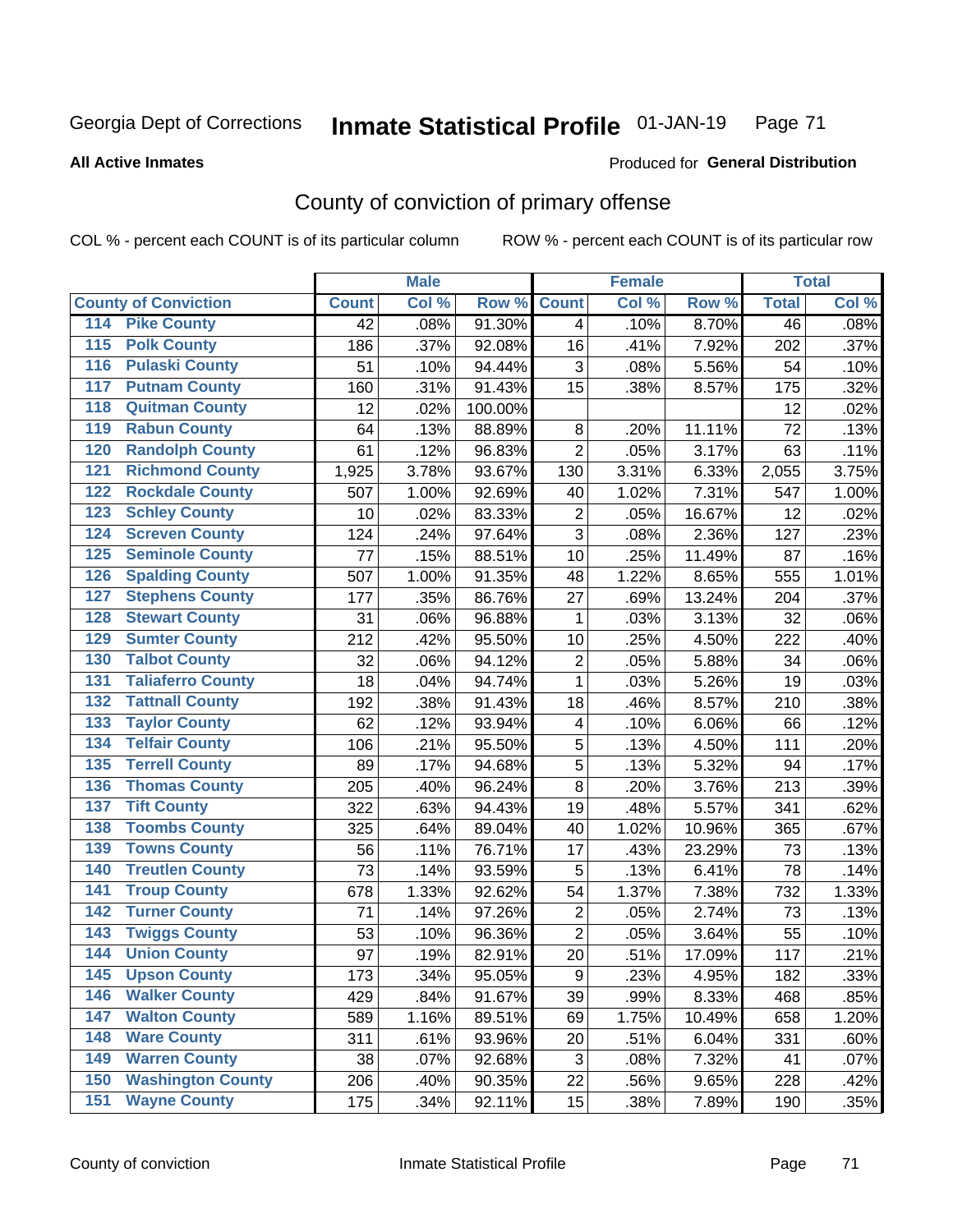Georgia Dept of Corrections **Inmate Statistical Profile** 01-JAN-19

**All Active Inmates**

Produced for **General Distribution**

## County of conviction of primary offense

COL % - percent each COUNT is of its particular column ROW % - percent each COUNT is of its particular row

| County of Conviction | Male | | | Female | | | Total | |
|---|---|---|---|---|---|---|---|---|
| | Count | Col % | Row % | Count | Col % | Row % | Total | Col % |
| 114 Pike County | 42 | .08% | 91.30% | 4 | .10% | 8.70% | 46 | .08% |
| 115 Polk County | 186 | .37% | 92.08% | 16 | .41% | 7.92% | 202 | .37% |
| 116 Pulaski County | 51 | .10% | 94.44% | 3 | .08% | 5.56% | 54 | .10% |
| 117 Putnam County | 160 | .31% | 91.43% | 15 | .38% | 8.57% | 175 | .32% |
| 118 Quitman County | 12 | .02% | 100.00% | | | | 12 | .02% |
| 119 Rabun County | 64 | .13% | 88.89% | 8 | .20% | 11.11% | 72 | .13% |
| 120 Randolph County | 61 | .12% | 96.83% | 2 | .05% | 3.17% | 63 | .11% |
| 121 Richmond County | 1,925 | 3.78% | 93.67% | 130 | 3.31% | 6.33% | 2,055 | 3.75% |
| 122 Rockdale County | 507 | 1.00% | 92.69% | 40 | 1.02% | 7.31% | 547 | 1.00% |
| 123 Schley County | 10 | .02% | 83.33% | 2 | .05% | 16.67% | 12 | .02% |
| 124 Screven County | 124 | .24% | 97.64% | 3 | .08% | 2.36% | 127 | .23% |
| 125 Seminole County | 77 | .15% | 88.51% | 10 | .25% | 11.49% | 87 | .16% |
| 126 Spalding County | 507 | 1.00% | 91.35% | 48 | 1.22% | 8.65% | 555 | 1.01% |
| 127 Stephens County | 177 | .35% | 86.76% | 27 | .69% | 13.24% | 204 | .37% |
| 128 Stewart County | 31 | .06% | 96.88% | 1 | .03% | 3.13% | 32 | .06% |
| 129 Sumter County | 212 | .42% | 95.50% | 10 | .25% | 4.50% | 222 | .40% |
| 130 Talbot County | 32 | .06% | 94.12% | 2 | .05% | 5.88% | 34 | .06% |
| 131 Taliaferro County | 18 | .04% | 94.74% | 1 | .03% | 5.26% | 19 | .03% |
| 132 Tattnall County | 192 | .38% | 91.43% | 18 | .46% | 8.57% | 210 | .38% |
| 133 Taylor County | 62 | .12% | 93.94% | 4 | .10% | 6.06% | 66 | .12% |
| 134 Telfair County | 106 | .21% | 95.50% | 5 | .13% | 4.50% | 111 | .20% |
| 135 Terrell County | 89 | .17% | 94.68% | 5 | .13% | 5.32% | 94 | .17% |
| 136 Thomas County | 205 | .40% | 96.24% | 8 | .20% | 3.76% | 213 | .39% |
| 137 Tift County | 322 | .63% | 94.43% | 19 | .48% | 5.57% | 341 | .62% |
| 138 Toombs County | 325 | .64% | 89.04% | 40 | 1.02% | 10.96% | 365 | .67% |
| 139 Towns County | 56 | .11% | 76.71% | 17 | .43% | 23.29% | 73 | .13% |
| 140 Treutlen County | 73 | .14% | 93.59% | 5 | .13% | 6.41% | 78 | .14% |
| 141 Troup County | 678 | 1.33% | 92.62% | 54 | 1.37% | 7.38% | 732 | 1.33% |
| 142 Turner County | 71 | .14% | 97.26% | 2 | .05% | 2.74% | 73 | .13% |
| 143 Twiggs County | 53 | .10% | 96.36% | 2 | .05% | 3.64% | 55 | .10% |
| 144 Union County | 97 | .19% | 82.91% | 20 | .51% | 17.09% | 117 | .21% |
| 145 Upson County | 173 | .34% | 95.05% | 9 | .23% | 4.95% | 182 | .33% |
| 146 Walker County | 429 | .84% | 91.67% | 39 | .99% | 8.33% | 468 | .85% |
| 147 Walton County | 589 | 1.16% | 89.51% | 69 | 1.75% | 10.49% | 658 | 1.20% |
| 148 Ware County | 311 | .61% | 93.96% | 20 | .51% | 6.04% | 331 | .60% |
| 149 Warren County | 38 | .07% | 92.68% | 3 | .08% | 7.32% | 41 | .07% |
| 150 Washington County | 206 | .40% | 90.35% | 22 | .56% | 9.65% | 228 | .42% |
| 151 Wayne County | 175 | .34% | 92.11% | 15 | .38% | 7.89% | 190 | .35% |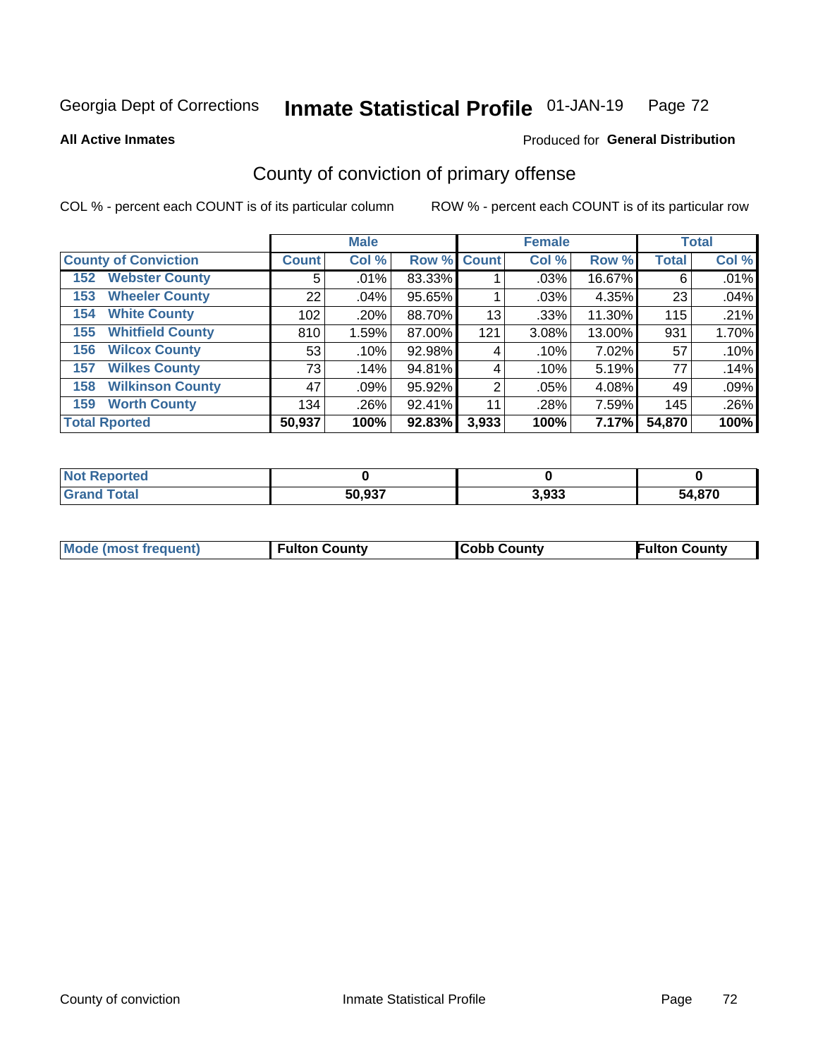Georgia Dept of Corrections **Inmate Statistical Profile** 01-JAN-19

**All Active Inmates**

Produced for **General Distribution**

## County of conviction of primary offense

COL % - percent each COUNT is of its particular column

ROW % - percent each COUNT is of its particular row

| | Male | | | Female | | | Total | |
|---|---|---|---|---|---|---|---|---|
| **County of Conviction** | **Count** | **Col %** | **Row %** | **Count** | **Col %** | **Row %** | **Total** | **Col %** |
| **152 Webster County** | 5 | .01% | 83.33% | 1 | .03% | 16.67% | 6 | .01% |
| **153 Wheeler County** | 22 | .04% | 95.65% | 1 | .03% | 4.35% | 23 | .04% |
| **154 White County** | 102 | .20% | 88.70% | 13 | .33% | 11.30% | 115 | .21% |
| **155 Whitfield County** | 810 | 1.59% | 87.00% | 121 | 3.08% | 13.00% | 931 | 1.70% |
| **156 Wilcox County** | 53 | .10% | 92.98% | 4 | .10% | 7.02% | 57 | .10% |
| **157 Wilkes County** | 73 | .14% | 94.81% | 4 | .10% | 5.19% | 77 | .14% |
| **158 Wilkinson County** | 47 | .09% | 95.92% | 2 | .05% | 4.08% | 49 | .09% |
| **159 Worth County** | 134 | .26% | 92.41% | 11 | .28% | 7.59% | 145 | .26% |
| **Total Rported** | **50,937** | **100%** | **92.83%** | **3,933** | **100%** | **7.17%** | **54,870** | **100%** |

| | Male | Female | Total |
|---|---|---|---|
| **Not Reported** | **0** | **0** | **0** |
| **Grand Total** | **50,937** | **3,933** | **54,870** |

| | | | |
|---|---|---|---|
| **Mode (most frequent)** | **Fulton County** | **Cobb County** | **Fulton County** |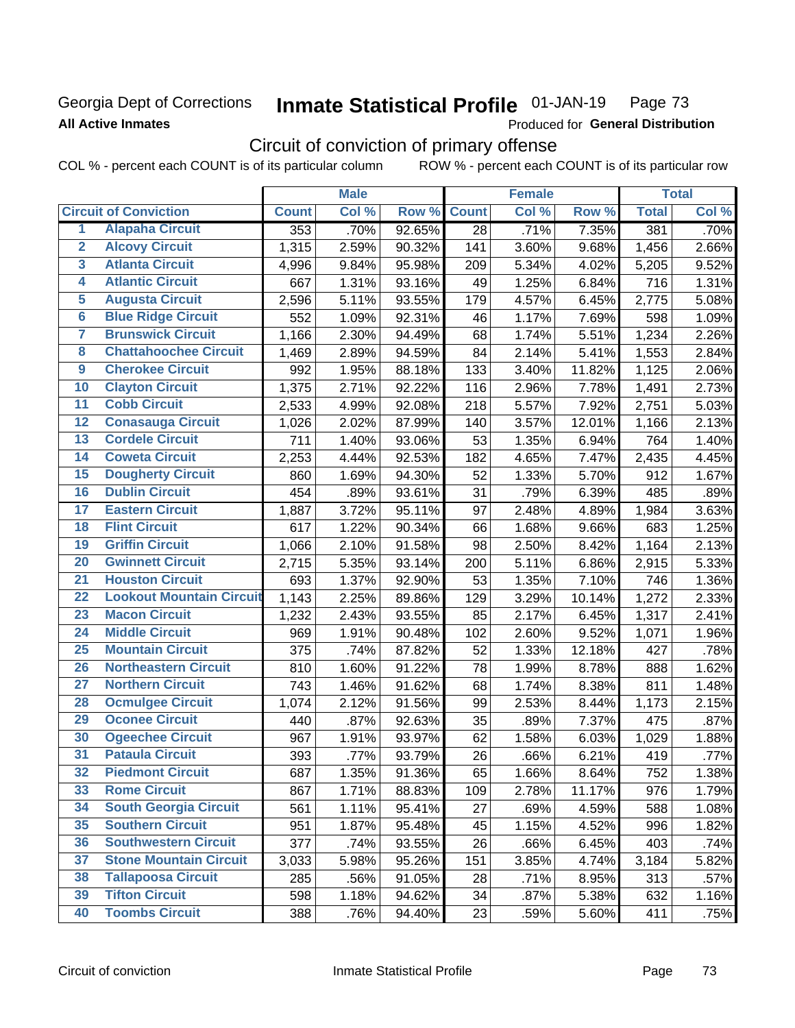Georgia Dept of Corrections
**All Active Inmates**

# Inmate Statistical Profile 01-JAN-19 Page 73

Produced for **General Distribution**

## Circuit of conviction of primary offense

COL % - percent each COUNT is of its particular column ROW % - percent each COUNT is of its particular row

| | Circuit of Conviction | Male | | | Female | | | Total | |
|---|---|---|---|---|---|---|---|---|---|
| | | Count | Col % | Row % | Count | Col % | Row % | Total | Col % |
| 1 | Alapaha Circuit | 353 | .70% | 92.65% | 28 | .71% | 7.35% | 381 | .70% |
| 2 | Alcovy Circuit | 1,315 | 2.59% | 90.32% | 141 | 3.60% | 9.68% | 1,456 | 2.66% |
| 3 | Atlanta Circuit | 4,996 | 9.84% | 95.98% | 209 | 5.34% | 4.02% | 5,205 | 9.52% |
| 4 | Atlantic Circuit | 667 | 1.31% | 93.16% | 49 | 1.25% | 6.84% | 716 | 1.31% |
| 5 | Augusta Circuit | 2,596 | 5.11% | 93.55% | 179 | 4.57% | 6.45% | 2,775 | 5.08% |
| 6 | Blue Ridge Circuit | 552 | 1.09% | 92.31% | 46 | 1.17% | 7.69% | 598 | 1.09% |
| 7 | Brunswick Circuit | 1,166 | 2.30% | 94.49% | 68 | 1.74% | 5.51% | 1,234 | 2.26% |
| 8 | Chattahoochee Circuit | 1,469 | 2.89% | 94.59% | 84 | 2.14% | 5.41% | 1,553 | 2.84% |
| 9 | Cherokee Circuit | 992 | 1.95% | 88.18% | 133 | 3.40% | 11.82% | 1,125 | 2.06% |
| 10 | Clayton Circuit | 1,375 | 2.71% | 92.22% | 116 | 2.96% | 7.78% | 1,491 | 2.73% |
| 11 | Cobb Circuit | 2,533 | 4.99% | 92.08% | 218 | 5.57% | 7.92% | 2,751 | 5.03% |
| 12 | Conasauga Circuit | 1,026 | 2.02% | 87.99% | 140 | 3.57% | 12.01% | 1,166 | 2.13% |
| 13 | Cordele Circuit | 711 | 1.40% | 93.06% | 53 | 1.35% | 6.94% | 764 | 1.40% |
| 14 | Coweta Circuit | 2,253 | 4.44% | 92.53% | 182 | 4.65% | 7.47% | 2,435 | 4.45% |
| 15 | Dougherty Circuit | 860 | 1.69% | 94.30% | 52 | 1.33% | 5.70% | 912 | 1.67% |
| 16 | Dublin Circuit | 454 | .89% | 93.61% | 31 | .79% | 6.39% | 485 | .89% |
| 17 | Eastern Circuit | 1,887 | 3.72% | 95.11% | 97 | 2.48% | 4.89% | 1,984 | 3.63% |
| 18 | Flint Circuit | 617 | 1.22% | 90.34% | 66 | 1.68% | 9.66% | 683 | 1.25% |
| 19 | Griffin Circuit | 1,066 | 2.10% | 91.58% | 98 | 2.50% | 8.42% | 1,164 | 2.13% |
| 20 | Gwinnett Circuit | 2,715 | 5.35% | 93.14% | 200 | 5.11% | 6.86% | 2,915 | 5.33% |
| 21 | Houston Circuit | 693 | 1.37% | 92.90% | 53 | 1.35% | 7.10% | 746 | 1.36% |
| 22 | Lookout Mountain Circuit | 1,143 | 2.25% | 89.86% | 129 | 3.29% | 10.14% | 1,272 | 2.33% |
| 23 | Macon Circuit | 1,232 | 2.43% | 93.55% | 85 | 2.17% | 6.45% | 1,317 | 2.41% |
| 24 | Middle Circuit | 969 | 1.91% | 90.48% | 102 | 2.60% | 9.52% | 1,071 | 1.96% |
| 25 | Mountain Circuit | 375 | .74% | 87.82% | 52 | 1.33% | 12.18% | 427 | .78% |
| 26 | Northeastern Circuit | 810 | 1.60% | 91.22% | 78 | 1.99% | 8.78% | 888 | 1.62% |
| 27 | Northern Circuit | 743 | 1.46% | 91.62% | 68 | 1.74% | 8.38% | 811 | 1.48% |
| 28 | Ocmulgee Circuit | 1,074 | 2.12% | 91.56% | 99 | 2.53% | 8.44% | 1,173 | 2.15% |
| 29 | Oconee Circuit | 440 | .87% | 92.63% | 35 | .89% | 7.37% | 475 | .87% |
| 30 | Ogeechee Circuit | 967 | 1.91% | 93.97% | 62 | 1.58% | 6.03% | 1,029 | 1.88% |
| 31 | Pataula Circuit | 393 | .77% | 93.79% | 26 | .66% | 6.21% | 419 | .77% |
| 32 | Piedmont Circuit | 687 | 1.35% | 91.36% | 65 | 1.66% | 8.64% | 752 | 1.38% |
| 33 | Rome Circuit | 867 | 1.71% | 88.83% | 109 | 2.78% | 11.17% | 976 | 1.79% |
| 34 | South Georgia Circuit | 561 | 1.11% | 95.41% | 27 | .69% | 4.59% | 588 | 1.08% |
| 35 | Southern Circuit | 951 | 1.87% | 95.48% | 45 | 1.15% | 4.52% | 996 | 1.82% |
| 36 | Southwestern Circuit | 377 | .74% | 93.55% | 26 | .66% | 6.45% | 403 | .74% |
| 37 | Stone Mountain Circuit | 3,033 | 5.98% | 95.26% | 151 | 3.85% | 4.74% | 3,184 | 5.82% |
| 38 | Tallapoosa Circuit | 285 | .56% | 91.05% | 28 | .71% | 8.95% | 313 | .57% |
| 39 | Tifton Circuit | 598 | 1.18% | 94.62% | 34 | .87% | 5.38% | 632 | 1.16% |
| 40 | Toombs Circuit | 388 | .76% | 94.40% | 23 | .59% | 5.60% | 411 | .75% |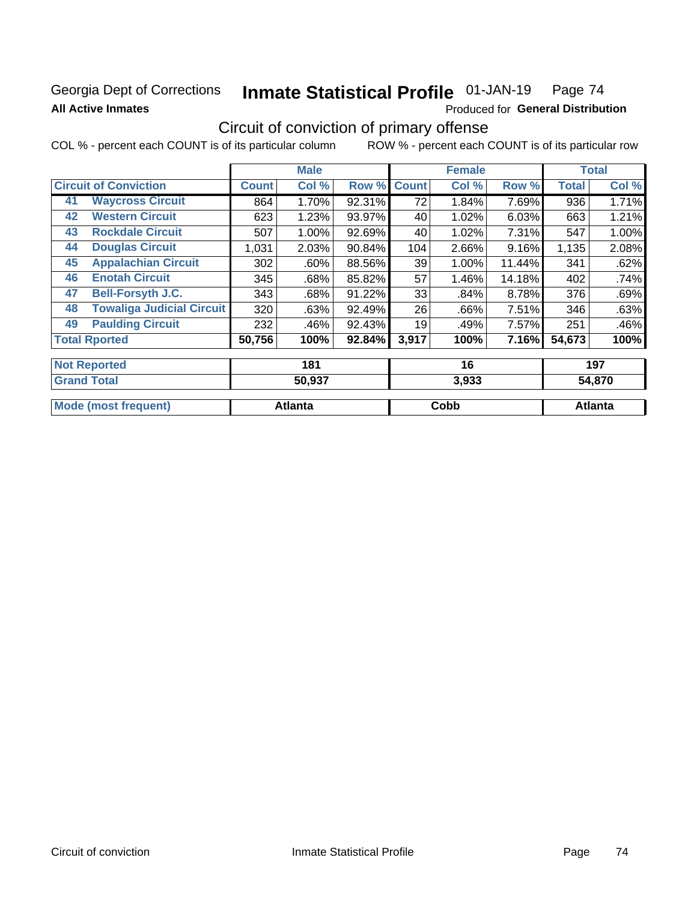Georgia Dept of Corrections **Inmate Statistical Profile** 01-JAN-19

**All Active Inmates** Produced for **General Distribution**

## Circuit of conviction of primary offense

COL % - percent each COUNT is of its particular column ROW % - percent each COUNT is of its particular row

| | | Male | | | Female | | | Total | |
|---|---|---|---|---|---|---|---|---|---|
| **Circuit of Conviction** | | **Count** | **Col %** | **Row %** | **Count** | **Col %** | **Row %** | **Total** | **Col %** |
| 41 | **Waycross Circuit** | 864 | 1.70% | 92.31% | 72 | 1.84% | 7.69% | 936 | 1.71% |
| 42 | **Western Circuit** | 623 | 1.23% | 93.97% | 40 | 1.02% | 6.03% | 663 | 1.21% |
| 43 | **Rockdale Circuit** | 507 | 1.00% | 92.69% | 40 | 1.02% | 7.31% | 547 | 1.00% |
| 44 | **Douglas Circuit** | 1,031 | 2.03% | 90.84% | 104 | 2.66% | 9.16% | 1,135 | 2.08% |
| 45 | **Appalachian Circuit** | 302 | .60% | 88.56% | 39 | 1.00% | 11.44% | 341 | .62% |
| 46 | **Enotah Circuit** | 345 | .68% | 85.82% | 57 | 1.46% | 14.18% | 402 | .74% |
| 47 | **Bell-Forsyth J.C.** | 343 | .68% | 91.22% | 33 | .84% | 8.78% | 376 | .69% |
| 48 | **Towaliga Judicial Circuit** | 320 | .63% | 92.49% | 26 | .66% | 7.51% | 346 | .63% |
| 49 | **Paulding Circuit** | 232 | .46% | 92.43% | 19 | .49% | 7.57% | 251 | .46% |
| **Total Rported** | | **50,756** | **100%** | **92.84%** | **3,917** | **100%** | **7.16%** | **54,673** | **100%** |

| | Male | Female | Total |
|---|---|---|---|
| **Not Reported** | **181** | **16** | **197** |
| **Grand Total** | **50,937** | **3,933** | **54,870** |
| **Mode (most frequent)** | **Atlanta** | **Cobb** | **Atlanta** |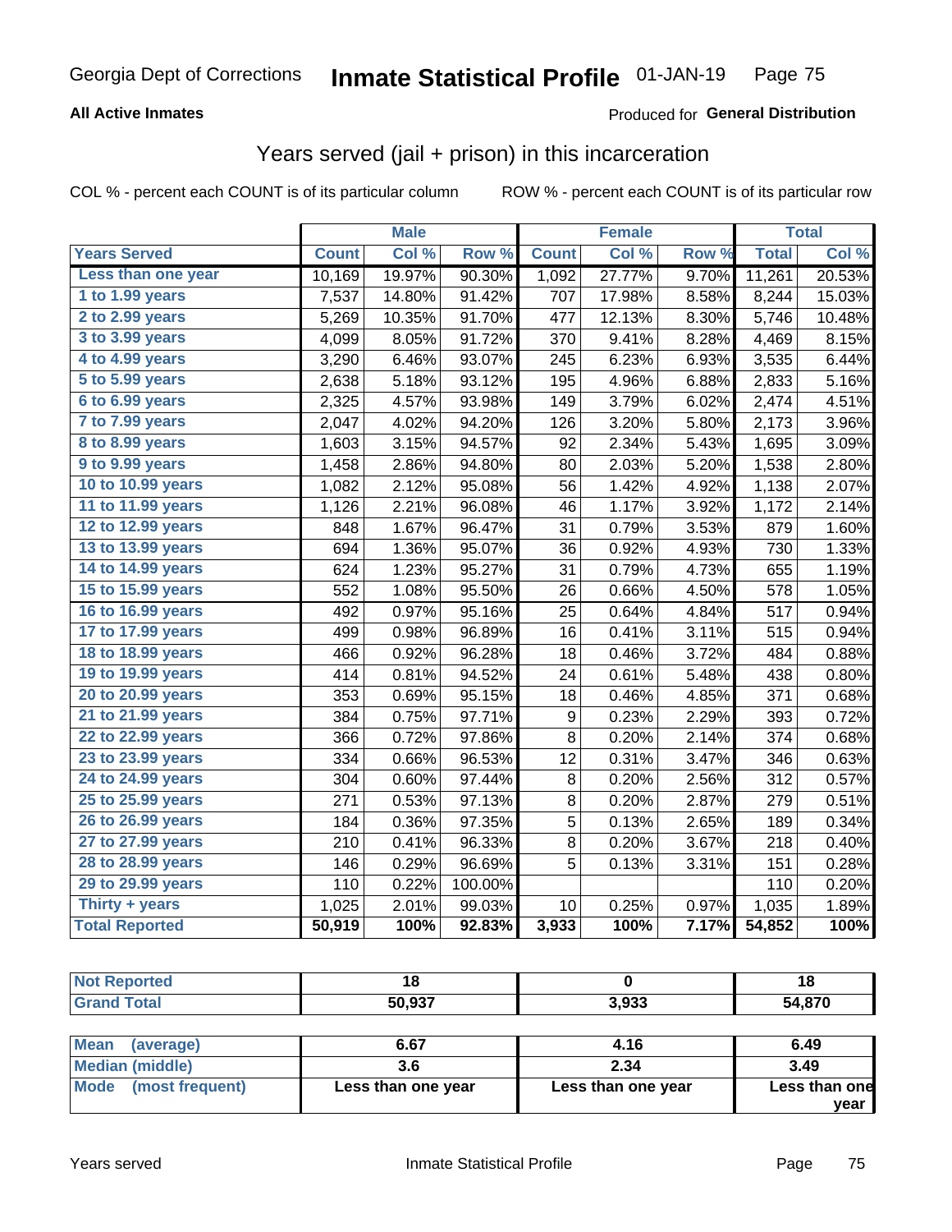# Georgia Dept of Corrections — Inmate Statistical Profile 01-JAN-19

**All Active Inmates**

Produced for **General Distribution**

## Years served (jail + prison) in this incarceration

COL % - percent each COUNT is of its particular column

ROW % - percent each COUNT is of its particular row

| | Male | | | Female | | | Total | |
|---|---|---|---|---|---|---|---|---|
| **Years Served** | **Count** | **Col %** | **Row %** | **Count** | **Col %** | **Row %** | **Total** | **Col %** |
| Less than one year | 10,169 | 19.97% | 90.30% | 1,092 | 27.77% | 9.70% | 11,261 | 20.53% |
| 1 to 1.99 years | 7,537 | 14.80% | 91.42% | 707 | 17.98% | 8.58% | 8,244 | 15.03% |
| 2 to 2.99 years | 5,269 | 10.35% | 91.70% | 477 | 12.13% | 8.30% | 5,746 | 10.48% |
| 3 to 3.99 years | 4,099 | 8.05% | 91.72% | 370 | 9.41% | 8.28% | 4,469 | 8.15% |
| 4 to 4.99 years | 3,290 | 6.46% | 93.07% | 245 | 6.23% | 6.93% | 3,535 | 6.44% |
| 5 to 5.99 years | 2,638 | 5.18% | 93.12% | 195 | 4.96% | 6.88% | 2,833 | 5.16% |
| 6 to 6.99 years | 2,325 | 4.57% | 93.98% | 149 | 3.79% | 6.02% | 2,474 | 4.51% |
| 7 to 7.99 years | 2,047 | 4.02% | 94.20% | 126 | 3.20% | 5.80% | 2,173 | 3.96% |
| 8 to 8.99 years | 1,603 | 3.15% | 94.57% | 92 | 2.34% | 5.43% | 1,695 | 3.09% |
| 9 to 9.99 years | 1,458 | 2.86% | 94.80% | 80 | 2.03% | 5.20% | 1,538 | 2.80% |
| 10 to 10.99 years | 1,082 | 2.12% | 95.08% | 56 | 1.42% | 4.92% | 1,138 | 2.07% |
| 11 to 11.99 years | 1,126 | 2.21% | 96.08% | 46 | 1.17% | 3.92% | 1,172 | 2.14% |
| 12 to 12.99 years | 848 | 1.67% | 96.47% | 31 | 0.79% | 3.53% | 879 | 1.60% |
| 13 to 13.99 years | 694 | 1.36% | 95.07% | 36 | 0.92% | 4.93% | 730 | 1.33% |
| 14 to 14.99 years | 624 | 1.23% | 95.27% | 31 | 0.79% | 4.73% | 655 | 1.19% |
| 15 to 15.99 years | 552 | 1.08% | 95.50% | 26 | 0.66% | 4.50% | 578 | 1.05% |
| 16 to 16.99 years | 492 | 0.97% | 95.16% | 25 | 0.64% | 4.84% | 517 | 0.94% |
| 17 to 17.99 years | 499 | 0.98% | 96.89% | 16 | 0.41% | 3.11% | 515 | 0.94% |
| 18 to 18.99 years | 466 | 0.92% | 96.28% | 18 | 0.46% | 3.72% | 484 | 0.88% |
| 19 to 19.99 years | 414 | 0.81% | 94.52% | 24 | 0.61% | 5.48% | 438 | 0.80% |
| 20 to 20.99 years | 353 | 0.69% | 95.15% | 18 | 0.46% | 4.85% | 371 | 0.68% |
| 21 to 21.99 years | 384 | 0.75% | 97.71% | 9 | 0.23% | 2.29% | 393 | 0.72% |
| 22 to 22.99 years | 366 | 0.72% | 97.86% | 8 | 0.20% | 2.14% | 374 | 0.68% |
| 23 to 23.99 years | 334 | 0.66% | 96.53% | 12 | 0.31% | 3.47% | 346 | 0.63% |
| 24 to 24.99 years | 304 | 0.60% | 97.44% | 8 | 0.20% | 2.56% | 312 | 0.57% |
| 25 to 25.99 years | 271 | 0.53% | 97.13% | 8 | 0.20% | 2.87% | 279 | 0.51% |
| 26 to 26.99 years | 184 | 0.36% | 97.35% | 5 | 0.13% | 2.65% | 189 | 0.34% |
| 27 to 27.99 years | 210 | 0.41% | 96.33% | 8 | 0.20% | 3.67% | 218 | 0.40% |
| 28 to 28.99 years | 146 | 0.29% | 96.69% | 5 | 0.13% | 3.31% | 151 | 0.28% |
| 29 to 29.99 years | 110 | 0.22% | 100.00% | | | | 110 | 0.20% |
| Thirty + years | 1,025 | 2.01% | 99.03% | 10 | 0.25% | 0.97% | 1,035 | 1.89% |
| **Total Reported** | **50,919** | **100%** | **92.83%** | **3,933** | **100%** | **7.17%** | **54,852** | **100%** |

| | Male | Female | Total |
|---|---|---|---|
| Not Reported | 18 | 0 | 18 |
| Grand Total | 50,937 | 3,933 | 54,870 |

| | Male | Female | Total |
|---|---|---|---|
| Mean (average) | 6.67 | 4.16 | 6.49 |
| Median (middle) | 3.6 | 2.34 | 3.49 |
| Mode (most frequent) | Less than one year | Less than one year | Less than one year |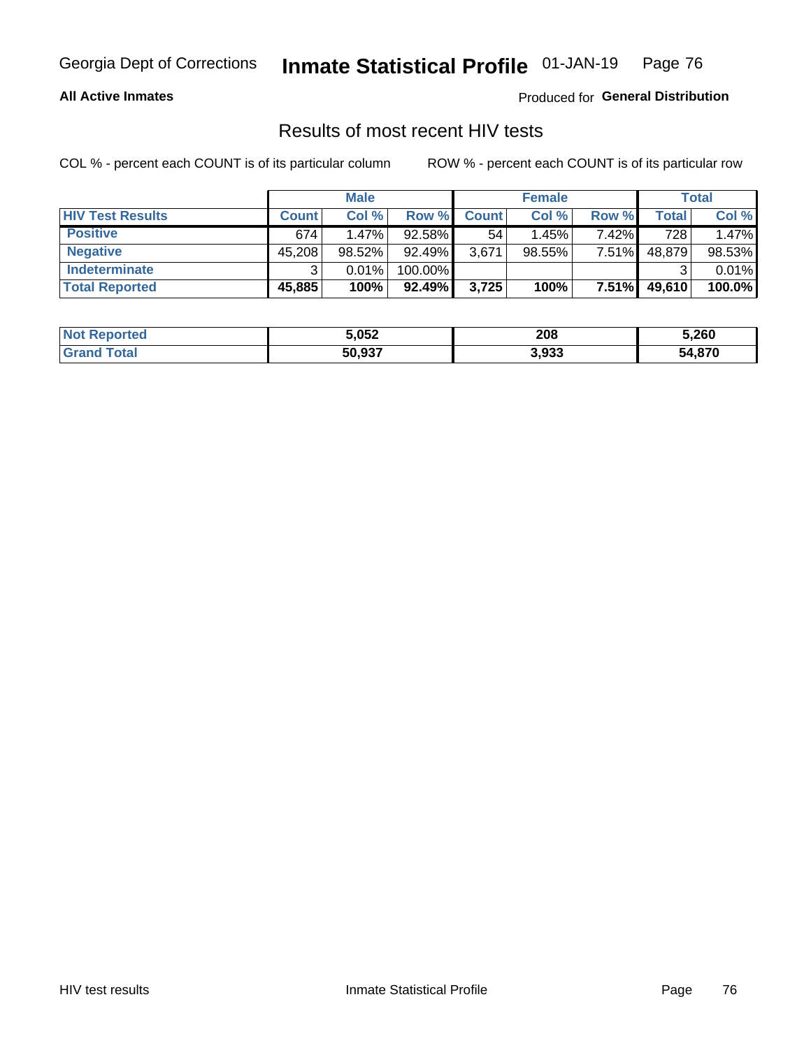Georgia Dept of Corrections **Inmate Statistical Profile** 01-JAN-19

**All Active Inmates** Produced for **General Distribution**

## Results of most recent HIV tests

COL % - percent each COUNT is of its particular column ROW % - percent each COUNT is of its particular row

| | Male | | | Female | | | Total | |
|---|---|---|---|---|---|---|---|---|
| **HIV Test Results** | **Count** | **Col %** | **Row %** | **Count** | **Col %** | **Row %** | **Total** | **Col %** |
| **Positive** | 674 | 1.47% | 92.58% | 54 | 1.45% | 7.42% | 728 | 1.47% |
| **Negative** | 45,208 | 98.52% | 92.49% | 3,671 | 98.55% | 7.51% | 48,879 | 98.53% |
| **Indeterminate** | 3 | 0.01% | 100.00% | | | | 3 | 0.01% |
| **Total Reported** | **45,885** | **100%** | **92.49%** | **3,725** | **100%** | **7.51%** | **49,610** | **100.0%** |

| | Male | Female | Total |
|---|---|---|---|
| **Not Reported** | **5,052** | **208** | **5,260** |
| **Grand Total** | **50,937** | **3,933** | **54,870** |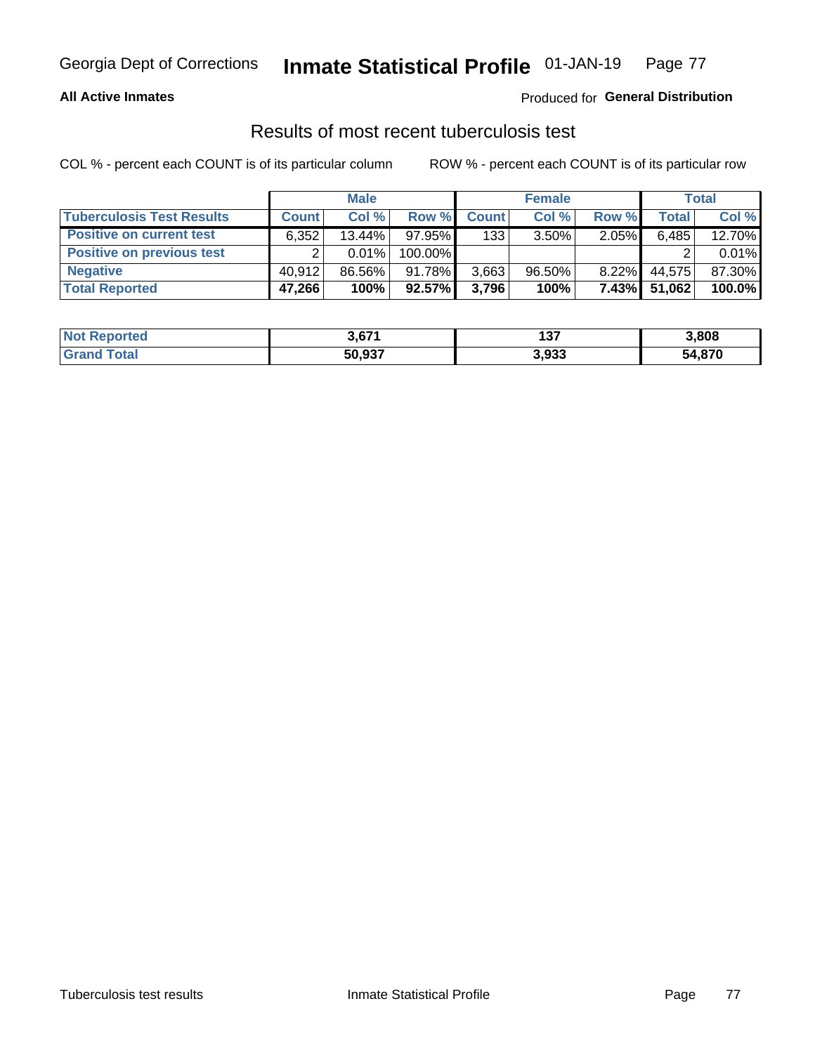# Inmate Statistical Profile

Georgia Dept of Corrections — 01-JAN-19

**All Active Inmates** — Produced for **General Distribution**

## Results of most recent tuberculosis test

COL % - percent each COUNT is of its particular column    ROW % - percent each COUNT is of its particular row

| | Male | | | Female | | | Total | |
|---|---|---|---|---|---|---|---|---|
| **Tuberculosis Test Results** | **Count** | **Col %** | **Row %** | **Count** | **Col %** | **Row %** | **Total** | **Col %** |
| **Positive on current test** | 6,352 | 13.44% | 97.95% | 133 | 3.50% | 2.05% | 6,485 | 12.70% |
| **Positive on previous test** | 2 | 0.01% | 100.00% | | | | 2 | 0.01% |
| **Negative** | 40,912 | 86.56% | 91.78% | 3,663 | 96.50% | 8.22% | 44,575 | 87.30% |
| **Total Reported** | **47,266** | **100%** | **92.57%** | **3,796** | **100%** | **7.43%** | **51,062** | **100.0%** |

| | Male | Female | Total |
|---|---|---|---|
| **Not Reported** | **3,671** | **137** | **3,808** |
| **Grand Total** | **50,937** | **3,933** | **54,870** |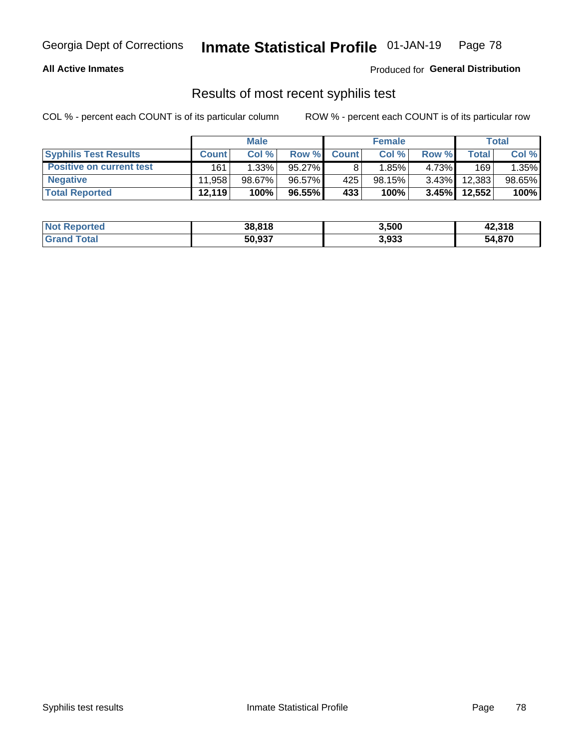**All Active Inmates**

Produced for **General Distribution**

## Results of most recent syphilis test

COL % - percent each COUNT is of its particular column

ROW % - percent each COUNT is of its particular row

| | Male | | | Female | | | Total | |
|---|---|---|---|---|---|---|---|---|
| **Syphilis Test Results** | **Count** | **Col %** | **Row %** | **Count** | **Col %** | **Row %** | **Total** | **Col %** |
| **Positive on current test** | 161 | 1.33% | 95.27% | 8 | 1.85% | 4.73% | 169 | 1.35% |
| **Negative** | 11,958 | 98.67% | 96.57% | 425 | 98.15% | 3.43% | 12,383 | 98.65% |
| **Total Reported** | **12,119** | **100%** | **96.55%** | **433** | **100%** | **3.45%** | **12,552** | **100%** |

| | Male | Female | Total |
|---|---|---|---|
| **Not Reported** | **38,818** | **3,500** | **42,318** |
| **Grand Total** | **50,937** | **3,933** | **54,870** |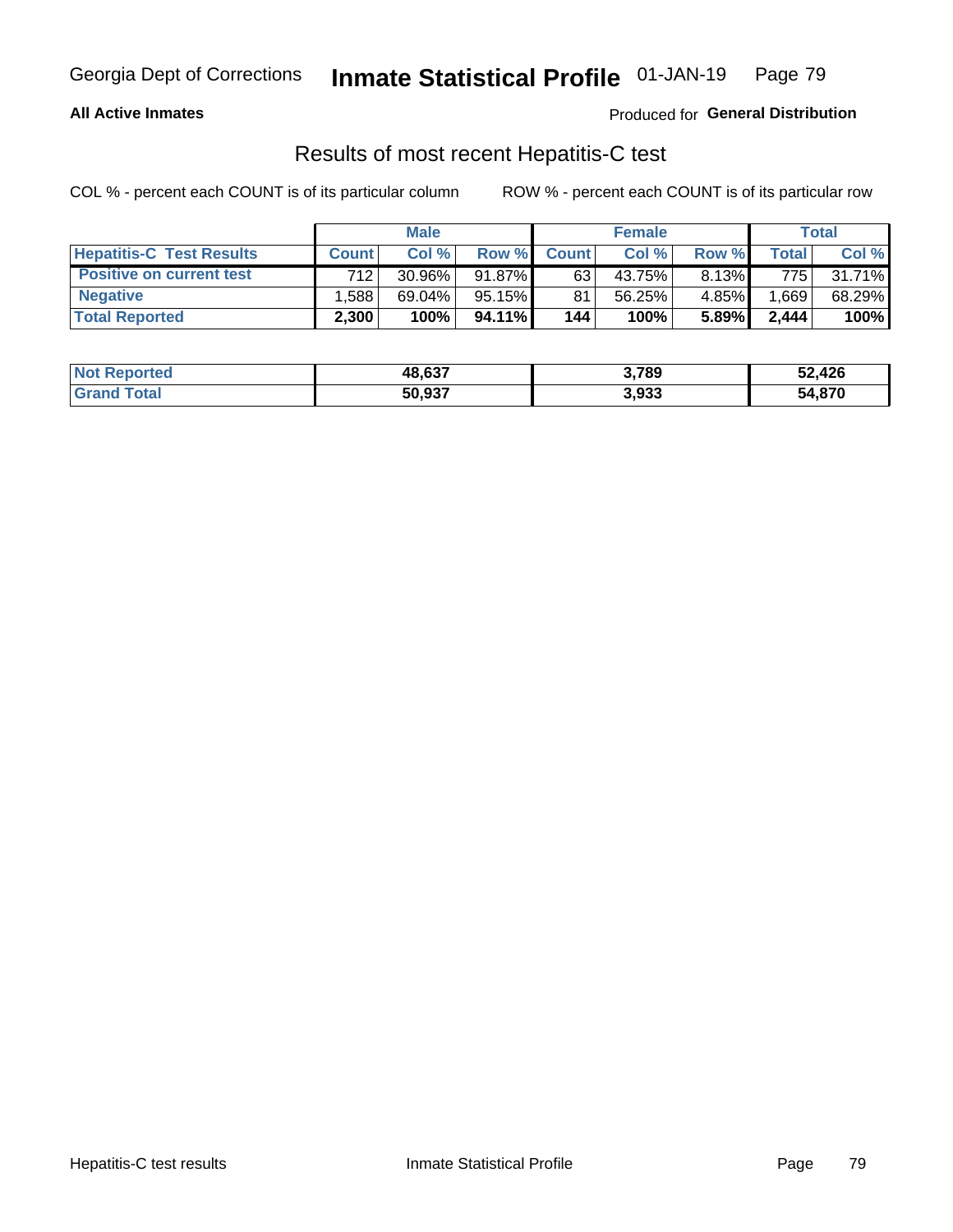## Results of most recent Hepatitis-C test

COL % - percent each COUNT is of its particular column

ROW % - percent each COUNT is of its particular row

| | Male | | | Female | | | Total | |
|---|---|---|---|---|---|---|---|---|
| Hepatitis-C Test Results | Count | Col % | Row % | Count | Col % | Row % | Total | Col % |
| Positive on current test | 712 | 30.96% | 91.87% | 63 | 43.75% | 8.13% | 775 | 31.71% |
| Negative | 1,588 | 69.04% | 95.15% | 81 | 56.25% | 4.85% | 1,669 | 68.29% |
| **Total Reported** | **2,300** | **100%** | **94.11%** | **144** | **100%** | **5.89%** | **2,444** | **100%** |

| | Male | Female | Total |
|---|---|---|---|
| Not Reported | **48,637** | **3,789** | **52,426** |
| Grand Total | **50,937** | **3,933** | **54,870** |